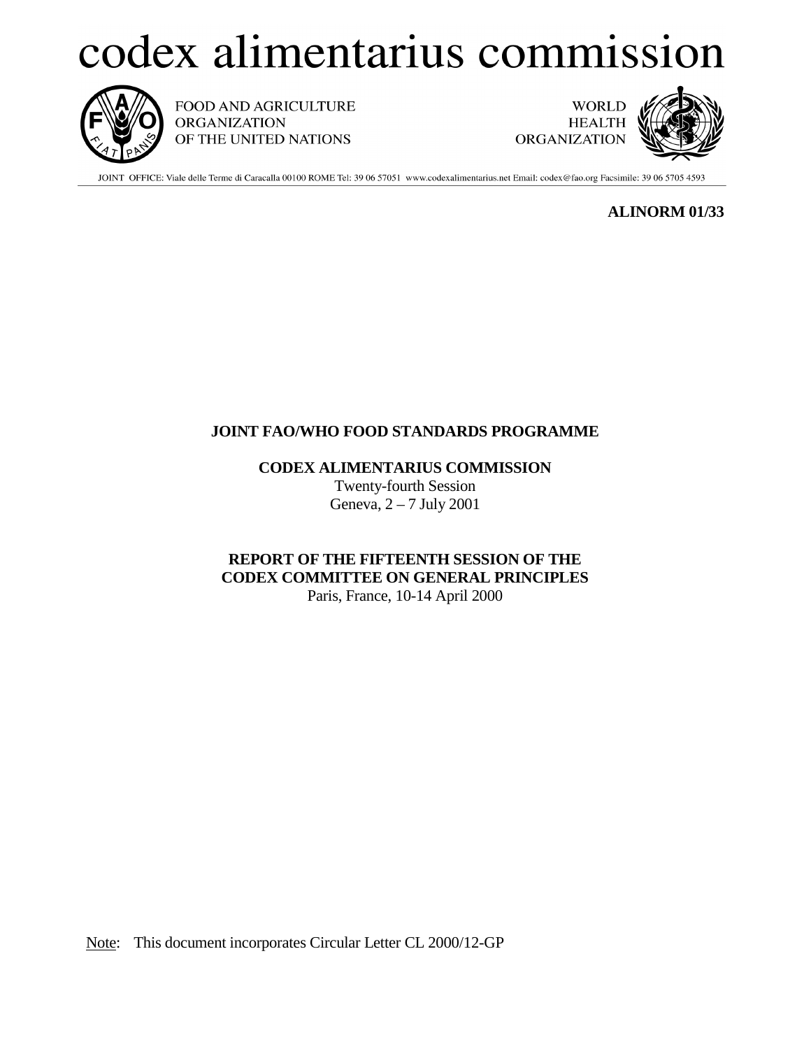# codex alimentarius commission

FOOD AND AGRICULTURE ORGANIZATION OF THE UNITED NATIONS

WORLD HEALTH ORGANIZATION

JOINT OFFICE: Viale delle Terme di Caracalla 00100 ROME Tel: 39 06 57051 www.codexalimentarius.net Email: codex@fao.org Facsimile: 39 06 5705 4593

**ALINORM 01/33**

**JOINT FAO/WHO FOOD STANDARDS PROGRAMME**

**CODEX ALIMENTARIUS COMMISSION**
Twenty-fourth Session
Geneva, 2 – 7 July 2001

**REPORT OF THE FIFTEENTH SESSION OF THE CODEX COMMITTEE ON GENERAL PRINCIPLES**
Paris, France, 10-14 April 2000

Note: This document incorporates Circular Letter CL 2000/12-GP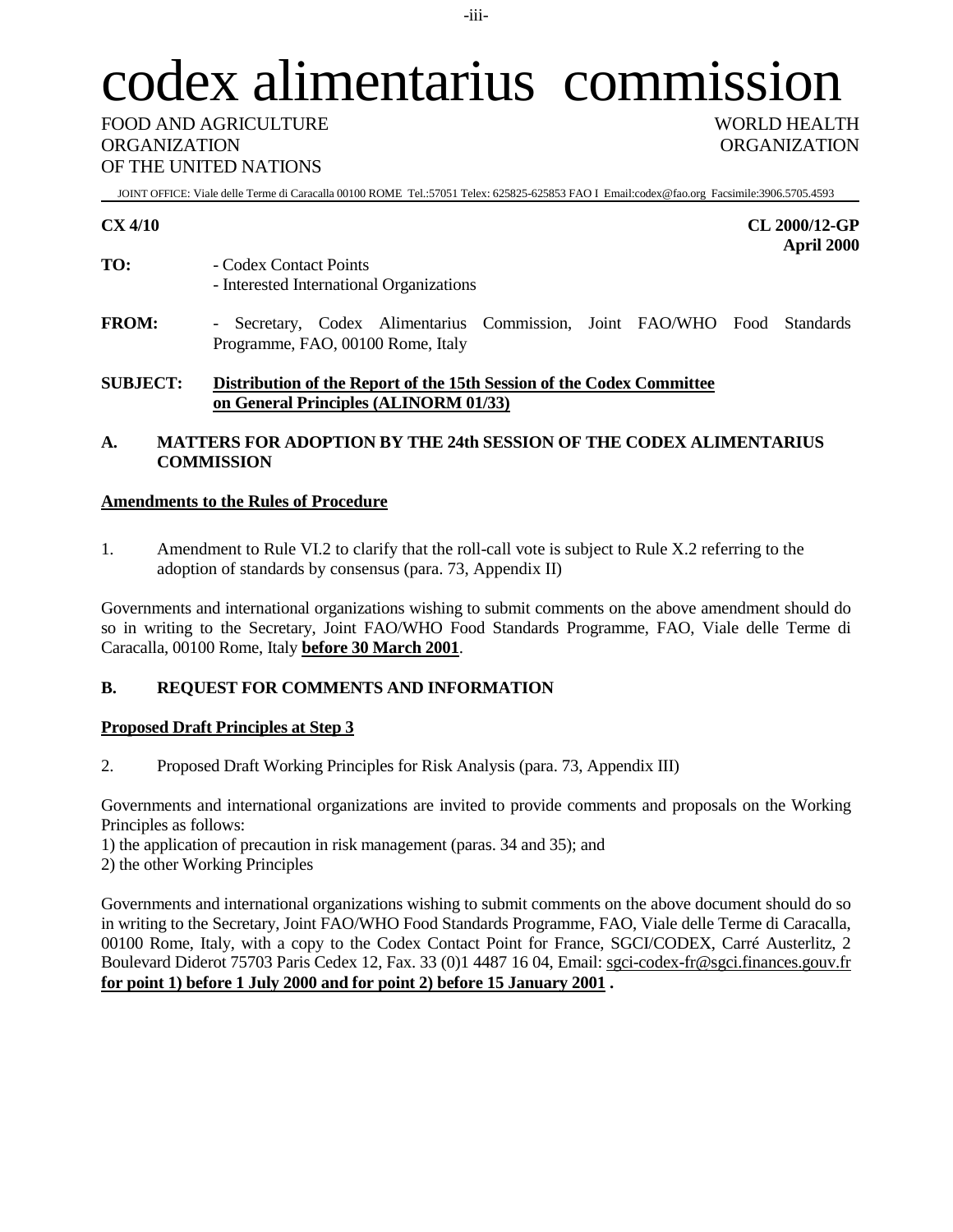# codex alimentarius commission

FOOD AND AGRICULTURE ORGANIZATION OF THE UNITED NATIONS

WORLD HEALTH ORGANIZATION

JOINT OFFICE: Viale delle Terme di Caracalla 00100 ROME Tel.:57051 Telex: 625825-625853 FAO I Email:codex@fao.org Facsimile:3906.5705.4593

**CX 4/10**

**CL 2000/12-GP**
**April 2000**

**TO:** - Codex Contact Points
- Interested International Organizations

**FROM:** - Secretary, Codex Alimentarius Commission, Joint FAO/WHO Food Standards Programme, FAO, 00100 Rome, Italy

**SUBJECT: Distribution of the Report of the 15th Session of the Codex Committee on General Principles (ALINORM 01/33)**

## A. MATTERS FOR ADOPTION BY THE 24th SESSION OF THE CODEX ALIMENTARIUS COMMISSION

**Amendments to the Rules of Procedure**

1. Amendment to Rule VI.2 to clarify that the roll-call vote is subject to Rule X.2 referring to the adoption of standards by consensus (para. 73, Appendix II)

Governments and international organizations wishing to submit comments on the above amendment should do so in writing to the Secretary, Joint FAO/WHO Food Standards Programme, FAO, Viale delle Terme di Caracalla, 00100 Rome, Italy **before 30 March 2001**.

## B. REQUEST FOR COMMENTS AND INFORMATION

**Proposed Draft Principles at Step 3**

2. Proposed Draft Working Principles for Risk Analysis (para. 73, Appendix III)

Governments and international organizations are invited to provide comments and proposals on the Working Principles as follows:
1) the application of precaution in risk management (paras. 34 and 35); and
2) the other Working Principles

Governments and international organizations wishing to submit comments on the above document should do so in writing to the Secretary, Joint FAO/WHO Food Standards Programme, FAO, Viale delle Terme di Caracalla, 00100 Rome, Italy, with a copy to the Codex Contact Point for France, SGCI/CODEX, Carré Austerlitz, 2 Boulevard Diderot 75703 Paris Cedex 12, Fax. 33 (0)1 4487 16 04, Email: sgci-codex-fr@sgci.finances.gouv.fr **for point 1) before 1 July 2000 and for point 2) before 15 January 2001** .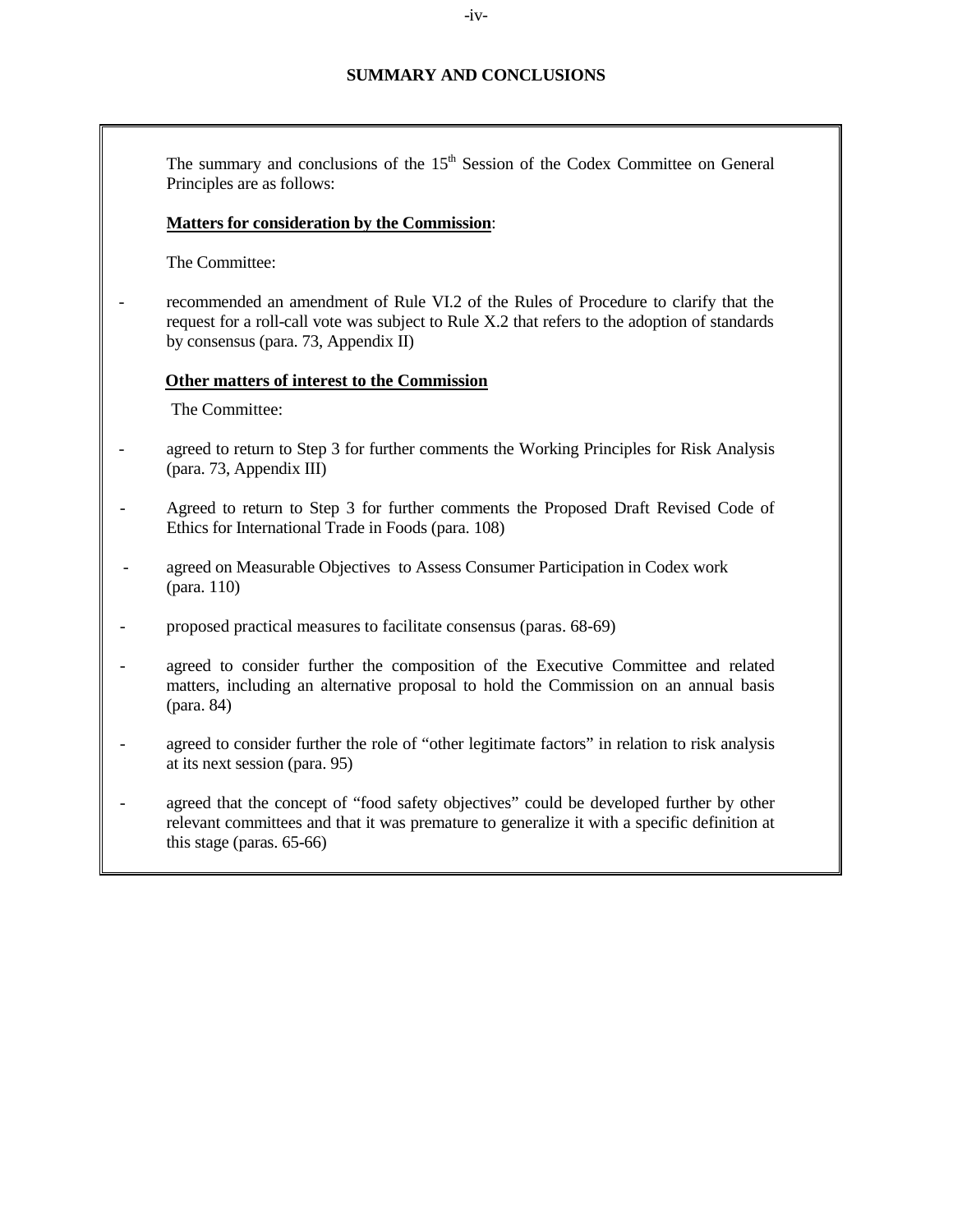## SUMMARY AND CONCLUSIONS

The summary and conclusions of the 15th Session of the Codex Committee on General Principles are as follows:

**Matters for consideration by the Commission:**

The Committee:

- recommended an amendment of Rule VI.2 of the Rules of Procedure to clarify that the request for a roll-call vote was subject to Rule X.2 that refers to the adoption of standards by consensus (para. 73, Appendix II)

**Other matters of interest to the Commission**

The Committee:

- agreed to return to Step 3 for further comments the Working Principles for Risk Analysis (para. 73, Appendix III)
- Agreed to return to Step 3 for further comments the Proposed Draft Revised Code of Ethics for International Trade in Foods (para. 108)
- agreed on Measurable Objectives to Assess Consumer Participation in Codex work (para. 110)
- proposed practical measures to facilitate consensus (paras. 68-69)
- agreed to consider further the composition of the Executive Committee and related matters, including an alternative proposal to hold the Commission on an annual basis (para. 84)
- agreed to consider further the role of "other legitimate factors" in relation to risk analysis at its next session (para. 95)
- agreed that the concept of "food safety objectives" could be developed further by other relevant committees and that it was premature to generalize it with a specific definition at this stage (paras. 65-66)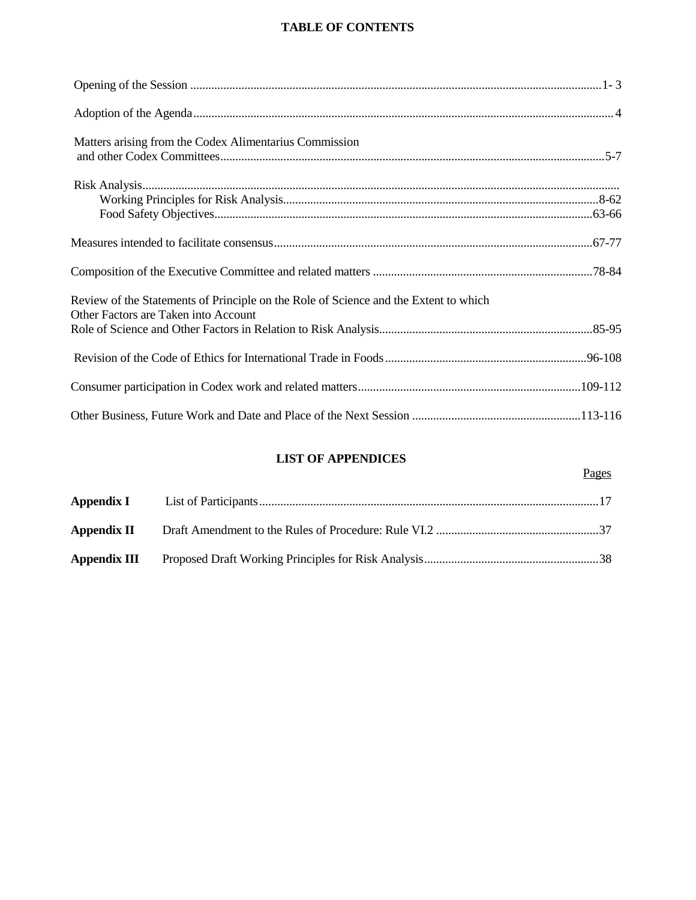## TABLE OF CONTENTS

| | |
|---|---|
| Opening of the Session | 1- 3 |
| Adoption of the Agenda | 4 |
| Matters arising from the Codex Alimentarius Commission and other Codex Committees | 5-7 |
| Risk Analysis | |
| Working Principles for Risk Analysis | 8-62 |
| Food Safety Objectives | 63-66 |
| Measures intended to facilitate consensus | 67-77 |
| Composition of the Executive Committee and related matters | 78-84 |
| Review of the Statements of Principle on the Role of Science and the Extent to which Other Factors are Taken into Account | |
| Role of Science and Other Factors in Relation to Risk Analysis | 85-95 |
| Revision of the Code of Ethics for International Trade in Foods | 96-108 |
| Consumer participation in Codex work and related matters | 109-112 |
| Other Business, Future Work and Date and Place of the Next Session | 113-116 |

## LIST OF APPENDICES

| | | Pages |
|---|---|---|
| **Appendix I** | List of Participants | 17 |
| **Appendix II** | Draft Amendment to the Rules of Procedure: Rule VI.2 | 37 |
| **Appendix III** | Proposed Draft Working Principles for Risk Analysis | 38 |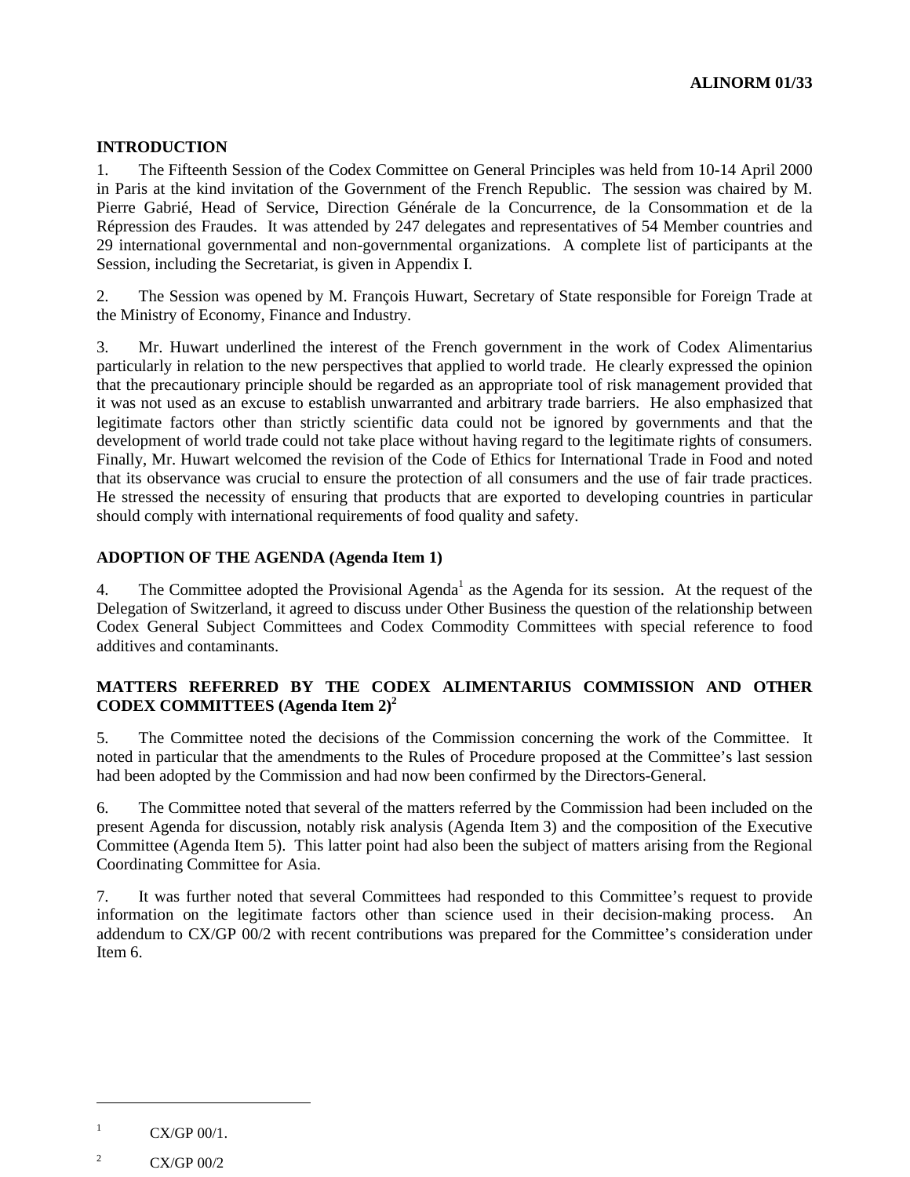## INTRODUCTION

1. The Fifteenth Session of the Codex Committee on General Principles was held from 10-14 April 2000 in Paris at the kind invitation of the Government of the French Republic. The session was chaired by M. Pierre Gabrié, Head of Service, Direction Générale de la Concurrence, de la Consommation et de la Répression des Fraudes. It was attended by 247 delegates and representatives of 54 Member countries and 29 international governmental and non-governmental organizations. A complete list of participants at the Session, including the Secretariat, is given in Appendix I.

2. The Session was opened by M. François Huwart, Secretary of State responsible for Foreign Trade at the Ministry of Economy, Finance and Industry.

3. Mr. Huwart underlined the interest of the French government in the work of Codex Alimentarius particularly in relation to the new perspectives that applied to world trade. He clearly expressed the opinion that the precautionary principle should be regarded as an appropriate tool of risk management provided that it was not used as an excuse to establish unwarranted and arbitrary trade barriers. He also emphasized that legitimate factors other than strictly scientific data could not be ignored by governments and that the development of world trade could not take place without having regard to the legitimate rights of consumers. Finally, Mr. Huwart welcomed the revision of the Code of Ethics for International Trade in Food and noted that its observance was crucial to ensure the protection of all consumers and the use of fair trade practices. He stressed the necessity of ensuring that products that are exported to developing countries in particular should comply with international requirements of food quality and safety.

## ADOPTION OF THE AGENDA (Agenda Item 1)

4. The Committee adopted the Provisional Agenda[1] as the Agenda for its session. At the request of the Delegation of Switzerland, it agreed to discuss under Other Business the question of the relationship between Codex General Subject Committees and Codex Commodity Committees with special reference to food additives and contaminants.

## MATTERS REFERRED BY THE CODEX ALIMENTARIUS COMMISSION AND OTHER CODEX COMMITTEES (Agenda Item 2)[2]

5. The Committee noted the decisions of the Commission concerning the work of the Committee. It noted in particular that the amendments to the Rules of Procedure proposed at the Committee's last session had been adopted by the Commission and had now been confirmed by the Directors-General.

6. The Committee noted that several of the matters referred by the Commission had been included on the present Agenda for discussion, notably risk analysis (Agenda Item 3) and the composition of the Executive Committee (Agenda Item 5). This latter point had also been the subject of matters arising from the Regional Coordinating Committee for Asia.

7. It was further noted that several Committees had responded to this Committee's request to provide information on the legitimate factors other than science used in their decision-making process. An addendum to CX/GP 00/2 with recent contributions was prepared for the Committee's consideration under Item 6.

---

[1] CX/GP 00/1.

[2] CX/GP 00/2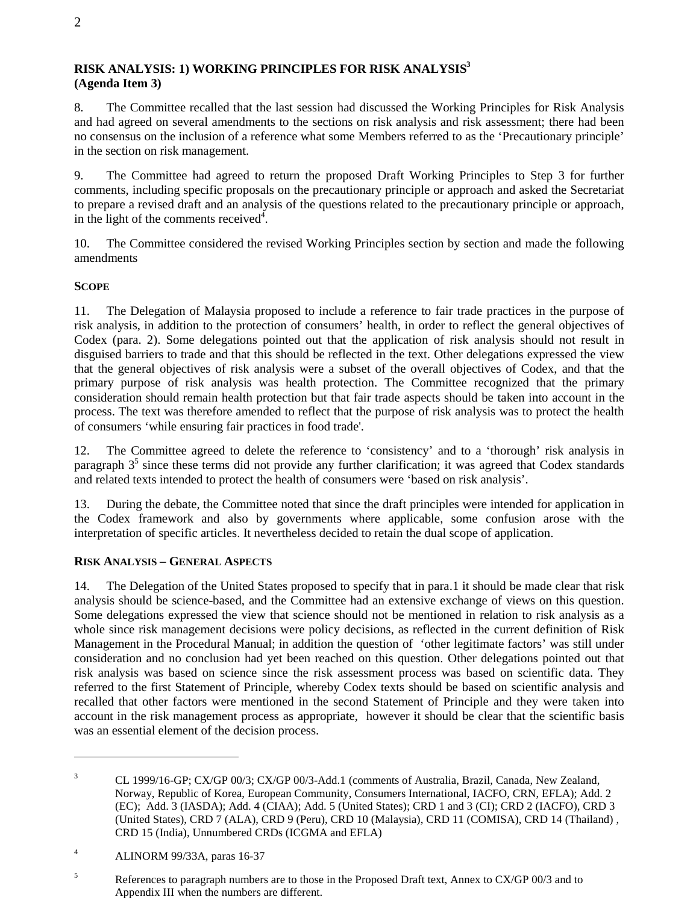## RISK ANALYSIS: 1) WORKING PRINCIPLES FOR RISK ANALYSIS[3] (Agenda Item 3)

8. The Committee recalled that the last session had discussed the Working Principles for Risk Analysis and had agreed on several amendments to the sections on risk analysis and risk assessment; there had been no consensus on the inclusion of a reference what some Members referred to as the 'Precautionary principle' in the section on risk management.

9. The Committee had agreed to return the proposed Draft Working Principles to Step 3 for further comments, including specific proposals on the precautionary principle or approach and asked the Secretariat to prepare a revised draft and an analysis of the questions related to the precautionary principle or approach, in the light of the comments received[4].

10. The Committee considered the revised Working Principles section by section and made the following amendments

### SCOPE

11. The Delegation of Malaysia proposed to include a reference to fair trade practices in the purpose of risk analysis, in addition to the protection of consumers' health, in order to reflect the general objectives of Codex (para. 2). Some delegations pointed out that the application of risk analysis should not result in disguised barriers to trade and that this should be reflected in the text. Other delegations expressed the view that the general objectives of risk analysis were a subset of the overall objectives of Codex, and that the primary purpose of risk analysis was health protection. The Committee recognized that the primary consideration should remain health protection but that fair trade aspects should be taken into account in the process. The text was therefore amended to reflect that the purpose of risk analysis was to protect the health of consumers 'while ensuring fair practices in food trade'.

12. The Committee agreed to delete the reference to 'consistency' and to a 'thorough' risk analysis in paragraph 3[5] since these terms did not provide any further clarification; it was agreed that Codex standards and related texts intended to protect the health of consumers were 'based on risk analysis'.

13. During the debate, the Committee noted that since the draft principles were intended for application in the Codex framework and also by governments where applicable, some confusion arose with the interpretation of specific articles. It nevertheless decided to retain the dual scope of application.

### RISK ANALYSIS – GENERAL ASPECTS

14. The Delegation of the United States proposed to specify that in para.1 it should be made clear that risk analysis should be science-based, and the Committee had an extensive exchange of views on this question. Some delegations expressed the view that science should not be mentioned in relation to risk analysis as a whole since risk management decisions were policy decisions, as reflected in the current definition of Risk Management in the Procedural Manual; in addition the question of 'other legitimate factors' was still under consideration and no conclusion had yet been reached on this question. Other delegations pointed out that risk analysis was based on science since the risk assessment process was based on scientific data. They referred to the first Statement of Principle, whereby Codex texts should be based on scientific analysis and recalled that other factors were mentioned in the second Statement of Principle and they were taken into account in the risk management process as appropriate, however it should be clear that the scientific basis was an essential element of the decision process.

---

[3] CL 1999/16-GP; CX/GP 00/3; CX/GP 00/3-Add.1 (comments of Australia, Brazil, Canada, New Zealand, Norway, Republic of Korea, European Community, Consumers International, IACFO, CRN, EFLA); Add. 2 (EC); Add. 3 (IASDA); Add. 4 (CIAA); Add. 5 (United States); CRD 1 and 3 (CI); CRD 2 (IACFO), CRD 3 (United States), CRD 7 (ALA), CRD 9 (Peru), CRD 10 (Malaysia), CRD 11 (COMISA), CRD 14 (Thailand) , CRD 15 (India), Unnumbered CRDs (ICGMA and EFLA)

[4] ALINORM 99/33A, paras 16-37

[5] References to paragraph numbers are to those in the Proposed Draft text, Annex to CX/GP 00/3 and to Appendix III when the numbers are different.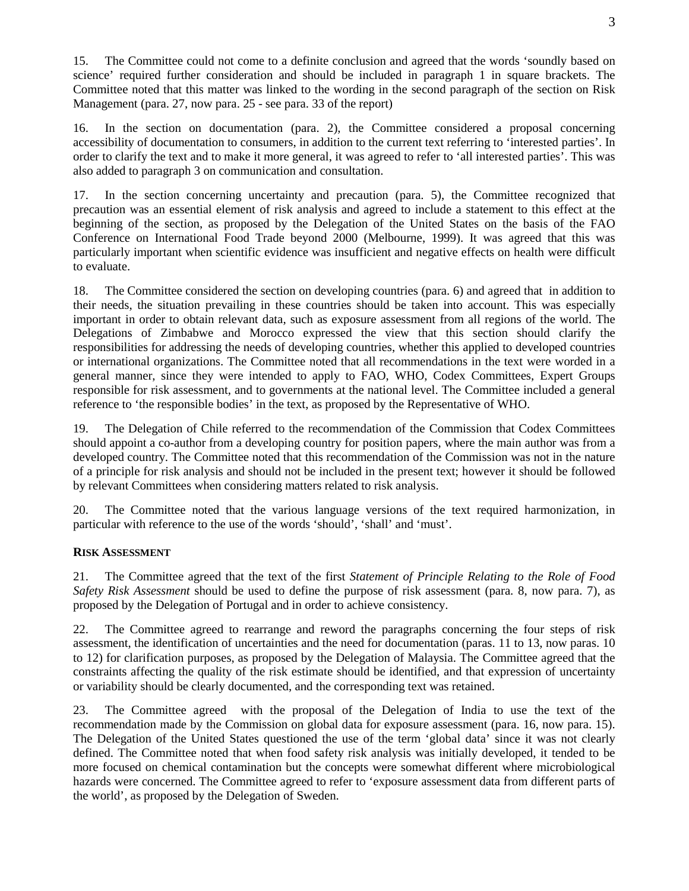15. The Committee could not come to a definite conclusion and agreed that the words ‘soundly based on science’ required further consideration and should be included in paragraph 1 in square brackets. The Committee noted that this matter was linked to the wording in the second paragraph of the section on Risk Management (para. 27, now para. 25 - see para. 33 of the report)

16. In the section on documentation (para. 2), the Committee considered a proposal concerning accessibility of documentation to consumers, in addition to the current text referring to ‘interested parties’. In order to clarify the text and to make it more general, it was agreed to refer to ‘all interested parties’. This was also added to paragraph 3 on communication and consultation.

17. In the section concerning uncertainty and precaution (para. 5), the Committee recognized that precaution was an essential element of risk analysis and agreed to include a statement to this effect at the beginning of the section, as proposed by the Delegation of the United States on the basis of the FAO Conference on International Food Trade beyond 2000 (Melbourne, 1999). It was agreed that this was particularly important when scientific evidence was insufficient and negative effects on health were difficult to evaluate.

18. The Committee considered the section on developing countries (para. 6) and agreed that in addition to their needs, the situation prevailing in these countries should be taken into account. This was especially important in order to obtain relevant data, such as exposure assessment from all regions of the world. The Delegations of Zimbabwe and Morocco expressed the view that this section should clarify the responsibilities for addressing the needs of developing countries, whether this applied to developed countries or international organizations. The Committee noted that all recommendations in the text were worded in a general manner, since they were intended to apply to FAO, WHO, Codex Committees, Expert Groups responsible for risk assessment, and to governments at the national level. The Committee included a general reference to ‘the responsible bodies’ in the text, as proposed by the Representative of WHO.

19. The Delegation of Chile referred to the recommendation of the Commission that Codex Committees should appoint a co-author from a developing country for position papers, where the main author was from a developed country. The Committee noted that this recommendation of the Commission was not in the nature of a principle for risk analysis and should not be included in the present text; however it should be followed by relevant Committees when considering matters related to risk analysis.

20. The Committee noted that the various language versions of the text required harmonization, in particular with reference to the use of the words ‘should’, ‘shall’ and ‘must’.

**RISK ASSESSMENT**

21. The Committee agreed that the text of the first *Statement of Principle Relating to the Role of Food Safety Risk Assessment* should be used to define the purpose of risk assessment (para. 8, now para. 7), as proposed by the Delegation of Portugal and in order to achieve consistency.

22. The Committee agreed to rearrange and reword the paragraphs concerning the four steps of risk assessment, the identification of uncertainties and the need for documentation (paras. 11 to 13, now paras. 10 to 12) for clarification purposes, as proposed by the Delegation of Malaysia. The Committee agreed that the constraints affecting the quality of the risk estimate should be identified, and that expression of uncertainty or variability should be clearly documented, and the corresponding text was retained.

23. The Committee agreed with the proposal of the Delegation of India to use the text of the recommendation made by the Commission on global data for exposure assessment (para. 16, now para. 15). The Delegation of the United States questioned the use of the term ‘global data’ since it was not clearly defined. The Committee noted that when food safety risk analysis was initially developed, it tended to be more focused on chemical contamination but the concepts were somewhat different where microbiological hazards were concerned. The Committee agreed to refer to ‘exposure assessment data from different parts of the world’, as proposed by the Delegation of Sweden.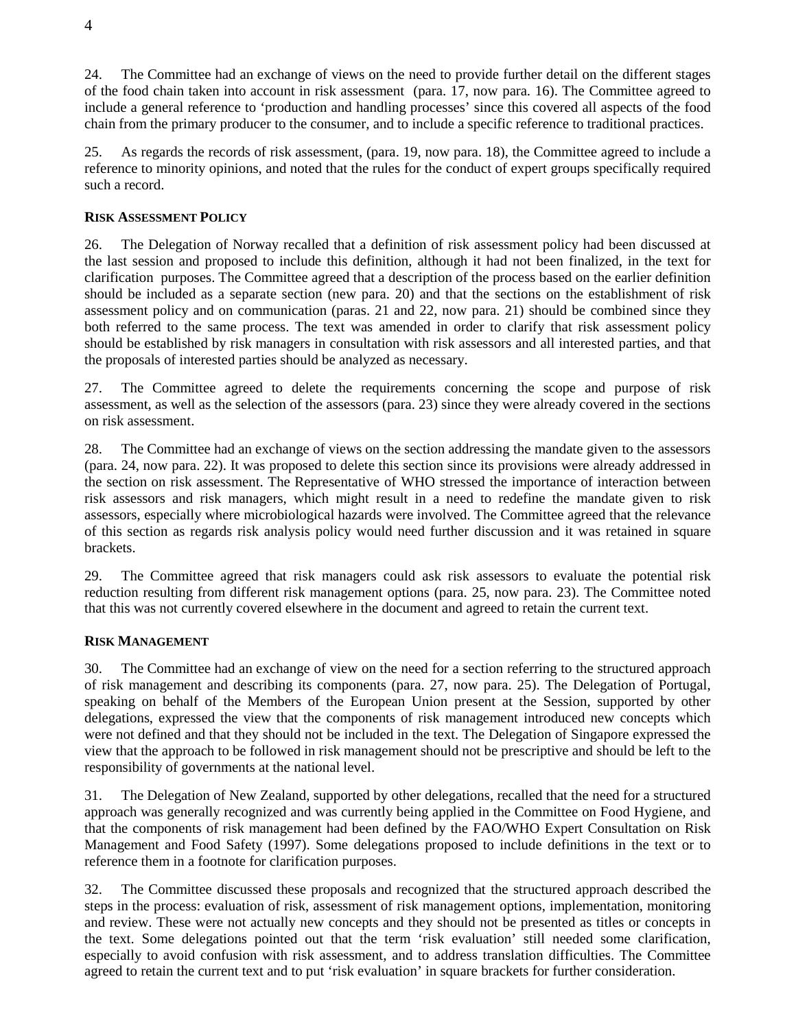24. The Committee had an exchange of views on the need to provide further detail on the different stages of the food chain taken into account in risk assessment (para. 17, now para. 16). The Committee agreed to include a general reference to 'production and handling processes' since this covered all aspects of the food chain from the primary producer to the consumer, and to include a specific reference to traditional practices.

25. As regards the records of risk assessment, (para. 19, now para. 18), the Committee agreed to include a reference to minority opinions, and noted that the rules for the conduct of expert groups specifically required such a record.

**RISK ASSESSMENT POLICY**

26. The Delegation of Norway recalled that a definition of risk assessment policy had been discussed at the last session and proposed to include this definition, although it had not been finalized, in the text for clarification purposes. The Committee agreed that a description of the process based on the earlier definition should be included as a separate section (new para. 20) and that the sections on the establishment of risk assessment policy and on communication (paras. 21 and 22, now para. 21) should be combined since they both referred to the same process. The text was amended in order to clarify that risk assessment policy should be established by risk managers in consultation with risk assessors and all interested parties, and that the proposals of interested parties should be analyzed as necessary.

27. The Committee agreed to delete the requirements concerning the scope and purpose of risk assessment, as well as the selection of the assessors (para. 23) since they were already covered in the sections on risk assessment.

28. The Committee had an exchange of views on the section addressing the mandate given to the assessors (para. 24, now para. 22). It was proposed to delete this section since its provisions were already addressed in the section on risk assessment. The Representative of WHO stressed the importance of interaction between risk assessors and risk managers, which might result in a need to redefine the mandate given to risk assessors, especially where microbiological hazards were involved. The Committee agreed that the relevance of this section as regards risk analysis policy would need further discussion and it was retained in square brackets.

29. The Committee agreed that risk managers could ask risk assessors to evaluate the potential risk reduction resulting from different risk management options (para. 25, now para. 23). The Committee noted that this was not currently covered elsewhere in the document and agreed to retain the current text.

**RISK MANAGEMENT**

30. The Committee had an exchange of view on the need for a section referring to the structured approach of risk management and describing its components (para. 27, now para. 25). The Delegation of Portugal, speaking on behalf of the Members of the European Union present at the Session, supported by other delegations, expressed the view that the components of risk management introduced new concepts which were not defined and that they should not be included in the text. The Delegation of Singapore expressed the view that the approach to be followed in risk management should not be prescriptive and should be left to the responsibility of governments at the national level.

31. The Delegation of New Zealand, supported by other delegations, recalled that the need for a structured approach was generally recognized and was currently being applied in the Committee on Food Hygiene, and that the components of risk management had been defined by the FAO/WHO Expert Consultation on Risk Management and Food Safety (1997). Some delegations proposed to include definitions in the text or to reference them in a footnote for clarification purposes.

32. The Committee discussed these proposals and recognized that the structured approach described the steps in the process: evaluation of risk, assessment of risk management options, implementation, monitoring and review. These were not actually new concepts and they should not be presented as titles or concepts in the text. Some delegations pointed out that the term 'risk evaluation' still needed some clarification, especially to avoid confusion with risk assessment, and to address translation difficulties. The Committee agreed to retain the current text and to put 'risk evaluation' in square brackets for further consideration.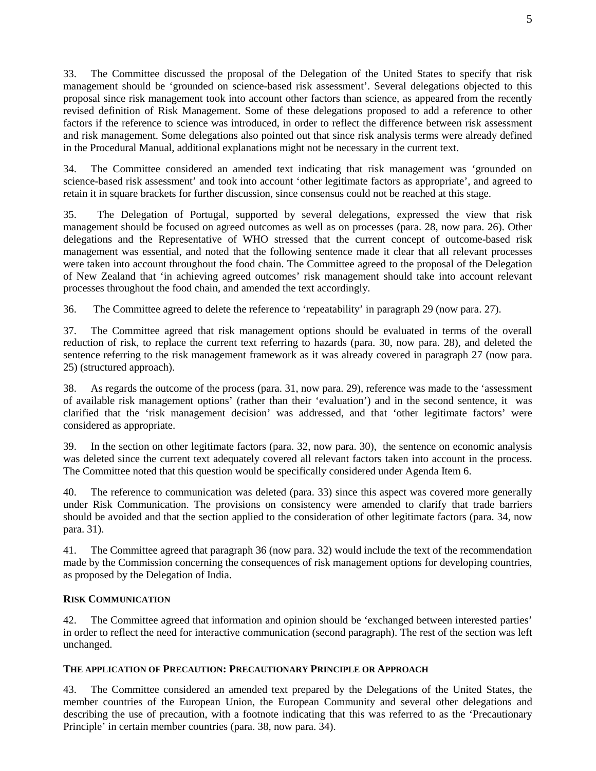33. The Committee discussed the proposal of the Delegation of the United States to specify that risk management should be 'grounded on science-based risk assessment'. Several delegations objected to this proposal since risk management took into account other factors than science, as appeared from the recently revised definition of Risk Management. Some of these delegations proposed to add a reference to other factors if the reference to science was introduced, in order to reflect the difference between risk assessment and risk management. Some delegations also pointed out that since risk analysis terms were already defined in the Procedural Manual, additional explanations might not be necessary in the current text.

34. The Committee considered an amended text indicating that risk management was 'grounded on science-based risk assessment' and took into account 'other legitimate factors as appropriate', and agreed to retain it in square brackets for further discussion, since consensus could not be reached at this stage.

35. The Delegation of Portugal, supported by several delegations, expressed the view that risk management should be focused on agreed outcomes as well as on processes (para. 28, now para. 26). Other delegations and the Representative of WHO stressed that the current concept of outcome-based risk management was essential, and noted that the following sentence made it clear that all relevant processes were taken into account throughout the food chain. The Committee agreed to the proposal of the Delegation of New Zealand that 'in achieving agreed outcomes' risk management should take into account relevant processes throughout the food chain, and amended the text accordingly.

36. The Committee agreed to delete the reference to 'repeatability' in paragraph 29 (now para. 27).

37. The Committee agreed that risk management options should be evaluated in terms of the overall reduction of risk, to replace the current text referring to hazards (para. 30, now para. 28), and deleted the sentence referring to the risk management framework as it was already covered in paragraph 27 (now para. 25) (structured approach).

38. As regards the outcome of the process (para. 31, now para. 29), reference was made to the 'assessment of available risk management options' (rather than their 'evaluation') and in the second sentence, it was clarified that the 'risk management decision' was addressed, and that 'other legitimate factors' were considered as appropriate.

39. In the section on other legitimate factors (para. 32, now para. 30), the sentence on economic analysis was deleted since the current text adequately covered all relevant factors taken into account in the process. The Committee noted that this question would be specifically considered under Agenda Item 6.

40. The reference to communication was deleted (para. 33) since this aspect was covered more generally under Risk Communication. The provisions on consistency were amended to clarify that trade barriers should be avoided and that the section applied to the consideration of other legitimate factors (para. 34, now para. 31).

41. The Committee agreed that paragraph 36 (now para. 32) would include the text of the recommendation made by the Commission concerning the consequences of risk management options for developing countries, as proposed by the Delegation of India.

### RISK COMMUNICATION

42. The Committee agreed that information and opinion should be 'exchanged between interested parties' in order to reflect the need for interactive communication (second paragraph). The rest of the section was left unchanged.

### THE APPLICATION OF PRECAUTION: PRECAUTIONARY PRINCIPLE OR APPROACH

43. The Committee considered an amended text prepared by the Delegations of the United States, the member countries of the European Union, the European Community and several other delegations and describing the use of precaution, with a footnote indicating that this was referred to as the 'Precautionary Principle' in certain member countries (para. 38, now para. 34).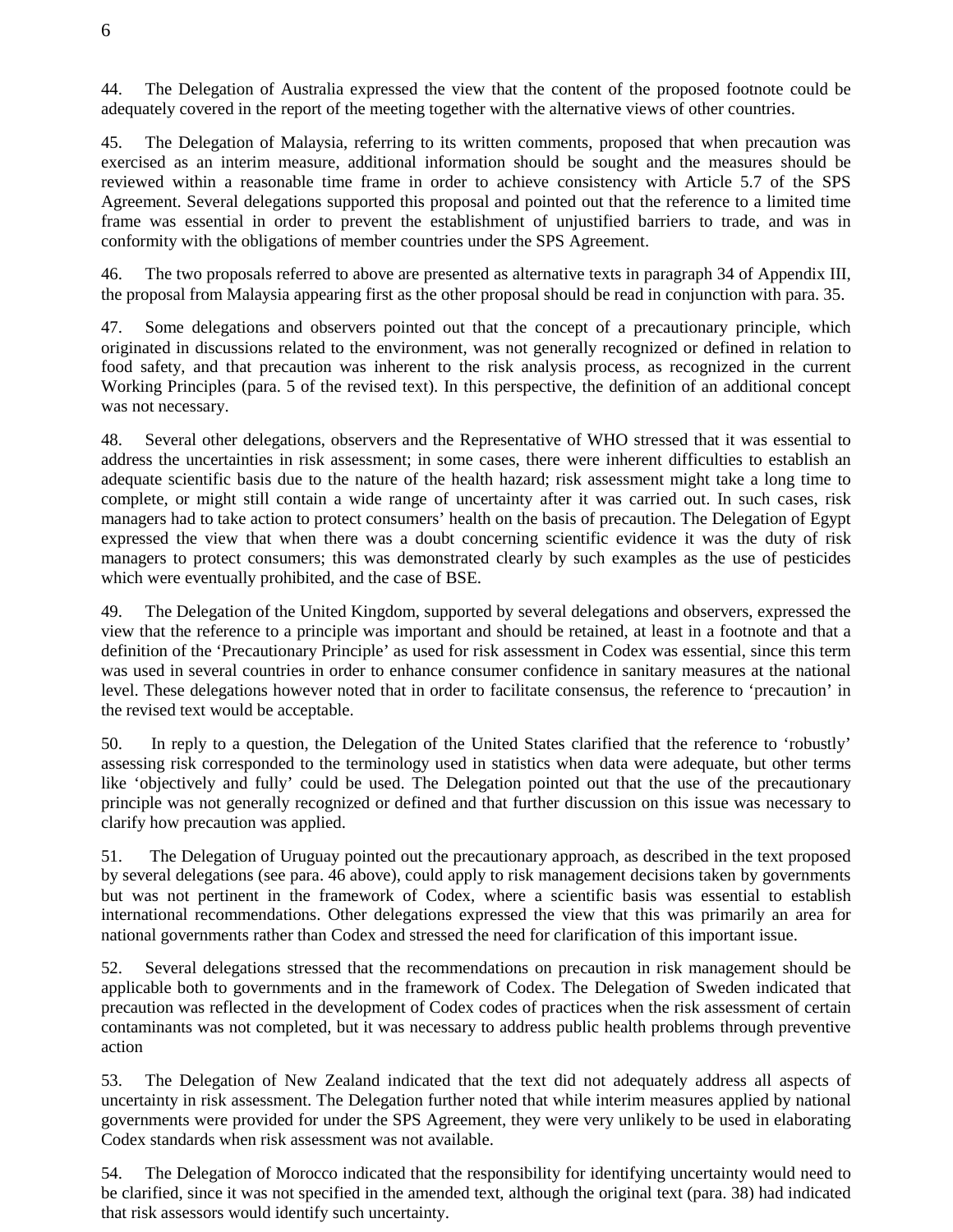44. The Delegation of Australia expressed the view that the content of the proposed footnote could be adequately covered in the report of the meeting together with the alternative views of other countries.

45. The Delegation of Malaysia, referring to its written comments, proposed that when precaution was exercised as an interim measure, additional information should be sought and the measures should be reviewed within a reasonable time frame in order to achieve consistency with Article 5.7 of the SPS Agreement. Several delegations supported this proposal and pointed out that the reference to a limited time frame was essential in order to prevent the establishment of unjustified barriers to trade, and was in conformity with the obligations of member countries under the SPS Agreement.

46. The two proposals referred to above are presented as alternative texts in paragraph 34 of Appendix III, the proposal from Malaysia appearing first as the other proposal should be read in conjunction with para. 35.

47. Some delegations and observers pointed out that the concept of a precautionary principle, which originated in discussions related to the environment, was not generally recognized or defined in relation to food safety, and that precaution was inherent to the risk analysis process, as recognized in the current Working Principles (para. 5 of the revised text). In this perspective, the definition of an additional concept was not necessary.

48. Several other delegations, observers and the Representative of WHO stressed that it was essential to address the uncertainties in risk assessment; in some cases, there were inherent difficulties to establish an adequate scientific basis due to the nature of the health hazard; risk assessment might take a long time to complete, or might still contain a wide range of uncertainty after it was carried out. In such cases, risk managers had to take action to protect consumers' health on the basis of precaution. The Delegation of Egypt expressed the view that when there was a doubt concerning scientific evidence it was the duty of risk managers to protect consumers; this was demonstrated clearly by such examples as the use of pesticides which were eventually prohibited, and the case of BSE.

49. The Delegation of the United Kingdom, supported by several delegations and observers, expressed the view that the reference to a principle was important and should be retained, at least in a footnote and that a definition of the 'Precautionary Principle' as used for risk assessment in Codex was essential, since this term was used in several countries in order to enhance consumer confidence in sanitary measures at the national level. These delegations however noted that in order to facilitate consensus, the reference to 'precaution' in the revised text would be acceptable.

50. In reply to a question, the Delegation of the United States clarified that the reference to 'robustly' assessing risk corresponded to the terminology used in statistics when data were adequate, but other terms like 'objectively and fully' could be used. The Delegation pointed out that the use of the precautionary principle was not generally recognized or defined and that further discussion on this issue was necessary to clarify how precaution was applied.

51. The Delegation of Uruguay pointed out the precautionary approach, as described in the text proposed by several delegations (see para. 46 above), could apply to risk management decisions taken by governments but was not pertinent in the framework of Codex, where a scientific basis was essential to establish international recommendations. Other delegations expressed the view that this was primarily an area for national governments rather than Codex and stressed the need for clarification of this important issue.

52. Several delegations stressed that the recommendations on precaution in risk management should be applicable both to governments and in the framework of Codex. The Delegation of Sweden indicated that precaution was reflected in the development of Codex codes of practices when the risk assessment of certain contaminants was not completed, but it was necessary to address public health problems through preventive action

53. The Delegation of New Zealand indicated that the text did not adequately address all aspects of uncertainty in risk assessment. The Delegation further noted that while interim measures applied by national governments were provided for under the SPS Agreement, they were very unlikely to be used in elaborating Codex standards when risk assessment was not available.

54. The Delegation of Morocco indicated that the responsibility for identifying uncertainty would need to be clarified, since it was not specified in the amended text, although the original text (para. 38) had indicated that risk assessors would identify such uncertainty.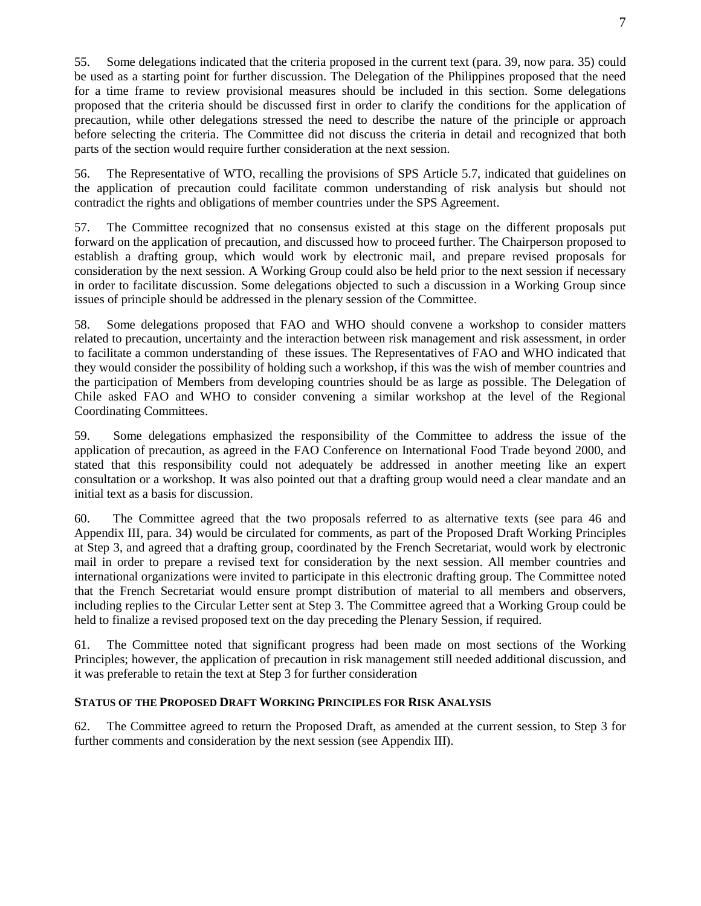55. Some delegations indicated that the criteria proposed in the current text (para. 39, now para. 35) could be used as a starting point for further discussion. The Delegation of the Philippines proposed that the need for a time frame to review provisional measures should be included in this section. Some delegations proposed that the criteria should be discussed first in order to clarify the conditions for the application of precaution, while other delegations stressed the need to describe the nature of the principle or approach before selecting the criteria. The Committee did not discuss the criteria in detail and recognized that both parts of the section would require further consideration at the next session.

56. The Representative of WTO, recalling the provisions of SPS Article 5.7, indicated that guidelines on the application of precaution could facilitate common understanding of risk analysis but should not contradict the rights and obligations of member countries under the SPS Agreement.

57. The Committee recognized that no consensus existed at this stage on the different proposals put forward on the application of precaution, and discussed how to proceed further. The Chairperson proposed to establish a drafting group, which would work by electronic mail, and prepare revised proposals for consideration by the next session. A Working Group could also be held prior to the next session if necessary in order to facilitate discussion. Some delegations objected to such a discussion in a Working Group since issues of principle should be addressed in the plenary session of the Committee.

58. Some delegations proposed that FAO and WHO should convene a workshop to consider matters related to precaution, uncertainty and the interaction between risk management and risk assessment, in order to facilitate a common understanding of these issues. The Representatives of FAO and WHO indicated that they would consider the possibility of holding such a workshop, if this was the wish of member countries and the participation of Members from developing countries should be as large as possible. The Delegation of Chile asked FAO and WHO to consider convening a similar workshop at the level of the Regional Coordinating Committees.

59. Some delegations emphasized the responsibility of the Committee to address the issue of the application of precaution, as agreed in the FAO Conference on International Food Trade beyond 2000, and stated that this responsibility could not adequately be addressed in another meeting like an expert consultation or a workshop. It was also pointed out that a drafting group would need a clear mandate and an initial text as a basis for discussion.

60. The Committee agreed that the two proposals referred to as alternative texts (see para 46 and Appendix III, para. 34) would be circulated for comments, as part of the Proposed Draft Working Principles at Step 3, and agreed that a drafting group, coordinated by the French Secretariat, would work by electronic mail in order to prepare a revised text for consideration by the next session. All member countries and international organizations were invited to participate in this electronic drafting group. The Committee noted that the French Secretariat would ensure prompt distribution of material to all members and observers, including replies to the Circular Letter sent at Step 3. The Committee agreed that a Working Group could be held to finalize a revised proposed text on the day preceding the Plenary Session, if required.

61. The Committee noted that significant progress had been made on most sections of the Working Principles; however, the application of precaution in risk management still needed additional discussion, and it was preferable to retain the text at Step 3 for further consideration

#### STATUS OF THE PROPOSED DRAFT WORKING PRINCIPLES FOR RISK ANALYSIS

62. The Committee agreed to return the Proposed Draft, as amended at the current session, to Step 3 for further comments and consideration by the next session (see Appendix III).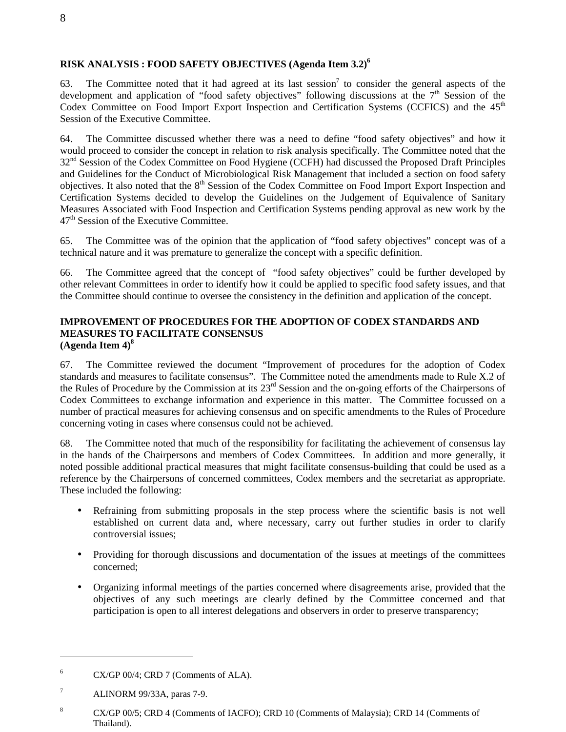## RISK ANALYSIS : FOOD SAFETY OBJECTIVES (Agenda Item 3.2)[6]

63. The Committee noted that it had agreed at its last session[7] to consider the general aspects of the development and application of "food safety objectives" following discussions at the 7th Session of the Codex Committee on Food Import Export Inspection and Certification Systems (CCFICS) and the 45th Session of the Executive Committee.

64. The Committee discussed whether there was a need to define "food safety objectives" and how it would proceed to consider the concept in relation to risk analysis specifically. The Committee noted that the 32nd Session of the Codex Committee on Food Hygiene (CCFH) had discussed the Proposed Draft Principles and Guidelines for the Conduct of Microbiological Risk Management that included a section on food safety objectives. It also noted that the 8th Session of the Codex Committee on Food Import Export Inspection and Certification Systems decided to develop the Guidelines on the Judgement of Equivalence of Sanitary Measures Associated with Food Inspection and Certification Systems pending approval as new work by the 47th Session of the Executive Committee.

65. The Committee was of the opinion that the application of "food safety objectives" concept was of a technical nature and it was premature to generalize the concept with a specific definition.

66. The Committee agreed that the concept of "food safety objectives" could be further developed by other relevant Committees in order to identify how it could be applied to specific food safety issues, and that the Committee should continue to oversee the consistency in the definition and application of the concept.

## IMPROVEMENT OF PROCEDURES FOR THE ADOPTION OF CODEX STANDARDS AND MEASURES TO FACILITATE CONSENSUS (Agenda Item 4)[8]

67. The Committee reviewed the document "Improvement of procedures for the adoption of Codex standards and measures to facilitate consensus". The Committee noted the amendments made to Rule X.2 of the Rules of Procedure by the Commission at its 23rd Session and the on-going efforts of the Chairpersons of Codex Committees to exchange information and experience in this matter. The Committee focussed on a number of practical measures for achieving consensus and on specific amendments to the Rules of Procedure concerning voting in cases where consensus could not be achieved.

68. The Committee noted that much of the responsibility for facilitating the achievement of consensus lay in the hands of the Chairpersons and members of Codex Committees. In addition and more generally, it noted possible additional practical measures that might facilitate consensus-building that could be used as a reference by the Chairpersons of concerned committees, Codex members and the secretariat as appropriate. These included the following:

- Refraining from submitting proposals in the step process where the scientific basis is not well established on current data and, where necessary, carry out further studies in order to clarify controversial issues;
- Providing for thorough discussions and documentation of the issues at meetings of the committees concerned;
- Organizing informal meetings of the parties concerned where disagreements arise, provided that the objectives of any such meetings are clearly defined by the Committee concerned and that participation is open to all interest delegations and observers in order to preserve transparency;

---

[6] CX/GP 00/4; CRD 7 (Comments of ALA).

[7] ALINORM 99/33A, paras 7-9.

[8] CX/GP 00/5; CRD 4 (Comments of IACFO); CRD 10 (Comments of Malaysia); CRD 14 (Comments of Thailand).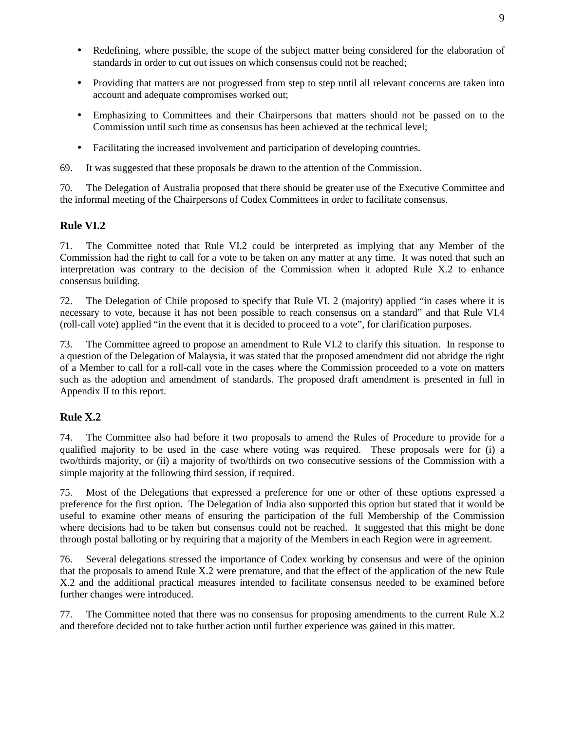- Redefining, where possible, the scope of the subject matter being considered for the elaboration of standards in order to cut out issues on which consensus could not be reached;
- Providing that matters are not progressed from step to step until all relevant concerns are taken into account and adequate compromises worked out;
- Emphasizing to Committees and their Chairpersons that matters should not be passed on to the Commission until such time as consensus has been achieved at the technical level;
- Facilitating the increased involvement and participation of developing countries.

69. It was suggested that these proposals be drawn to the attention of the Commission.

70. The Delegation of Australia proposed that there should be greater use of the Executive Committee and the informal meeting of the Chairpersons of Codex Committees in order to facilitate consensus.

### Rule VI.2

71. The Committee noted that Rule VI.2 could be interpreted as implying that any Member of the Commission had the right to call for a vote to be taken on any matter at any time. It was noted that such an interpretation was contrary to the decision of the Commission when it adopted Rule X.2 to enhance consensus building.

72. The Delegation of Chile proposed to specify that Rule VI. 2 (majority) applied "in cases where it is necessary to vote, because it has not been possible to reach consensus on a standard" and that Rule VI.4 (roll-call vote) applied "in the event that it is decided to proceed to a vote", for clarification purposes.

73. The Committee agreed to propose an amendment to Rule VI.2 to clarify this situation. In response to a question of the Delegation of Malaysia, it was stated that the proposed amendment did not abridge the right of a Member to call for a roll-call vote in the cases where the Commission proceeded to a vote on matters such as the adoption and amendment of standards. The proposed draft amendment is presented in full in Appendix II to this report.

### Rule X.2

74. The Committee also had before it two proposals to amend the Rules of Procedure to provide for a qualified majority to be used in the case where voting was required. These proposals were for (i) a two/thirds majority, or (ii) a majority of two/thirds on two consecutive sessions of the Commission with a simple majority at the following third session, if required.

75. Most of the Delegations that expressed a preference for one or other of these options expressed a preference for the first option. The Delegation of India also supported this option but stated that it would be useful to examine other means of ensuring the participation of the full Membership of the Commission where decisions had to be taken but consensus could not be reached. It suggested that this might be done through postal balloting or by requiring that a majority of the Members in each Region were in agreement.

76. Several delegations stressed the importance of Codex working by consensus and were of the opinion that the proposals to amend Rule X.2 were premature, and that the effect of the application of the new Rule X.2 and the additional practical measures intended to facilitate consensus needed to be examined before further changes were introduced.

77. The Committee noted that there was no consensus for proposing amendments to the current Rule X.2 and therefore decided not to take further action until further experience was gained in this matter.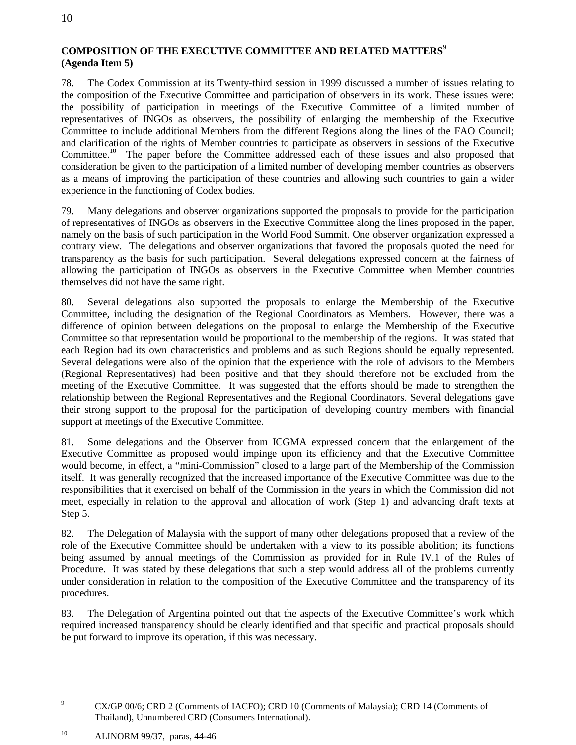## COMPOSITION OF THE EXECUTIVE COMMITTEE AND RELATED MATTERS[9] (Agenda Item 5)

78. The Codex Commission at its Twenty-third session in 1999 discussed a number of issues relating to the composition of the Executive Committee and participation of observers in its work. These issues were: the possibility of participation in meetings of the Executive Committee of a limited number of representatives of INGOs as observers, the possibility of enlarging the membership of the Executive Committee to include additional Members from the different Regions along the lines of the FAO Council; and clarification of the rights of Member countries to participate as observers in sessions of the Executive Committee.[10] The paper before the Committee addressed each of these issues and also proposed that consideration be given to the participation of a limited number of developing member countries as observers as a means of improving the participation of these countries and allowing such countries to gain a wider experience in the functioning of Codex bodies.

79. Many delegations and observer organizations supported the proposals to provide for the participation of representatives of INGOs as observers in the Executive Committee along the lines proposed in the paper, namely on the basis of such participation in the World Food Summit. One observer organization expressed a contrary view. The delegations and observer organizations that favored the proposals quoted the need for transparency as the basis for such participation. Several delegations expressed concern at the fairness of allowing the participation of INGOs as observers in the Executive Committee when Member countries themselves did not have the same right.

80. Several delegations also supported the proposals to enlarge the Membership of the Executive Committee, including the designation of the Regional Coordinators as Members. However, there was a difference of opinion between delegations on the proposal to enlarge the Membership of the Executive Committee so that representation would be proportional to the membership of the regions. It was stated that each Region had its own characteristics and problems and as such Regions should be equally represented. Several delegations were also of the opinion that the experience with the role of advisors to the Members (Regional Representatives) had been positive and that they should therefore not be excluded from the meeting of the Executive Committee. It was suggested that the efforts should be made to strengthen the relationship between the Regional Representatives and the Regional Coordinators. Several delegations gave their strong support to the proposal for the participation of developing country members with financial support at meetings of the Executive Committee.

81. Some delegations and the Observer from ICGMA expressed concern that the enlargement of the Executive Committee as proposed would impinge upon its efficiency and that the Executive Committee would become, in effect, a "mini-Commission" closed to a large part of the Membership of the Commission itself. It was generally recognized that the increased importance of the Executive Committee was due to the responsibilities that it exercised on behalf of the Commission in the years in which the Commission did not meet, especially in relation to the approval and allocation of work (Step 1) and advancing draft texts at Step 5.

82. The Delegation of Malaysia with the support of many other delegations proposed that a review of the role of the Executive Committee should be undertaken with a view to its possible abolition; its functions being assumed by annual meetings of the Commission as provided for in Rule IV.1 of the Rules of Procedure. It was stated by these delegations that such a step would address all of the problems currently under consideration in relation to the composition of the Executive Committee and the transparency of its procedures.

83. The Delegation of Argentina pointed out that the aspects of the Executive Committee's work which required increased transparency should be clearly identified and that specific and practical proposals should be put forward to improve its operation, if this was necessary.

---

[9] CX/GP 00/6; CRD 2 (Comments of IACFO); CRD 10 (Comments of Malaysia); CRD 14 (Comments of Thailand), Unnumbered CRD (Consumers International).

[10] ALINORM 99/37, paras, 44-46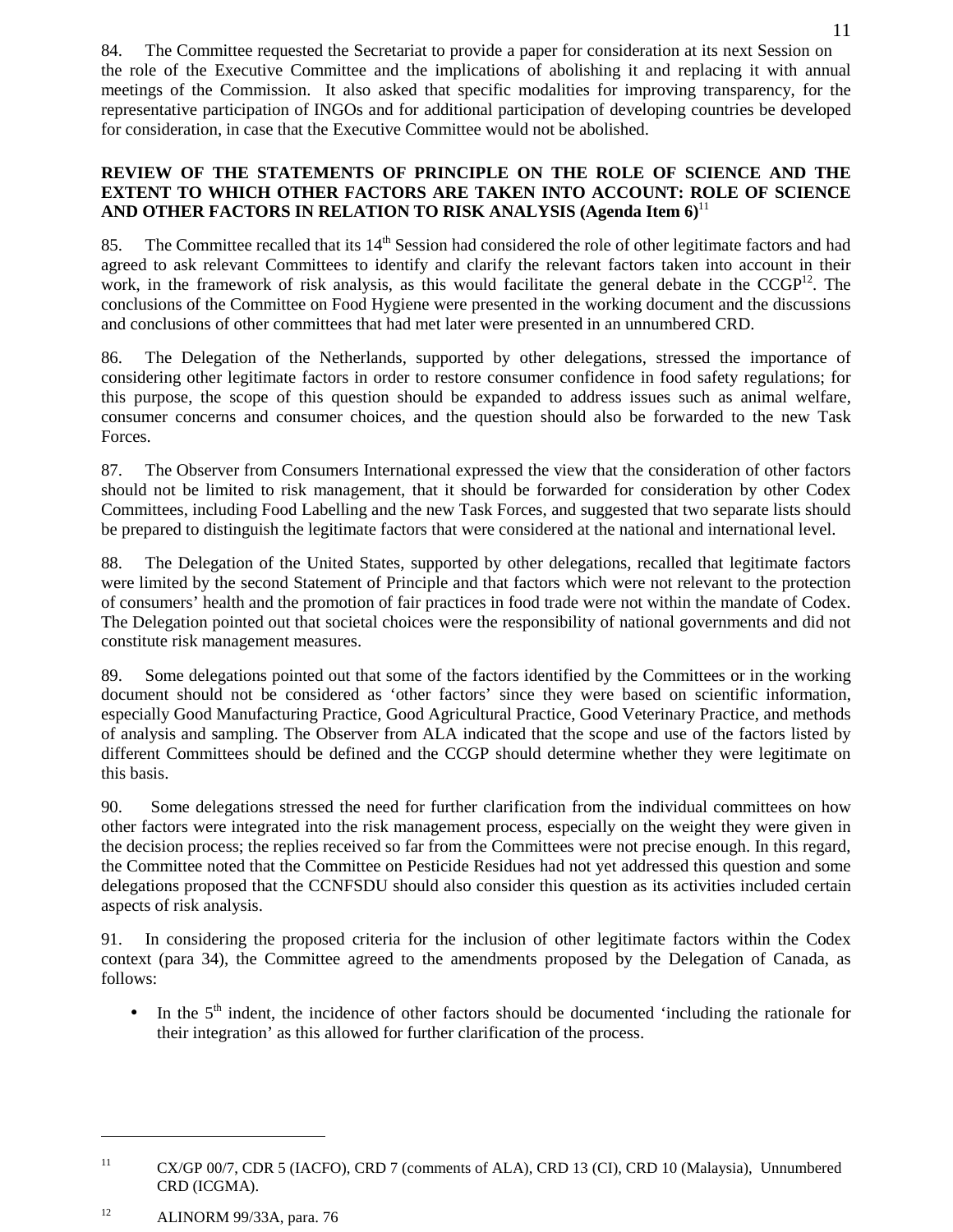84. The Committee requested the Secretariat to provide a paper for consideration at its next Session on the role of the Executive Committee and the implications of abolishing it and replacing it with annual meetings of the Commission. It also asked that specific modalities for improving transparency, for the representative participation of INGOs and for additional participation of developing countries be developed for consideration, in case that the Executive Committee would not be abolished.

**REVIEW OF THE STATEMENTS OF PRINCIPLE ON THE ROLE OF SCIENCE AND THE EXTENT TO WHICH OTHER FACTORS ARE TAKEN INTO ACCOUNT: ROLE OF SCIENCE AND OTHER FACTORS IN RELATION TO RISK ANALYSIS (Agenda Item 6)**[11]

85. The Committee recalled that its 14th Session had considered the role of other legitimate factors and had agreed to ask relevant Committees to identify and clarify the relevant factors taken into account in their work, in the framework of risk analysis, as this would facilitate the general debate in the CCGP[12]. The conclusions of the Committee on Food Hygiene were presented in the working document and the discussions and conclusions of other committees that had met later were presented in an unnumbered CRD.

86. The Delegation of the Netherlands, supported by other delegations, stressed the importance of considering other legitimate factors in order to restore consumer confidence in food safety regulations; for this purpose, the scope of this question should be expanded to address issues such as animal welfare, consumer concerns and consumer choices, and the question should also be forwarded to the new Task Forces.

87. The Observer from Consumers International expressed the view that the consideration of other factors should not be limited to risk management, that it should be forwarded for consideration by other Codex Committees, including Food Labelling and the new Task Forces, and suggested that two separate lists should be prepared to distinguish the legitimate factors that were considered at the national and international level.

88. The Delegation of the United States, supported by other delegations, recalled that legitimate factors were limited by the second Statement of Principle and that factors which were not relevant to the protection of consumers' health and the promotion of fair practices in food trade were not within the mandate of Codex. The Delegation pointed out that societal choices were the responsibility of national governments and did not constitute risk management measures.

89. Some delegations pointed out that some of the factors identified by the Committees or in the working document should not be considered as 'other factors' since they were based on scientific information, especially Good Manufacturing Practice, Good Agricultural Practice, Good Veterinary Practice, and methods of analysis and sampling. The Observer from ALA indicated that the scope and use of the factors listed by different Committees should be defined and the CCGP should determine whether they were legitimate on this basis.

90. Some delegations stressed the need for further clarification from the individual committees on how other factors were integrated into the risk management process, especially on the weight they were given in the decision process; the replies received so far from the Committees were not precise enough. In this regard, the Committee noted that the Committee on Pesticide Residues had not yet addressed this question and some delegations proposed that the CCNFSDU should also consider this question as its activities included certain aspects of risk analysis.

91. In considering the proposed criteria for the inclusion of other legitimate factors within the Codex context (para 34), the Committee agreed to the amendments proposed by the Delegation of Canada, as follows:

- In the 5th indent, the incidence of other factors should be documented 'including the rationale for their integration' as this allowed for further clarification of the process.

---

[11] CX/GP 00/7, CDR 5 (IACFO), CRD 7 (comments of ALA), CRD 13 (CI), CRD 10 (Malaysia), Unnumbered CRD (ICGMA).

[12] ALINORM 99/33A, para. 76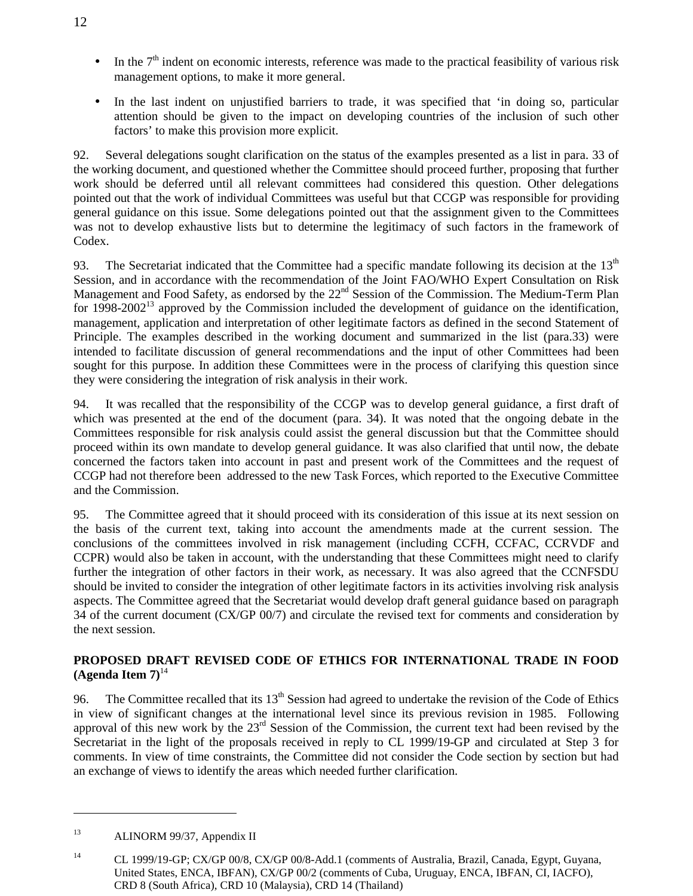- In the 7th indent on economic interests, reference was made to the practical feasibility of various risk management options, to make it more general.

- In the last indent on unjustified barriers to trade, it was specified that 'in doing so, particular attention should be given to the impact on developing countries of the inclusion of such other factors' to make this provision more explicit.

92. Several delegations sought clarification on the status of the examples presented as a list in para. 33 of the working document, and questioned whether the Committee should proceed further, proposing that further work should be deferred until all relevant committees had considered this question. Other delegations pointed out that the work of individual Committees was useful but that CCGP was responsible for providing general guidance on this issue. Some delegations pointed out that the assignment given to the Committees was not to develop exhaustive lists but to determine the legitimacy of such factors in the framework of Codex.

93. The Secretariat indicated that the Committee had a specific mandate following its decision at the 13th Session, and in accordance with the recommendation of the Joint FAO/WHO Expert Consultation on Risk Management and Food Safety, as endorsed by the 22nd Session of the Commission. The Medium-Term Plan for 1998-2002[13] approved by the Commission included the development of guidance on the identification, management, application and interpretation of other legitimate factors as defined in the second Statement of Principle. The examples described in the working document and summarized in the list (para.33) were intended to facilitate discussion of general recommendations and the input of other Committees had been sought for this purpose. In addition these Committees were in the process of clarifying this question since they were considering the integration of risk analysis in their work.

94. It was recalled that the responsibility of the CCGP was to develop general guidance, a first draft of which was presented at the end of the document (para. 34). It was noted that the ongoing debate in the Committees responsible for risk analysis could assist the general discussion but that the Committee should proceed within its own mandate to develop general guidance. It was also clarified that until now, the debate concerned the factors taken into account in past and present work of the Committees and the request of CCGP had not therefore been addressed to the new Task Forces, which reported to the Executive Committee and the Commission.

95. The Committee agreed that it should proceed with its consideration of this issue at its next session on the basis of the current text, taking into account the amendments made at the current session. The conclusions of the committees involved in risk management (including CCFH, CCFAC, CCRVDF and CCPR) would also be taken in account, with the understanding that these Committees might need to clarify further the integration of other factors in their work, as necessary. It was also agreed that the CCNFSDU should be invited to consider the integration of other legitimate factors in its activities involving risk analysis aspects. The Committee agreed that the Secretariat would develop draft general guidance based on paragraph 34 of the current document (CX/GP 00/7) and circulate the revised text for comments and consideration by the next session.

**PROPOSED DRAFT REVISED CODE OF ETHICS FOR INTERNATIONAL TRADE IN FOOD (Agenda Item 7)**[14]

96. The Committee recalled that its 13th Session had agreed to undertake the revision of the Code of Ethics in view of significant changes at the international level since its previous revision in 1985. Following approval of this new work by the 23rd Session of the Commission, the current text had been revised by the Secretariat in the light of the proposals received in reply to CL 1999/19-GP and circulated at Step 3 for comments. In view of time constraints, the Committee did not consider the Code section by section but had an exchange of views to identify the areas which needed further clarification.

---

[13] ALINORM 99/37, Appendix II

[14] CL 1999/19-GP; CX/GP 00/8, CX/GP 00/8-Add.1 (comments of Australia, Brazil, Canada, Egypt, Guyana, United States, ENCA, IBFAN), CX/GP 00/2 (comments of Cuba, Uruguay, ENCA, IBFAN, CI, IACFO), CRD 8 (South Africa), CRD 10 (Malaysia), CRD 14 (Thailand)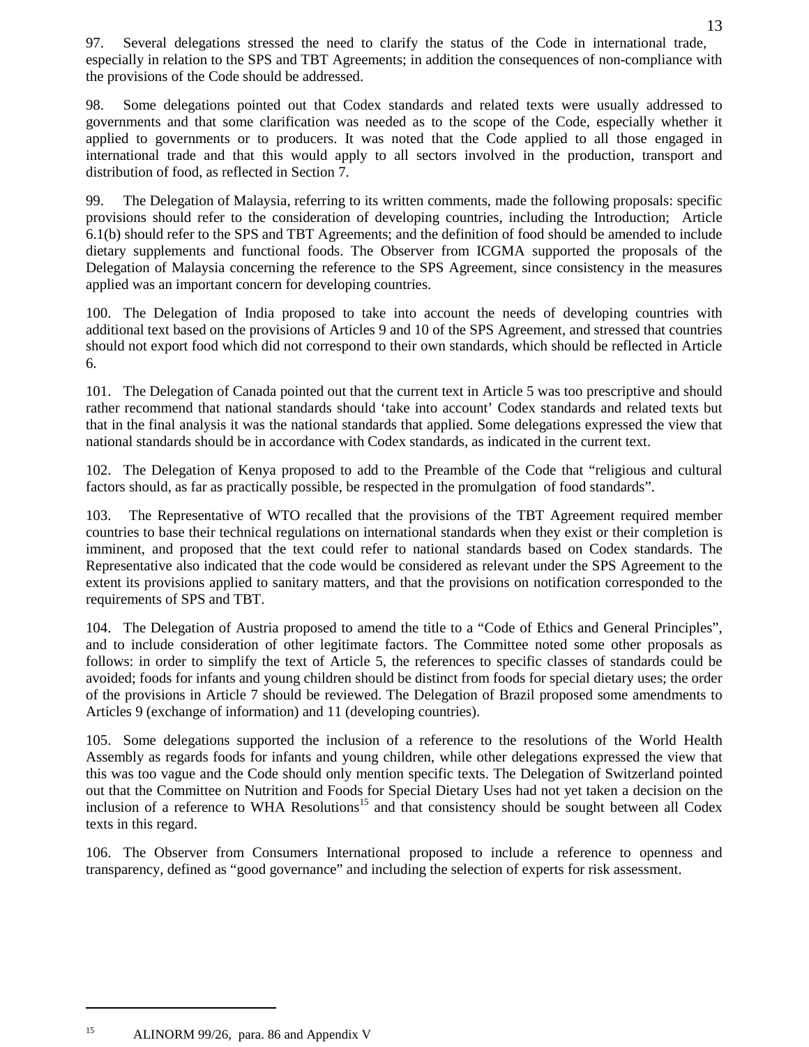97. Several delegations stressed the need to clarify the status of the Code in international trade, especially in relation to the SPS and TBT Agreements; in addition the consequences of non-compliance with the provisions of the Code should be addressed.

98. Some delegations pointed out that Codex standards and related texts were usually addressed to governments and that some clarification was needed as to the scope of the Code, especially whether it applied to governments or to producers. It was noted that the Code applied to all those engaged in international trade and that this would apply to all sectors involved in the production, transport and distribution of food, as reflected in Section 7.

99. The Delegation of Malaysia, referring to its written comments, made the following proposals: specific provisions should refer to the consideration of developing countries, including the Introduction; Article 6.1(b) should refer to the SPS and TBT Agreements; and the definition of food should be amended to include dietary supplements and functional foods. The Observer from ICGMA supported the proposals of the Delegation of Malaysia concerning the reference to the SPS Agreement, since consistency in the measures applied was an important concern for developing countries.

100. The Delegation of India proposed to take into account the needs of developing countries with additional text based on the provisions of Articles 9 and 10 of the SPS Agreement, and stressed that countries should not export food which did not correspond to their own standards, which should be reflected in Article 6.

101. The Delegation of Canada pointed out that the current text in Article 5 was too prescriptive and should rather recommend that national standards should 'take into account' Codex standards and related texts but that in the final analysis it was the national standards that applied. Some delegations expressed the view that national standards should be in accordance with Codex standards, as indicated in the current text.

102. The Delegation of Kenya proposed to add to the Preamble of the Code that "religious and cultural factors should, as far as practically possible, be respected in the promulgation of food standards".

103. The Representative of WTO recalled that the provisions of the TBT Agreement required member countries to base their technical regulations on international standards when they exist or their completion is imminent, and proposed that the text could refer to national standards based on Codex standards. The Representative also indicated that the code would be considered as relevant under the SPS Agreement to the extent its provisions applied to sanitary matters, and that the provisions on notification corresponded to the requirements of SPS and TBT.

104. The Delegation of Austria proposed to amend the title to a "Code of Ethics and General Principles", and to include consideration of other legitimate factors. The Committee noted some other proposals as follows: in order to simplify the text of Article 5, the references to specific classes of standards could be avoided; foods for infants and young children should be distinct from foods for special dietary uses; the order of the provisions in Article 7 should be reviewed. The Delegation of Brazil proposed some amendments to Articles 9 (exchange of information) and 11 (developing countries).

105. Some delegations supported the inclusion of a reference to the resolutions of the World Health Assembly as regards foods for infants and young children, while other delegations expressed the view that this was too vague and the Code should only mention specific texts. The Delegation of Switzerland pointed out that the Committee on Nutrition and Foods for Special Dietary Uses had not yet taken a decision on the inclusion of a reference to WHA Resolutions[15] and that consistency should be sought between all Codex texts in this regard.

106. The Observer from Consumers International proposed to include a reference to openness and transparency, defined as "good governance" and including the selection of experts for risk assessment.

---

[15] ALINORM 99/26, para. 86 and Appendix V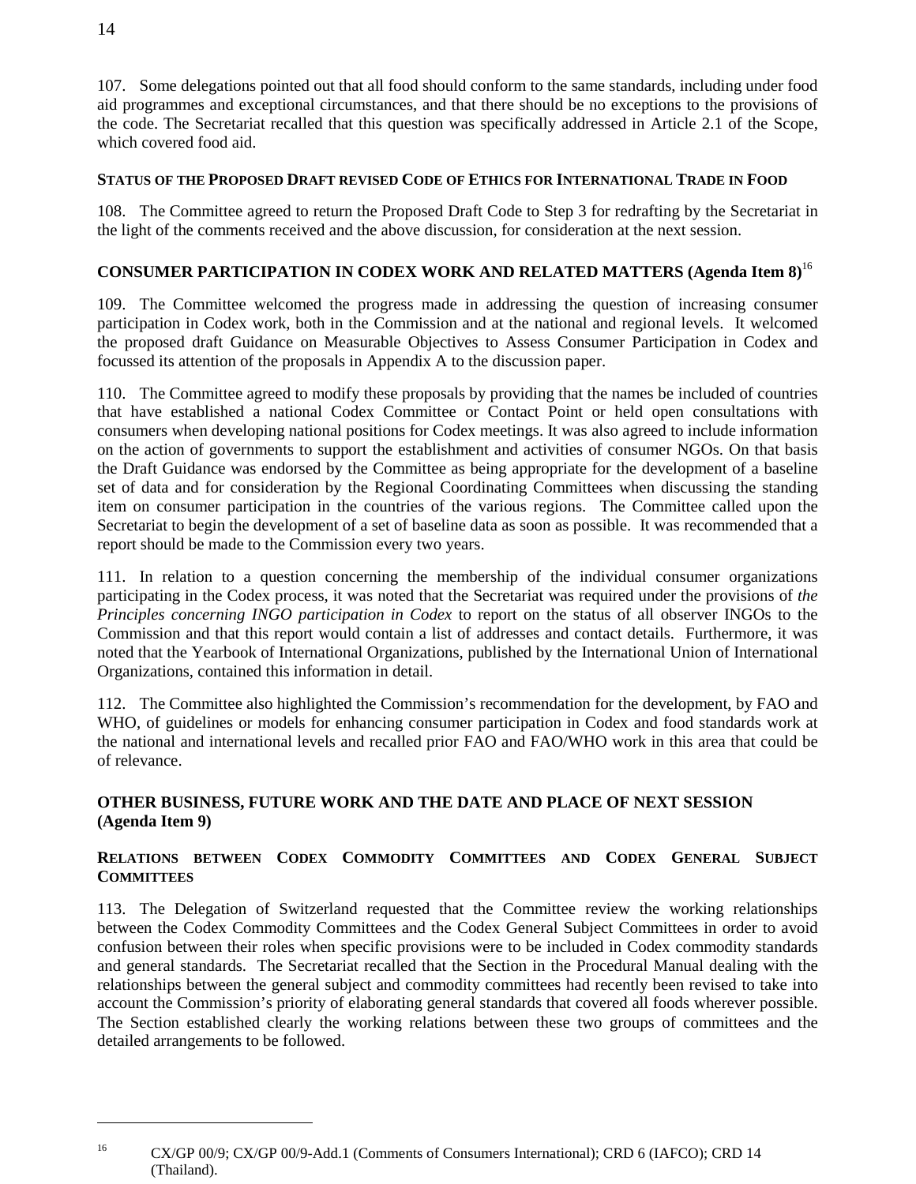107. Some delegations pointed out that all food should conform to the same standards, including under food aid programmes and exceptional circumstances, and that there should be no exceptions to the provisions of the code. The Secretariat recalled that this question was specifically addressed in Article 2.1 of the Scope, which covered food aid.

**STATUS OF THE PROPOSED DRAFT REVISED CODE OF ETHICS FOR INTERNATIONAL TRADE IN FOOD**

108. The Committee agreed to return the Proposed Draft Code to Step 3 for redrafting by the Secretariat in the light of the comments received and the above discussion, for consideration at the next session.

## CONSUMER PARTICIPATION IN CODEX WORK AND RELATED MATTERS (Agenda Item 8)[16]

109. The Committee welcomed the progress made in addressing the question of increasing consumer participation in Codex work, both in the Commission and at the national and regional levels. It welcomed the proposed draft Guidance on Measurable Objectives to Assess Consumer Participation in Codex and focussed its attention of the proposals in Appendix A to the discussion paper.

110. The Committee agreed to modify these proposals by providing that the names be included of countries that have established a national Codex Committee or Contact Point or held open consultations with consumers when developing national positions for Codex meetings. It was also agreed to include information on the action of governments to support the establishment and activities of consumer NGOs. On that basis the Draft Guidance was endorsed by the Committee as being appropriate for the development of a baseline set of data and for consideration by the Regional Coordinating Committees when discussing the standing item on consumer participation in the countries of the various regions. The Committee called upon the Secretariat to begin the development of a set of baseline data as soon as possible. It was recommended that a report should be made to the Commission every two years.

111. In relation to a question concerning the membership of the individual consumer organizations participating in the Codex process, it was noted that the Secretariat was required under the provisions of *the Principles concerning INGO participation in Codex* to report on the status of all observer INGOs to the Commission and that this report would contain a list of addresses and contact details. Furthermore, it was noted that the Yearbook of International Organizations, published by the International Union of International Organizations, contained this information in detail.

112. The Committee also highlighted the Commission's recommendation for the development, by FAO and WHO, of guidelines or models for enhancing consumer participation in Codex and food standards work at the national and international levels and recalled prior FAO and FAO/WHO work in this area that could be of relevance.

## OTHER BUSINESS, FUTURE WORK AND THE DATE AND PLACE OF NEXT SESSION (Agenda Item 9)

**RELATIONS BETWEEN CODEX COMMODITY COMMITTEES AND CODEX GENERAL SUBJECT COMMITTEES**

113. The Delegation of Switzerland requested that the Committee review the working relationships between the Codex Commodity Committees and the Codex General Subject Committees in order to avoid confusion between their roles when specific provisions were to be included in Codex commodity standards and general standards. The Secretariat recalled that the Section in the Procedural Manual dealing with the relationships between the general subject and commodity committees had recently been revised to take into account the Commission's priority of elaborating general standards that covered all foods wherever possible. The Section established clearly the working relations between these two groups of committees and the detailed arrangements to be followed.

---

[16] CX/GP 00/9; CX/GP 00/9-Add.1 (Comments of Consumers International); CRD 6 (IAFCO); CRD 14 (Thailand).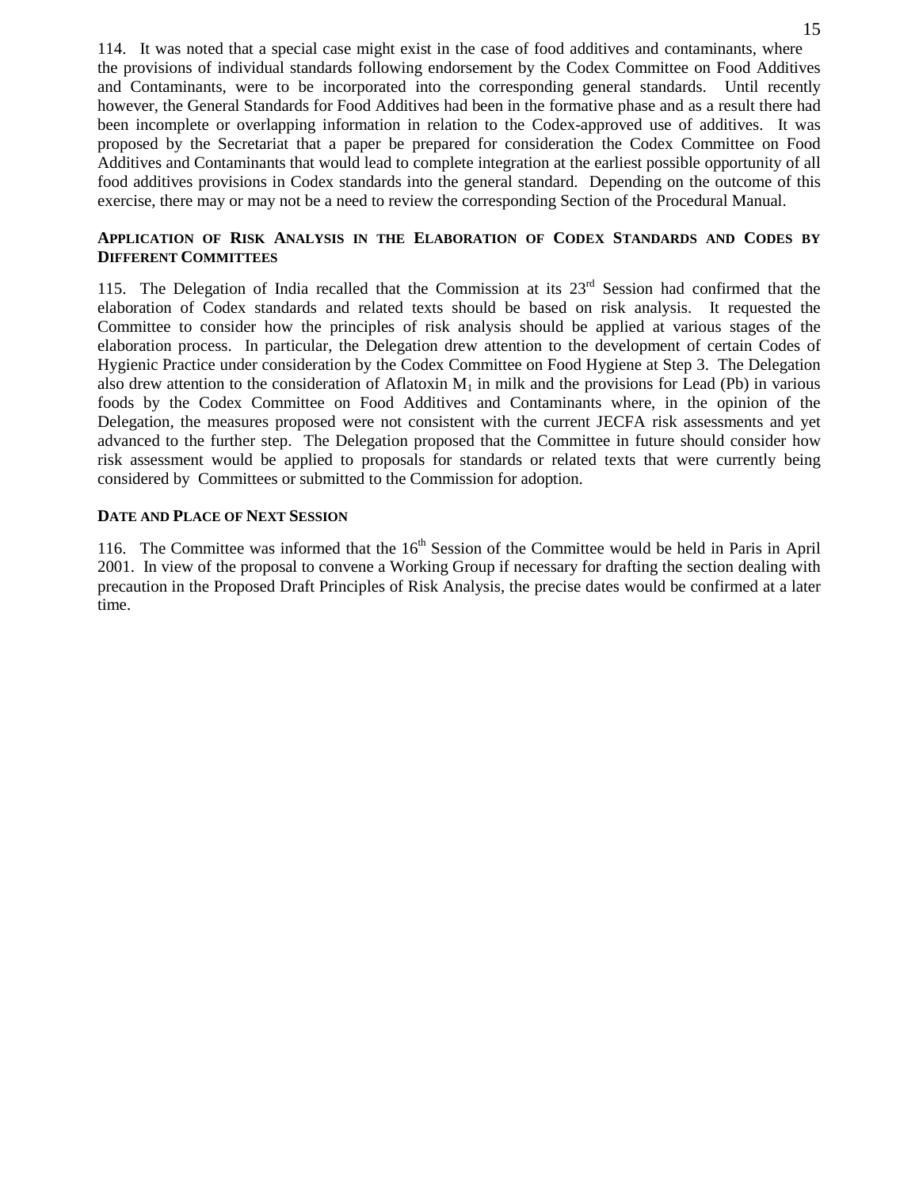114. It was noted that a special case might exist in the case of food additives and contaminants, where the provisions of individual standards following endorsement by the Codex Committee on Food Additives and Contaminants, were to be incorporated into the corresponding general standards. Until recently however, the General Standards for Food Additives had been in the formative phase and as a result there had been incomplete or overlapping information in relation to the Codex-approved use of additives. It was proposed by the Secretariat that a paper be prepared for consideration the Codex Committee on Food Additives and Contaminants that would lead to complete integration at the earliest possible opportunity of all food additives provisions in Codex standards into the general standard. Depending on the outcome of this exercise, there may or may not be a need to review the corresponding Section of the Procedural Manual.

**APPLICATION OF RISK ANALYSIS IN THE ELABORATION OF CODEX STANDARDS AND CODES BY DIFFERENT COMMITTEES**

115. The Delegation of India recalled that the Commission at its 23rd Session had confirmed that the elaboration of Codex standards and related texts should be based on risk analysis. It requested the Committee to consider how the principles of risk analysis should be applied at various stages of the elaboration process. In particular, the Delegation drew attention to the development of certain Codes of Hygienic Practice under consideration by the Codex Committee on Food Hygiene at Step 3. The Delegation also drew attention to the consideration of Aflatoxin $M_1$ in milk and the provisions for Lead (Pb) in various foods by the Codex Committee on Food Additives and Contaminants where, in the opinion of the Delegation, the measures proposed were not consistent with the current JECFA risk assessments and yet advanced to the further step. The Delegation proposed that the Committee in future should consider how risk assessment would be applied to proposals for standards or related texts that were currently being considered by Committees or submitted to the Commission for adoption.

**DATE AND PLACE OF NEXT SESSION**

116. The Committee was informed that the 16th Session of the Committee would be held in Paris in April 2001. In view of the proposal to convene a Working Group if necessary for drafting the section dealing with precaution in the Proposed Draft Principles of Risk Analysis, the precise dates would be confirmed at a later time.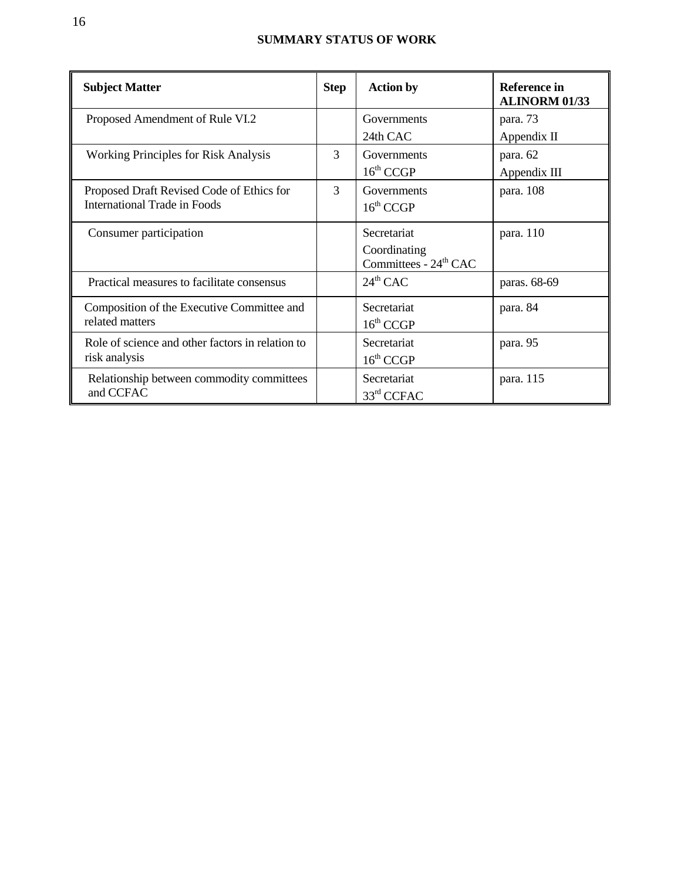## SUMMARY STATUS OF WORK

| Subject Matter | Step | Action by | Reference in ALINORM 01/33 |
|---|---|---|---|
| Proposed Amendment of Rule VI.2 | | Governments<br>24th CAC | para. 73<br>Appendix II |
| Working Principles for Risk Analysis | 3 | Governments<br>16th CCGP | para. 62<br>Appendix III |
| Proposed Draft Revised Code of Ethics for International Trade in Foods | 3 | Governments<br>16th CCGP | para. 108 |
| Consumer participation | | Secretariat<br>Coordinating Committees - 24th CAC | para. 110 |
| Practical measures to facilitate consensus | | 24th CAC | paras. 68-69 |
| Composition of the Executive Committee and related matters | | Secretariat<br>16th CCGP | para. 84 |
| Role of science and other factors in relation to risk analysis | | Secretariat<br>16th CCGP | para. 95 |
| Relationship between commodity committees and CCFAC | | Secretariat<br>33rd CCFAC | para. 115 |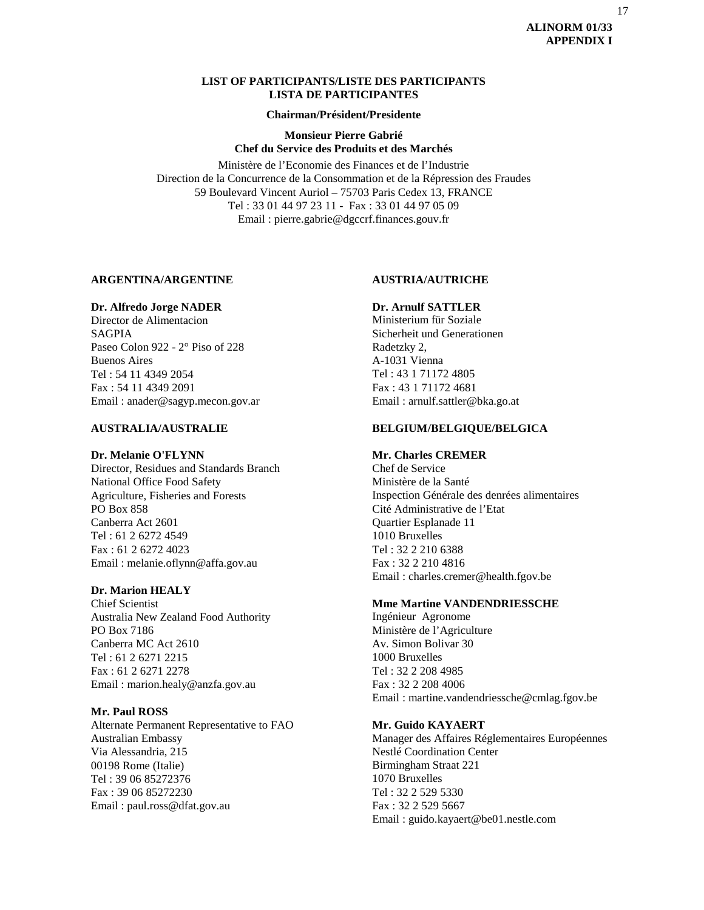ALINORM 01/33
APPENDIX I

## LIST OF PARTICIPANTS/LISTE DES PARTICIPANTS
## LISTA DE PARTICIPANTES

**Chairman/Président/Presidente**

**Monsieur Pierre Gabrié**
**Chef du Service des Produits et des Marchés**
Ministère de l'Economie des Finances et de l'Industrie
Direction de la Concurrence de la Consommation et de la Répression des Fraudes
59 Boulevard Vincent Auriol – 75703 Paris Cedex 13, FRANCE
Tel : 33 01 44 97 23 11 - Fax : 33 01 44 97 05 09
Email : pierre.gabrie@dgccrf.finances.gouv.fr

**ARGENTINA/ARGENTINE**

**Dr. Alfredo Jorge NADER**
Director de Alimentacion
SAGPIA
Paseo Colon 922 - 2° Piso of 228
Buenos Aires
Tel : 54 11 4349 2054
Fax : 54 11 4349 2091
Email : anader@sagyp.mecon.gov.ar

**AUSTRALIA/AUSTRALIE**

**Dr. Melanie O'FLYNN**
Director, Residues and Standards Branch
National Office Food Safety
Agriculture, Fisheries and Forests
PO Box 858
Canberra Act 2601
Tel : 61 2 6272 4549
Fax : 61 2 6272 4023
Email : melanie.oflynn@affa.gov.au

**Dr. Marion HEALY**
Chief Scientist
Australia New Zealand Food Authority
PO Box 7186
Canberra MC Act 2610
Tel : 61 2 6271 2215
Fax : 61 2 6271 2278
Email : marion.healy@anzfa.gov.au

**Mr. Paul ROSS**
Alternate Permanent Representative to FAO
Australian Embassy
Via Alessandria, 215
00198 Rome (Italie)
Tel : 39 06 85272376
Fax : 39 06 85272230
Email : paul.ross@dfat.gov.au

**AUSTRIA/AUTRICHE**

**Dr. Arnulf SATTLER**
Ministerium für Soziale
Sicherheit und Generationen
Radetzky 2,
A-1031 Vienna
Tel : 43 1 71172 4805
Fax : 43 1 71172 4681
Email : arnulf.sattler@bka.go.at

**BELGIUM/BELGIQUE/BELGICA**

**Mr. Charles CREMER**
Chef de Service
Ministère de la Santé
Inspection Générale des denrées alimentaires
Cité Administrative de l'Etat
Quartier Esplanade 11
1010 Bruxelles
Tel : 32 2 210 6388
Fax : 32 2 210 4816
Email : charles.cremer@health.fgov.be

**Mme Martine VANDENDRIESSCHE**
Ingénieur Agronome
Ministère de l'Agriculture
Av. Simon Bolivar 30
1000 Bruxelles
Tel : 32 2 208 4985
Fax : 32 2 208 4006
Email : martine.vandendriessche@cmlag.fgov.be

**Mr. Guido KAYAERT**
Manager des Affaires Réglementaires Européennes
Nestlé Coordination Center
Birmingham Straat 221
1070 Bruxelles
Tel : 32 2 529 5330
Fax : 32 2 529 5667
Email : guido.kayaert@be01.nestle.com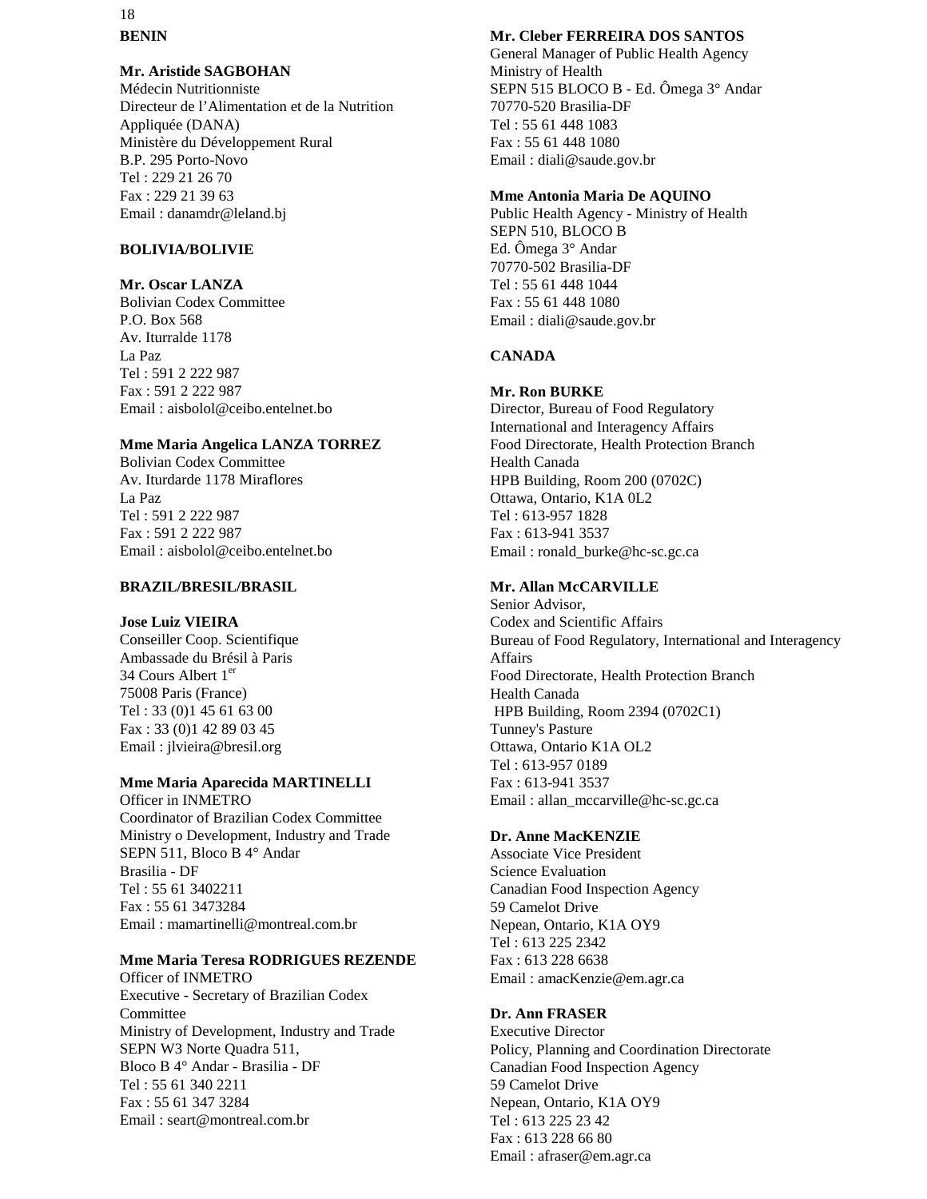**BENIN**

**Mr. Aristide SAGBOHAN**
Médecin Nutritionniste
Directeur de l'Alimentation et de la Nutrition Appliquée (DANA)
Ministère du Développement Rural
B.P. 295 Porto-Novo
Tel : 229 21 26 70
Fax : 229 21 39 63
Email : danamdr@leland.bj

**BOLIVIA/BOLIVIE**

**Mr. Oscar LANZA**
Bolivian Codex Committee
P.O. Box 568
Av. Iturralde 1178
La Paz
Tel : 591 2 222 987
Fax : 591 2 222 987
Email : aisbolol@ceibo.entelnet.bo

**Mme Maria Angelica LANZA TORREZ**
Bolivian Codex Committee
Av. Iturdarde 1178 Miraflores
La Paz
Tel : 591 2 222 987
Fax : 591 2 222 987
Email : aisbolol@ceibo.entelnet.bo

**BRAZIL/BRESIL/BRASIL**

**Jose Luiz VIEIRA**
Conseiller Coop. Scientifique
Ambassade du Brésil à Paris
34 Cours Albert 1er
75008 Paris (France)
Tel : 33 (0)1 45 61 63 00
Fax : 33 (0)1 42 89 03 45
Email : jlvieira@bresil.org

**Mme Maria Aparecida MARTINELLI**
Officer in INMETRO
Coordinator of Brazilian Codex Committee
Ministry o Development, Industry and Trade
SEPN 511, Bloco B 4° Andar
Brasilia - DF
Tel : 55 61 3402211
Fax : 55 61 3473284
Email : mamartinelli@montreal.com.br

**Mme Maria Teresa RODRIGUES REZENDE**
Officer of INMETRO
Executive - Secretary of Brazilian Codex Committee
Ministry of Development, Industry and Trade
SEPN W3 Norte Quadra 511,
Bloco B 4° Andar - Brasilia - DF
Tel : 55 61 340 2211
Fax : 55 61 347 3284
Email : seart@montreal.com.br

**Mr. Cleber FERREIRA DOS SANTOS**
General Manager of Public Health Agency
Ministry of Health
SEPN 515 BLOCO B - Ed. Ômega 3° Andar
70770-520 Brasilia-DF
Tel : 55 61 448 1083
Fax : 55 61 448 1080
Email : diali@saude.gov.br

**Mme Antonia Maria De AQUINO**
Public Health Agency - Ministry of Health
SEPN 510, BLOCO B
Ed. Ômega 3° Andar
70770-502 Brasilia-DF
Tel : 55 61 448 1044
Fax : 55 61 448 1080
Email : diali@saude.gov.br

**CANADA**

**Mr. Ron BURKE**
Director, Bureau of Food Regulatory
International and Interagency Affairs
Food Directorate, Health Protection Branch
Health Canada
HPB Building, Room 200 (0702C)
Ottawa, Ontario, K1A 0L2
Tel : 613-957 1828
Fax : 613-941 3537
Email : ronald_burke@hc-sc.gc.ca

**Mr. Allan McCARVILLE**
Senior Advisor,
Codex and Scientific Affairs
Bureau of Food Regulatory, International and Interagency Affairs
Food Directorate, Health Protection Branch
Health Canada
HPB Building, Room 2394 (0702C1)
Tunney's Pasture
Ottawa, Ontario K1A OL2
Tel : 613-957 0189
Fax : 613-941 3537
Email : allan_mccarville@hc-sc.gc.ca

**Dr. Anne MacKENZIE**
Associate Vice President
Science Evaluation
Canadian Food Inspection Agency
59 Camelot Drive
Nepean, Ontario, K1A OY9
Tel : 613 225 2342
Fax : 613 228 6638
Email : amacKenzie@em.agr.ca

**Dr. Ann FRASER**
Executive Director
Policy, Planning and Coordination Directorate
Canadian Food Inspection Agency
59 Camelot Drive
Nepean, Ontario, K1A OY9
Tel : 613 225 23 42
Fax : 613 228 66 80
Email : afraser@em.agr.ca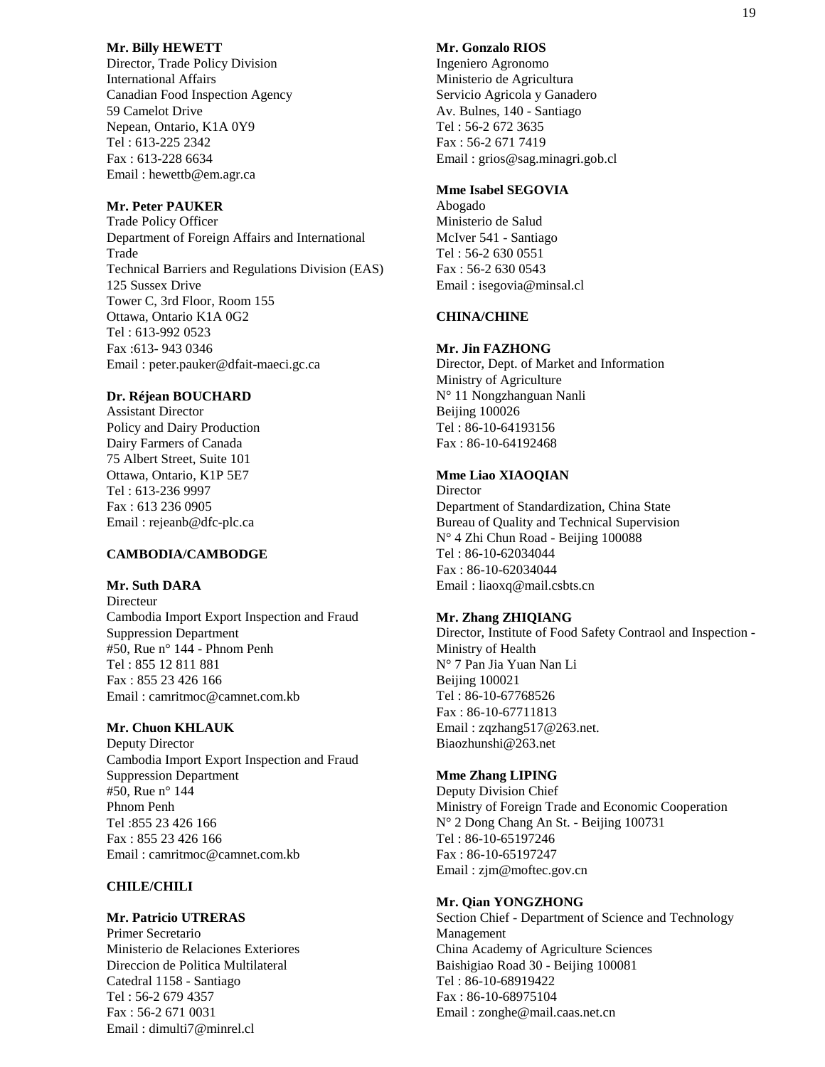**Mr. Billy HEWETT**
Director, Trade Policy Division
International Affairs
Canadian Food Inspection Agency
59 Camelot Drive
Nepean, Ontario, K1A 0Y9
Tel : 613-225 2342
Fax : 613-228 6634
Email : hewettb@em.agr.ca

**Mr. Peter PAUKER**
Trade Policy Officer
Department of Foreign Affairs and International Trade
Technical Barriers and Regulations Division (EAS)
125 Sussex Drive
Tower C, 3rd Floor, Room 155
Ottawa, Ontario K1A 0G2
Tel : 613-992 0523
Fax :613- 943 0346
Email : peter.pauker@dfait-maeci.gc.ca

**Dr. Réjean BOUCHARD**
Assistant Director
Policy and Dairy Production
Dairy Farmers of Canada
75 Albert Street, Suite 101
Ottawa, Ontario, K1P 5E7
Tel : 613-236 9997
Fax : 613 236 0905
Email : rejeanb@dfc-plc.ca

**CAMBODIA/CAMBODGE**

**Mr. Suth DARA**
Directeur
Cambodia Import Export Inspection and Fraud Suppression Department
#50, Rue n° 144 - Phnom Penh
Tel : 855 12 811 881
Fax : 855 23 426 166
Email : camritmoc@camnet.com.kb

**Mr. Chuon KHLAUK**
Deputy Director
Cambodia Import Export Inspection and Fraud Suppression Department
#50, Rue n° 144
Phnom Penh
Tel :855 23 426 166
Fax : 855 23 426 166
Email : camritmoc@camnet.com.kb

**CHILE/CHILI**

**Mr. Patricio UTRERAS**
Primer Secretario
Ministerio de Relaciones Exteriores
Direccion de Politica Multilateral
Catedral 1158 - Santiago
Tel : 56-2 679 4357
Fax : 56-2 671 0031
Email : dimulti7@minrel.cl

**Mr. Gonzalo RIOS**
Ingeniero Agronomo
Ministerio de Agricultura
Servicio Agricola y Ganadero
Av. Bulnes, 140 - Santiago
Tel : 56-2 672 3635
Fax : 56-2 671 7419
Email : grios@sag.minagri.gob.cl

**Mme Isabel SEGOVIA**
Abogado
Ministerio de Salud
McIver 541 - Santiago
Tel : 56-2 630 0551
Fax : 56-2 630 0543
Email : isegovia@minsal.cl

**CHINA/CHINE**

**Mr. Jin FAZHONG**
Director, Dept. of Market and Information
Ministry of Agriculture
N° 11 Nongzhanguan Nanli
Beijing 100026
Tel : 86-10-64193156
Fax : 86-10-64192468

**Mme Liao XIAOQIAN**
Director
Department of Standardization, China State Bureau of Quality and Technical Supervision
N° 4 Zhi Chun Road - Beijing 100088
Tel : 86-10-62034044
Fax : 86-10-62034044
Email : liaoxq@mail.csbts.cn

**Mr. Zhang ZHIQIANG**
Director, Institute of Food Safety Contraol and Inspection - Ministry of Health
N° 7 Pan Jia Yuan Nan Li
Beijing 100021
Tel : 86-10-67768526
Fax : 86-10-67711813
Email : zqzhang517@263.net.
Biaozhunshi@263.net

**Mme Zhang LIPING**
Deputy Division Chief
Ministry of Foreign Trade and Economic Cooperation
N° 2 Dong Chang An St. - Beijing 100731
Tel : 86-10-65197246
Fax : 86-10-65197247
Email : zjm@moftec.gov.cn

**Mr. Qian YONGZHONG**
Section Chief - Department of Science and Technology Management
China Academy of Agriculture Sciences
Baishigiao Road 30 - Beijing 100081
Tel : 86-10-68919422
Fax : 86-10-68975104
Email : zonghe@mail.caas.net.cn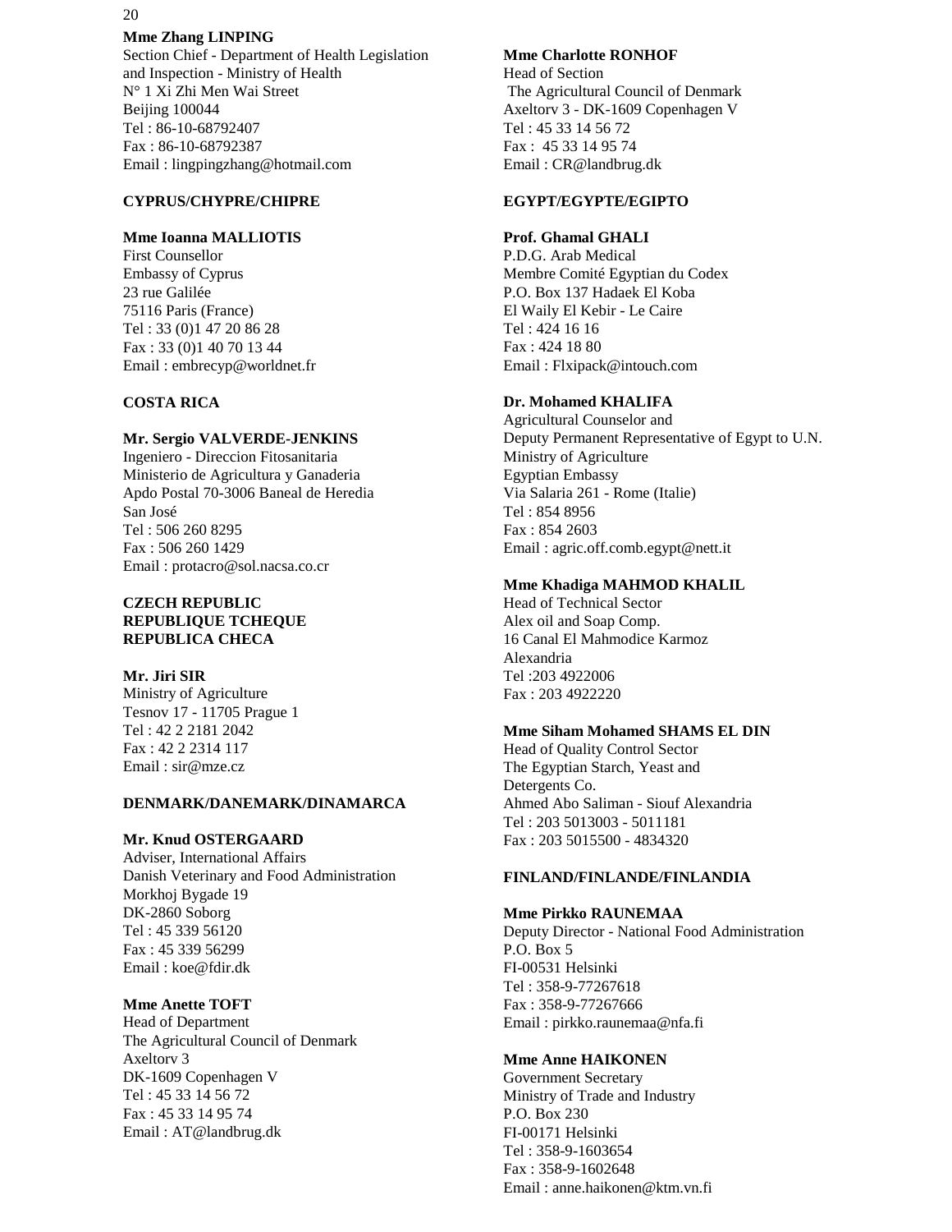**Mme Zhang LINPING**
Section Chief - Department of Health Legislation and Inspection - Ministry of Health
N° 1 Xi Zhi Men Wai Street
Beijing 100044
Tel : 86-10-68792407
Fax : 86-10-68792387
Email : lingpingzhang@hotmail.com

**CYPRUS/CHYPRE/CHIPRE**

**Mme Ioanna MALLIOTIS**
First Counsellor
Embassy of Cyprus
23 rue Galilée
75116 Paris (France)
Tel : 33 (0)1 47 20 86 28
Fax : 33 (0)1 40 70 13 44
Email : embrecyp@worldnet.fr

**COSTA RICA**

**Mr. Sergio VALVERDE-JENKINS**
Ingeniero - Direccion Fitosanitaria
Ministerio de Agricultura y Ganaderia
Apdo Postal 70-3006 Baneal de Heredia
San José
Tel : 506 260 8295
Fax : 506 260 1429
Email : protacro@sol.nacsa.co.cr

**CZECH REPUBLIC
REPUBLIQUE TCHEQUE
REPUBLICA CHECA**

**Mr. Jiri SIR**
Ministry of Agriculture
Tesnov 17 - 11705 Prague 1
Tel : 42 2 2181 2042
Fax : 42 2 2314 117
Email : sir@mze.cz

**DENMARK/DANEMARK/DINAMARCA**

**Mr. Knud OSTERGAARD**
Adviser, International Affairs
Danish Veterinary and Food Administration
Morkhoj Bygade 19
DK-2860 Soborg
Tel : 45 339 56120
Fax : 45 339 56299
Email : koe@fdir.dk

**Mme Anette TOFT**
Head of Department
The Agricultural Council of Denmark
Axeltorv 3
DK-1609 Copenhagen V
Tel : 45 33 14 56 72
Fax : 45 33 14 95 74
Email : AT@landbrug.dk

**Mme Charlotte RONHOF**
Head of Section
The Agricultural Council of Denmark
Axeltorv 3 - DK-1609 Copenhagen V
Tel : 45 33 14 56 72
Fax : 45 33 14 95 74
Email : CR@landbrug.dk

**EGYPT/EGYPTE/EGIPTO**

**Prof. Ghamal GHALI**
P.D.G. Arab Medical
Membre Comité Egyptian du Codex
P.O. Box 137 Hadaek El Koba
El Waily El Kebir - Le Caire
Tel : 424 16 16
Fax : 424 18 80
Email : Flxipack@intouch.com

**Dr. Mohamed KHALIFA**
Agricultural Counselor and
Deputy Permanent Representative of Egypt to U.N.
Ministry of Agriculture
Egyptian Embassy
Via Salaria 261 - Rome (Italie)
Tel : 854 8956
Fax : 854 2603
Email : agric.off.comb.egypt@nett.it

**Mme Khadiga MAHMOD KHALIL**
Head of Technical Sector
Alex oil and Soap Comp.
16 Canal El Mahmodice Karmoz
Alexandria
Tel :203 4922006
Fax : 203 4922220

**Mme Siham Mohamed SHAMS EL DIN**
Head of Quality Control Sector
The Egyptian Starch, Yeast and Detergents Co.
Ahmed Abo Saliman - Siouf Alexandria
Tel : 203 5013003 - 5011181
Fax : 203 5015500 - 4834320

**FINLAND/FINLANDE/FINLANDIA**

**Mme Pirkko RAUNEMAA**
Deputy Director - National Food Administration
P.O. Box 5
FI-00531 Helsinki
Tel : 358-9-77267618
Fax : 358-9-77267666
Email : pirkko.raunemaa@nfa.fi

**Mme Anne HAIKONEN**
Government Secretary
Ministry of Trade and Industry
P.O. Box 230
FI-00171 Helsinki
Tel : 358-9-1603654
Fax : 358-9-1602648
Email : anne.haikonen@ktm.vn.fi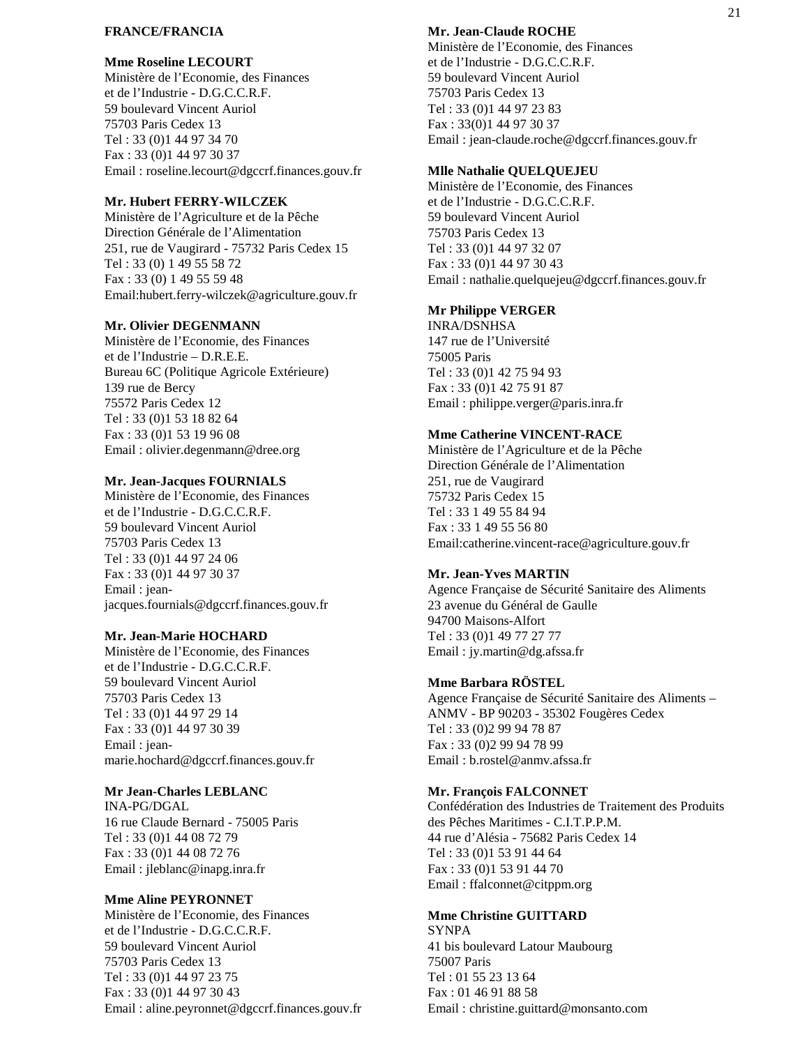**FRANCE/FRANCIA**

**Mme Roseline LECOURT**
Ministère de l'Economie, des Finances
et de l'Industrie - D.G.C.C.R.F.
59 boulevard Vincent Auriol
75703 Paris Cedex 13
Tel : 33 (0)1 44 97 34 70
Fax : 33 (0)1 44 97 30 37
Email : roseline.lecourt@dgccrf.finances.gouv.fr

**Mr. Hubert FERRY-WILCZEK**
Ministère de l'Agriculture et de la Pêche
Direction Générale de l'Alimentation
251, rue de Vaugirard - 75732 Paris Cedex 15
Tel : 33 (0) 1 49 55 58 72
Fax : 33 (0) 1 49 55 59 48
Email:hubert.ferry-wilczek@agriculture.gouv.fr

**Mr. Olivier DEGENMANN**
Ministère de l'Economie, des Finances
et de l'Industrie – D.R.E.E.
Bureau 6C (Politique Agricole Extérieure)
139 rue de Bercy
75572 Paris Cedex 12
Tel : 33 (0)1 53 18 82 64
Fax : 33 (0)1 53 19 96 08
Email : olivier.degenmann@dree.org

**Mr. Jean-Jacques FOURNIALS**
Ministère de l'Economie, des Finances
et de l'Industrie - D.G.C.C.R.F.
59 boulevard Vincent Auriol
75703 Paris Cedex 13
Tel : 33 (0)1 44 97 24 06
Fax : 33 (0)1 44 97 30 37
Email : jean-jacques.fournials@dgccrf.finances.gouv.fr

**Mr. Jean-Marie HOCHARD**
Ministère de l'Economie, des Finances
et de l'Industrie - D.G.C.C.R.F.
59 boulevard Vincent Auriol
75703 Paris Cedex 13
Tel : 33 (0)1 44 97 29 14
Fax : 33 (0)1 44 97 30 39
Email : jean-marie.hochard@dgccrf.finances.gouv.fr

**Mr Jean-Charles LEBLANC**
INA-PG/DGAL
16 rue Claude Bernard - 75005 Paris
Tel : 33 (0)1 44 08 72 79
Fax : 33 (0)1 44 08 72 76
Email : jleblanc@inapg.inra.fr

**Mme Aline PEYRONNET**
Ministère de l'Economie, des Finances
et de l'Industrie - D.G.C.C.R.F.
59 boulevard Vincent Auriol
75703 Paris Cedex 13
Tel : 33 (0)1 44 97 23 75
Fax : 33 (0)1 44 97 30 43
Email : aline.peyronnet@dgccrf.finances.gouv.fr

**Mr. Jean-Claude ROCHE**
Ministère de l'Economie, des Finances
et de l'Industrie - D.G.C.C.R.F.
59 boulevard Vincent Auriol
75703 Paris Cedex 13
Tel : 33 (0)1 44 97 23 83
Fax : 33(0)1 44 97 30 37
Email : jean-claude.roche@dgccrf.finances.gouv.fr

**Mlle Nathalie QUELQUEJEU**
Ministère de l'Economie, des Finances
et de l'Industrie - D.G.C.C.R.F.
59 boulevard Vincent Auriol
75703 Paris Cedex 13
Tel : 33 (0)1 44 97 32 07
Fax : 33 (0)1 44 97 30 43
Email : nathalie.quelquejeu@dgccrf.finances.gouv.fr

**Mr Philippe VERGER**
INRA/DSNHSA
147 rue de l'Université
75005 Paris
Tel : 33 (0)1 42 75 94 93
Fax : 33 (0)1 42 75 91 87
Email : philippe.verger@paris.inra.fr

**Mme Catherine VINCENT-RACE**
Ministère de l'Agriculture et de la Pêche
Direction Générale de l'Alimentation
251, rue de Vaugirard
75732 Paris Cedex 15
Tel : 33 1 49 55 84 94
Fax : 33 1 49 55 56 80
Email:catherine.vincent-race@agriculture.gouv.fr

**Mr. Jean-Yves MARTIN**
Agence Française de Sécurité Sanitaire des Aliments
23 avenue du Général de Gaulle
94700 Maisons-Alfort
Tel : 33 (0)1 49 77 27 77
Email : jy.martin@dg.afssa.fr

**Mme Barbara RÖSTEL**
Agence Française de Sécurité Sanitaire des Aliments –
ANMV - BP 90203 - 35302 Fougères Cedex
Tel : 33 (0)2 99 94 78 87
Fax : 33 (0)2 99 94 78 99
Email : b.rostel@anmv.afssa.fr

**Mr. François FALCONNET**
Confédération des Industries de Traitement des Produits
des Pêches Maritimes - C.I.T.P.P.M.
44 rue d'Alésia - 75682 Paris Cedex 14
Tel : 33 (0)1 53 91 44 64
Fax : 33 (0)1 53 91 44 70
Email : ffalconnet@citppm.org

**Mme Christine GUITTARD**
SYNPA
41 bis boulevard Latour Maubourg
75007 Paris
Tel : 01 55 23 13 64
Fax : 01 46 91 88 58
Email : christine.guittard@monsanto.com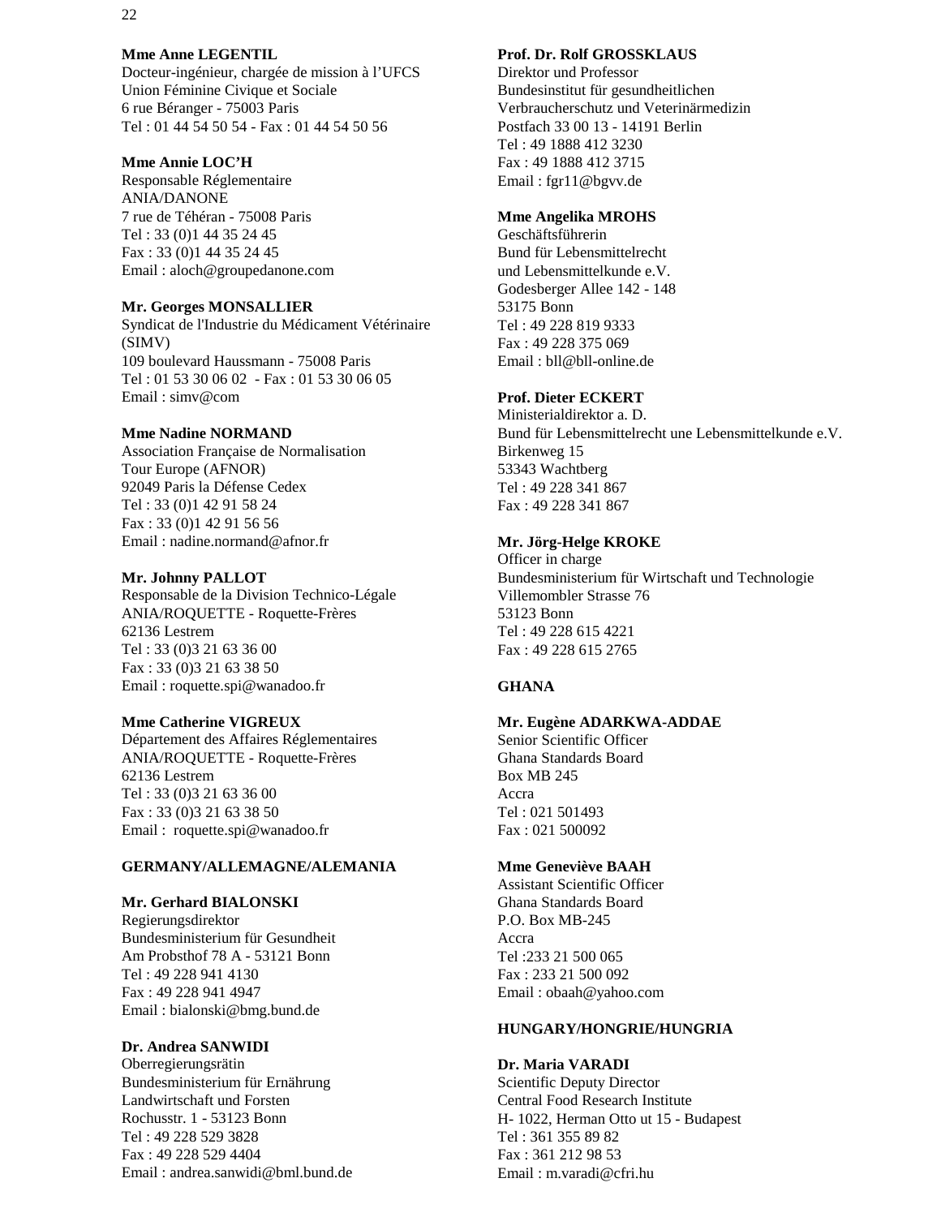**Mme Anne LEGENTIL**
Docteur-ingénieur, chargée de mission à l'UFCS
Union Féminine Civique et Sociale
6 rue Béranger - 75003 Paris
Tel : 01 44 54 50 54 - Fax : 01 44 54 50 56

**Mme Annie LOC'H**
Responsable Réglementaire
ANIA/DANONE
7 rue de Téhéran - 75008 Paris
Tel : 33 (0)1 44 35 24 45
Fax : 33 (0)1 44 35 24 45
Email : aloch@groupedanone.com

**Mr. Georges MONSALLIER**
Syndicat de l'Industrie du Médicament Vétérinaire (SIMV)
109 boulevard Haussmann - 75008 Paris
Tel : 01 53 30 06 02 - Fax : 01 53 30 06 05
Email : simv@com

**Mme Nadine NORMAND**
Association Française de Normalisation
Tour Europe (AFNOR)
92049 Paris la Défense Cedex
Tel : 33 (0)1 42 91 58 24
Fax : 33 (0)1 42 91 56 56
Email : nadine.normand@afnor.fr

**Mr. Johnny PALLOT**
Responsable de la Division Technico-Légale
ANIA/ROQUETTE - Roquette-Frères
62136 Lestrem
Tel : 33 (0)3 21 63 36 00
Fax : 33 (0)3 21 63 38 50
Email : roquette.spi@wanadoo.fr

**Mme Catherine VIGREUX**
Département des Affaires Réglementaires
ANIA/ROQUETTE - Roquette-Frères
62136 Lestrem
Tel : 33 (0)3 21 63 36 00
Fax : 33 (0)3 21 63 38 50
Email : roquette.spi@wanadoo.fr

**GERMANY/ALLEMAGNE/ALEMANIA**

**Mr. Gerhard BIALONSKI**
Regierungsdirektor
Bundesministerium für Gesundheit
Am Probsthof 78 A - 53121 Bonn
Tel : 49 228 941 4130
Fax : 49 228 941 4947
Email : bialonski@bmg.bund.de

**Dr. Andrea SANWIDI**
Oberregierungsrätin
Bundesministerium für Ernährung
Landwirtschaft und Forsten
Rochusstr. 1 - 53123 Bonn
Tel : 49 228 529 3828
Fax : 49 228 529 4404
Email : andrea.sanwidi@bml.bund.de

**Prof. Dr. Rolf GROSSKLAUS**
Direktor und Professor
Bundesinstitut für gesundheitlichen
Verbraucherschutz und Veterinärmedizin
Postfach 33 00 13 - 14191 Berlin
Tel : 49 1888 412 3230
Fax : 49 1888 412 3715
Email : fgr11@bgvv.de

**Mme Angelika MROHS**
Geschäftsführerin
Bund für Lebensmittelrecht
und Lebensmittelkunde e.V.
Godesberger Allee 142 - 148
53175 Bonn
Tel : 49 228 819 9333
Fax : 49 228 375 069
Email : bll@bll-online.de

**Prof. Dieter ECKERT**
Ministerialdirektor a. D.
Bund für Lebensmittelrecht une Lebensmittelkunde e.V.
Birkenweg 15
53343 Wachtberg
Tel : 49 228 341 867
Fax : 49 228 341 867

**Mr. Jörg-Helge KROKE**
Officer in charge
Bundesministerium für Wirtschaft und Technologie
Villemombler Strasse 76
53123 Bonn
Tel : 49 228 615 4221
Fax : 49 228 615 2765

**GHANA**

**Mr. Eugène ADARKWA-ADDAE**
Senior Scientific Officer
Ghana Standards Board
Box MB 245
Accra
Tel : 021 501493
Fax : 021 500092

**Mme Geneviève BAAH**
Assistant Scientific Officer
Ghana Standards Board
P.O. Box MB-245
Accra
Tel :233 21 500 065
Fax : 233 21 500 092
Email : obaah@yahoo.com

**HUNGARY/HONGRIE/HUNGRIA**

**Dr. Maria VARADI**
Scientific Deputy Director
Central Food Research Institute
H- 1022, Herman Otto ut 15 - Budapest
Tel : 361 355 89 82
Fax : 361 212 98 53
Email : m.varadi@cfri.hu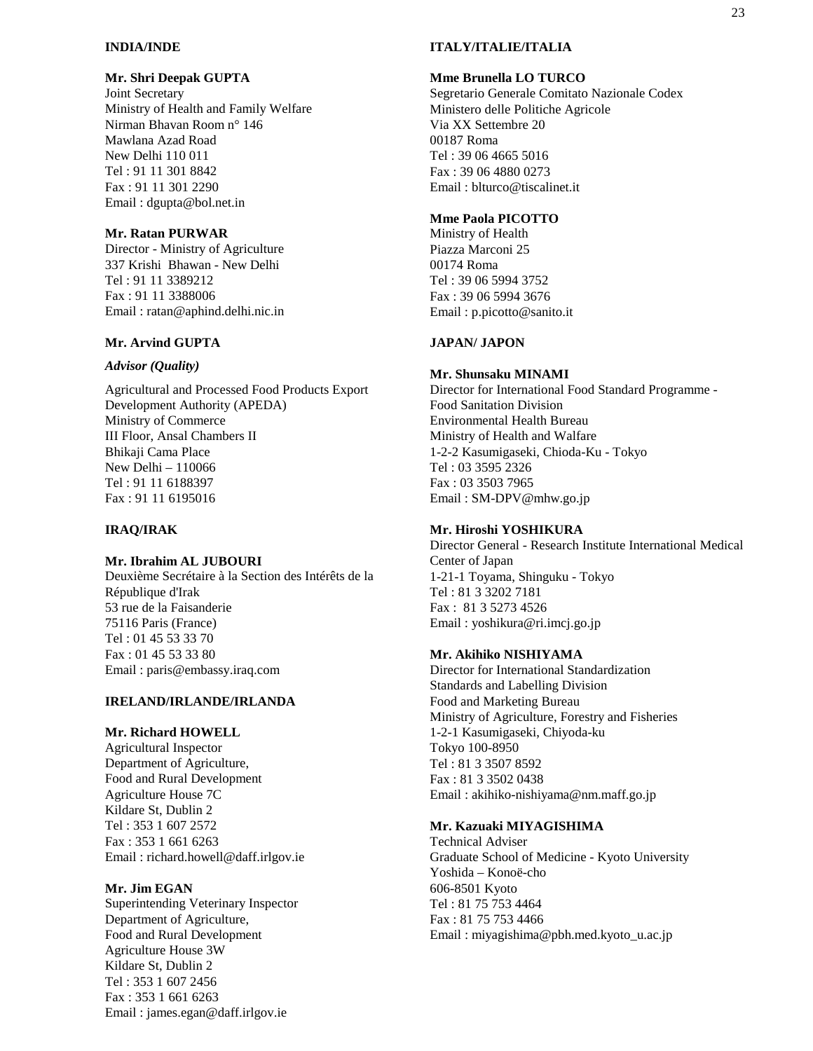**INDIA/INDE**

**Mr. Shri Deepak GUPTA**
Joint Secretary
Ministry of Health and Family Welfare
Nirman Bhavan Room n° 146
Mawlana Azad Road
New Delhi 110 011
Tel : 91 11 301 8842
Fax : 91 11 301 2290
Email : dgupta@bol.net.in

**Mr. Ratan PURWAR**
Director - Ministry of Agriculture
337 Krishi Bhawan - New Delhi
Tel : 91 11 3389212
Fax : 91 11 3388006
Email : ratan@aphind.delhi.nic.in

**Mr. Arvind GUPTA**

***Advisor (Quality)***

Agricultural and Processed Food Products Export Development Authority (APEDA)
Ministry of Commerce
III Floor, Ansal Chambers II
Bhikaji Cama Place
New Delhi – 110066
Tel : 91 11 6188397
Fax : 91 11 6195016

**IRAQ/IRAK**

**Mr. Ibrahim AL JUBOURI**
Deuxième Secrétaire à la Section des Intérêts de la République d'Irak
53 rue de la Faisanderie
75116 Paris (France)
Tel : 01 45 53 33 70
Fax : 01 45 53 33 80
Email : paris@embassy.iraq.com

**IRELAND/IRLANDE/IRLANDA**

**Mr. Richard HOWELL**
Agricultural Inspector
Department of Agriculture,
Food and Rural Development
Agriculture House 7C
Kildare St, Dublin 2
Tel : 353 1 607 2572
Fax : 353 1 661 6263
Email : richard.howell@daff.irlgov.ie

**Mr. Jim EGAN**
Superintending Veterinary Inspector
Department of Agriculture,
Food and Rural Development
Agriculture House 3W
Kildare St, Dublin 2
Tel : 353 1 607 2456
Fax : 353 1 661 6263
Email : james.egan@daff.irlgov.ie

**ITALY/ITALIE/ITALIA**

**Mme Brunella LO TURCO**
Segretario Generale Comitato Nazionale Codex
Ministero delle Politiche Agricole
Via XX Settembre 20
00187 Roma
Tel : 39 06 4665 5016
Fax : 39 06 4880 0273
Email : blturco@tiscalinet.it

**Mme Paola PICOTTO**
Ministry of Health
Piazza Marconi 25
00174 Roma
Tel : 39 06 5994 3752
Fax : 39 06 5994 3676
Email : p.picotto@sanito.it

**JAPAN/ JAPON**

**Mr. Shunsaku MINAMI**
Director for International Food Standard Programme - Food Sanitation Division
Environmental Health Bureau
Ministry of Health and Walfare
1-2-2 Kasumigaseki, Chioda-Ku - Tokyo
Tel : 03 3595 2326
Fax : 03 3503 7965
Email : SM-DPV@mhw.go.jp

**Mr. Hiroshi YOSHIKURA**
Director General - Research Institute International Medical Center of Japan
1-21-1 Toyama, Shinguku - Tokyo
Tel : 81 3 3202 7181
Fax : 81 3 5273 4526
Email : yoshikura@ri.imcj.go.jp

**Mr. Akihiko NISHIYAMA**
Director for International Standardization
Standards and Labelling Division
Food and Marketing Bureau
Ministry of Agriculture, Forestry and Fisheries
1-2-1 Kasumigaseki, Chiyoda-ku
Tokyo 100-8950
Tel : 81 3 3507 8592
Fax : 81 3 3502 0438
Email : akihiko-nishiyama@nm.maff.go.jp

**Mr. Kazuaki MIYAGISHIMA**
Technical Adviser
Graduate School of Medicine - Kyoto University
Yoshida – Konoë-cho
606-8501 Kyoto
Tel : 81 75 753 4464
Fax : 81 75 753 4466
Email : miyagishima@pbh.med.kyoto_u.ac.jp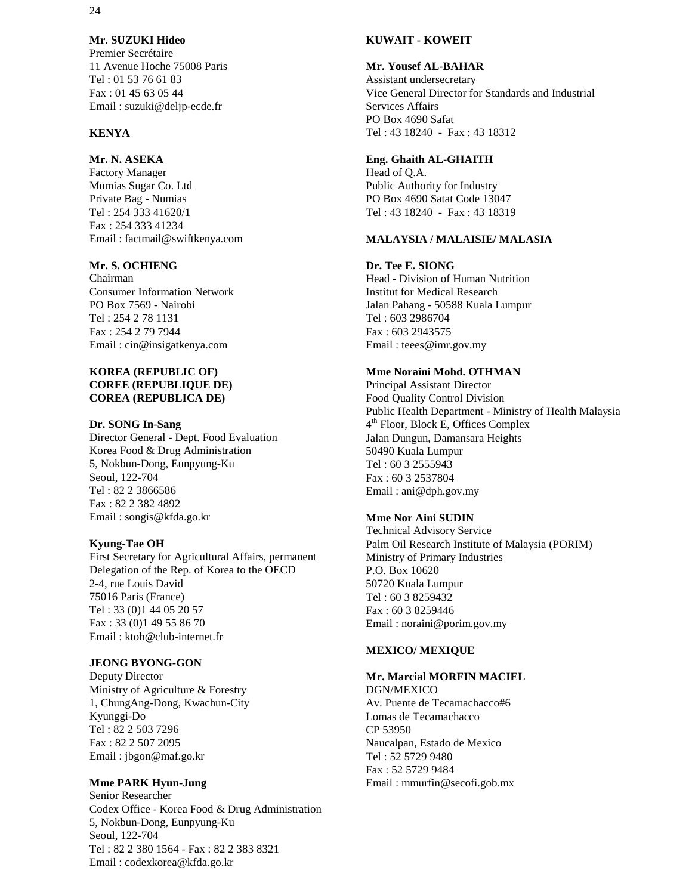**Mr. SUZUKI Hideo**
Premier Secrétaire
11 Avenue Hoche 75008 Paris
Tel : 01 53 76 61 83
Fax : 01 45 63 05 44
Email : suzuki@deljp-ecde.fr

**KENYA**

**Mr. N. ASEKA**
Factory Manager
Mumias Sugar Co. Ltd
Private Bag - Numias
Tel : 254 333 41620/1
Fax : 254 333 41234
Email : factmail@swiftkenya.com

**Mr. S. OCHIENG**
Chairman
Consumer Information Network
PO Box 7569 - Nairobi
Tel : 254 2 78 1131
Fax : 254 2 79 7944
Email : cin@insigatkenya.com

**KOREA (REPUBLIC OF)**
**COREE (REPUBLIQUE DE)**
**COREA (REPUBLICA DE)**

**Dr. SONG In-Sang**
Director General - Dept. Food Evaluation
Korea Food & Drug Administration
5, Nokbun-Dong, Eunpyung-Ku
Seoul, 122-704
Tel : 82 2 3866586
Fax : 82 2 382 4892
Email : songis@kfda.go.kr

**Kyung-Tae OH**
First Secretary for Agricultural Affairs, permanent Delegation of the Rep. of Korea to the OECD
2-4, rue Louis David
75016 Paris (France)
Tel : 33 (0)1 44 05 20 57
Fax : 33 (0)1 49 55 86 70
Email : ktoh@club-internet.fr

**JEONG BYONG-GON**
Deputy Director
Ministry of Agriculture & Forestry
1, ChungAng-Dong, Kwachun-City
Kyunggi-Do
Tel : 82 2 503 7296
Fax : 82 2 507 2095
Email : jbgon@maf.go.kr

**Mme PARK Hyun-Jung**
Senior Researcher
Codex Office - Korea Food & Drug Administration
5, Nokbun-Dong, Eunpyung-Ku
Seoul, 122-704
Tel : 82 2 380 1564 - Fax : 82 2 383 8321
Email : codexkorea@kfda.go.kr

**KUWAIT - KOWEIT**

**Mr. Yousef AL-BAHAR**
Assistant undersecretary
Vice General Director for Standards and Industrial Services Affairs
PO Box 4690 Safat
Tel : 43 18240 - Fax : 43 18312

**Eng. Ghaith AL-GHAITH**
Head of Q.A.
Public Authority for Industry
PO Box 4690 Satat Code 13047
Tel : 43 18240 - Fax : 43 18319

**MALAYSIA / MALAISIE/ MALASIA**

**Dr. Tee E. SIONG**
Head - Division of Human Nutrition
Institut for Medical Research
Jalan Pahang - 50588 Kuala Lumpur
Tel : 603 2986704
Fax : 603 2943575
Email : teees@imr.gov.my

**Mme Noraini Mohd. OTHMAN**
Principal Assistant Director
Food Quality Control Division
Public Health Department - Ministry of Health Malaysia
4th Floor, Block E, Offices Complex
Jalan Dungun, Damansara Heights
50490 Kuala Lumpur
Tel : 60 3 2555943
Fax : 60 3 2537804
Email : ani@dph.gov.my

**Mme Nor Aini SUDIN**
Technical Advisory Service
Palm Oil Research Institute of Malaysia (PORIM)
Ministry of Primary Industries
P.O. Box 10620
50720 Kuala Lumpur
Tel : 60 3 8259432
Fax : 60 3 8259446
Email : noraini@porim.gov.my

**MEXICO/ MEXIQUE**

**Mr. Marcial MORFIN MACIEL**
DGN/MEXICO
Av. Puente de Tecamachacco#6
Lomas de Tecamachacco
CP 53950
Naucalpan, Estado de Mexico
Tel : 52 5729 9480
Fax : 52 5729 9484
Email : mmurfin@secofi.gob.mx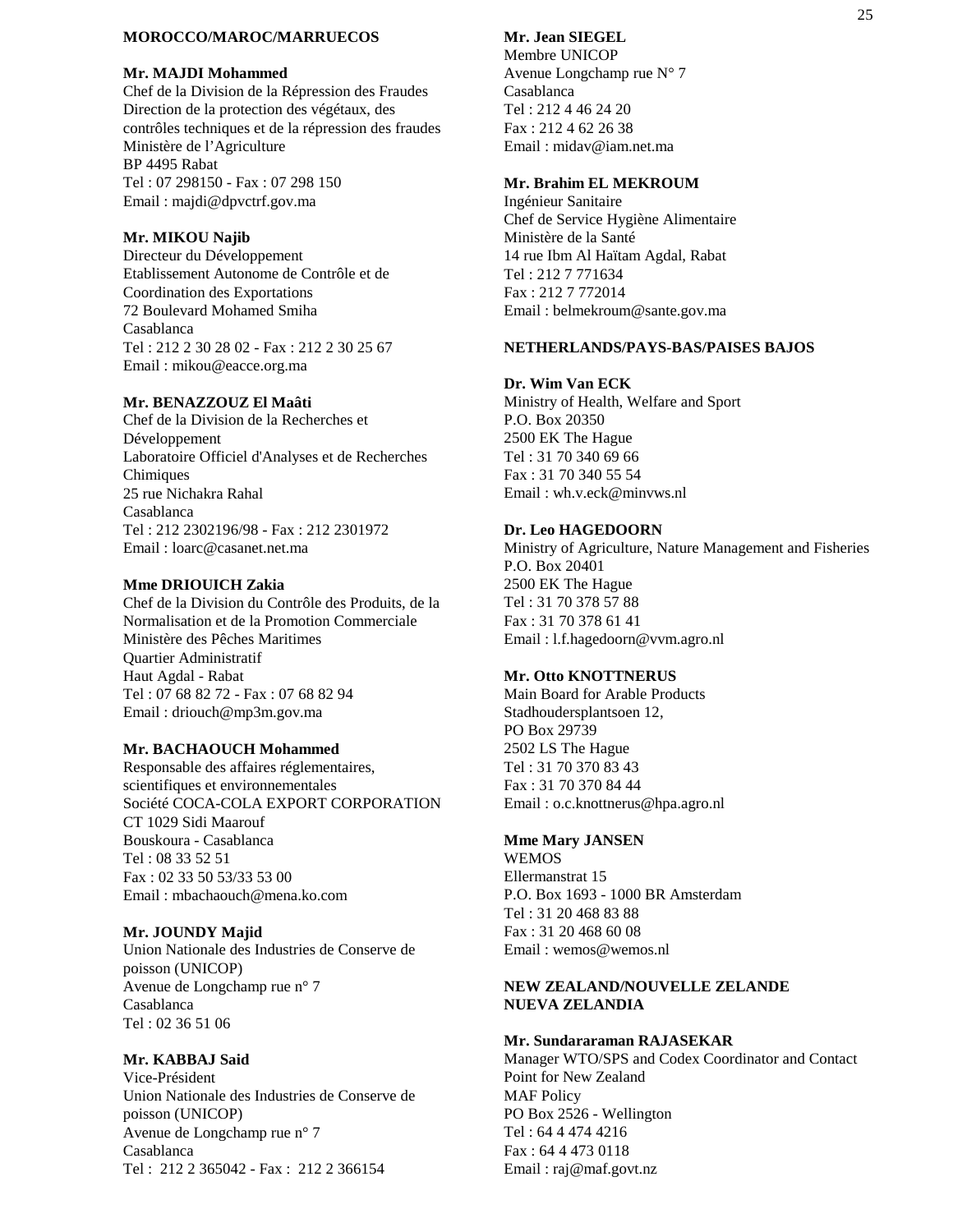**MOROCCO/MAROC/MARRUECOS**

**Mr. MAJDI Mohammed**
Chef de la Division de la Répression des Fraudes
Direction de la protection des végétaux, des contrôles techniques et de la répression des fraudes
Ministère de l'Agriculture
BP 4495 Rabat
Tel : 07 298150 - Fax : 07 298 150
Email : majdi@dpvctrf.gov.ma

**Mr. MIKOU Najib**
Directeur du Développement
Etablissement Autonome de Contrôle et de Coordination des Exportations
72 Boulevard Mohamed Smiha
Casablanca
Tel : 212 2 30 28 02 - Fax : 212 2 30 25 67
Email : mikou@eacce.org.ma

**Mr. BENAZZOUZ El Maâti**
Chef de la Division de la Recherches et Développement
Laboratoire Officiel d'Analyses et de Recherches Chimiques
25 rue Nichakra Rahal
Casablanca
Tel : 212 2302196/98 - Fax : 212 2301972
Email : loarc@casanet.net.ma

**Mme DRIOUICH Zakia**
Chef de la Division du Contrôle des Produits, de la Normalisation et de la Promotion Commerciale
Ministère des Pêches Maritimes
Quartier Administratif
Haut Agdal - Rabat
Tel : 07 68 82 72 - Fax : 07 68 82 94
Email : driouch@mp3m.gov.ma

**Mr. BACHAOUCH Mohammed**
Responsable des affaires réglementaires, scientifiques et environnementales
Société COCA-COLA EXPORT CORPORATION
CT 1029 Sidi Maarouf
Bouskoura - Casablanca
Tel : 08 33 52 51
Fax : 02 33 50 53/33 53 00
Email : mbachaouch@mena.ko.com

**Mr. JOUNDY Majid**
Union Nationale des Industries de Conserve de poisson (UNICOP)
Avenue de Longchamp rue n° 7
Casablanca
Tel : 02 36 51 06

**Mr. KABBAJ Said**
Vice-Président
Union Nationale des Industries de Conserve de poisson (UNICOP)
Avenue de Longchamp rue n° 7
Casablanca
Tel : 212 2 365042 - Fax : 212 2 366154

**Mr. Jean SIEGEL**
Membre UNICOP
Avenue Longchamp rue N° 7
Casablanca
Tel : 212 4 46 24 20
Fax : 212 4 62 26 38
Email : midav@iam.net.ma

**Mr. Brahim EL MEKROUM**
Ingénieur Sanitaire
Chef de Service Hygiène Alimentaire
Ministère de la Santé
14 rue Ibm Al Haïtam Agdal, Rabat
Tel : 212 7 771634
Fax : 212 7 772014
Email : belmekroum@sante.gov.ma

**NETHERLANDS/PAYS-BAS/PAISES BAJOS**

**Dr. Wim Van ECK**
Ministry of Health, Welfare and Sport
P.O. Box 20350
2500 EK The Hague
Tel : 31 70 340 69 66
Fax : 31 70 340 55 54
Email : wh.v.eck@minvws.nl

**Dr. Leo HAGEDOORN**
Ministry of Agriculture, Nature Management and Fisheries
P.O. Box 20401
2500 EK The Hague
Tel : 31 70 378 57 88
Fax : 31 70 378 61 41
Email : l.f.hagedoorn@vvm.agro.nl

**Mr. Otto KNOTTNERUS**
Main Board for Arable Products
Stadhoudersplantsoen 12,
PO Box 29739
2502 LS The Hague
Tel : 31 70 370 83 43
Fax : 31 70 370 84 44
Email : o.c.knottnerus@hpa.agro.nl

**Mme Mary JANSEN**
WEMOS
Ellermanstrat 15
P.O. Box 1693 - 1000 BR Amsterdam
Tel : 31 20 468 83 88
Fax : 31 20 468 60 08
Email : wemos@wemos.nl

**NEW ZEALAND/NOUVELLE ZELANDE NUEVA ZELANDIA**

**Mr. Sundararaman RAJASEKAR**
Manager WTO/SPS and Codex Coordinator and Contact Point for New Zealand
MAF Policy
PO Box 2526 - Wellington
Tel : 64 4 474 4216
Fax : 64 4 473 0118
Email : raj@maf.govt.nz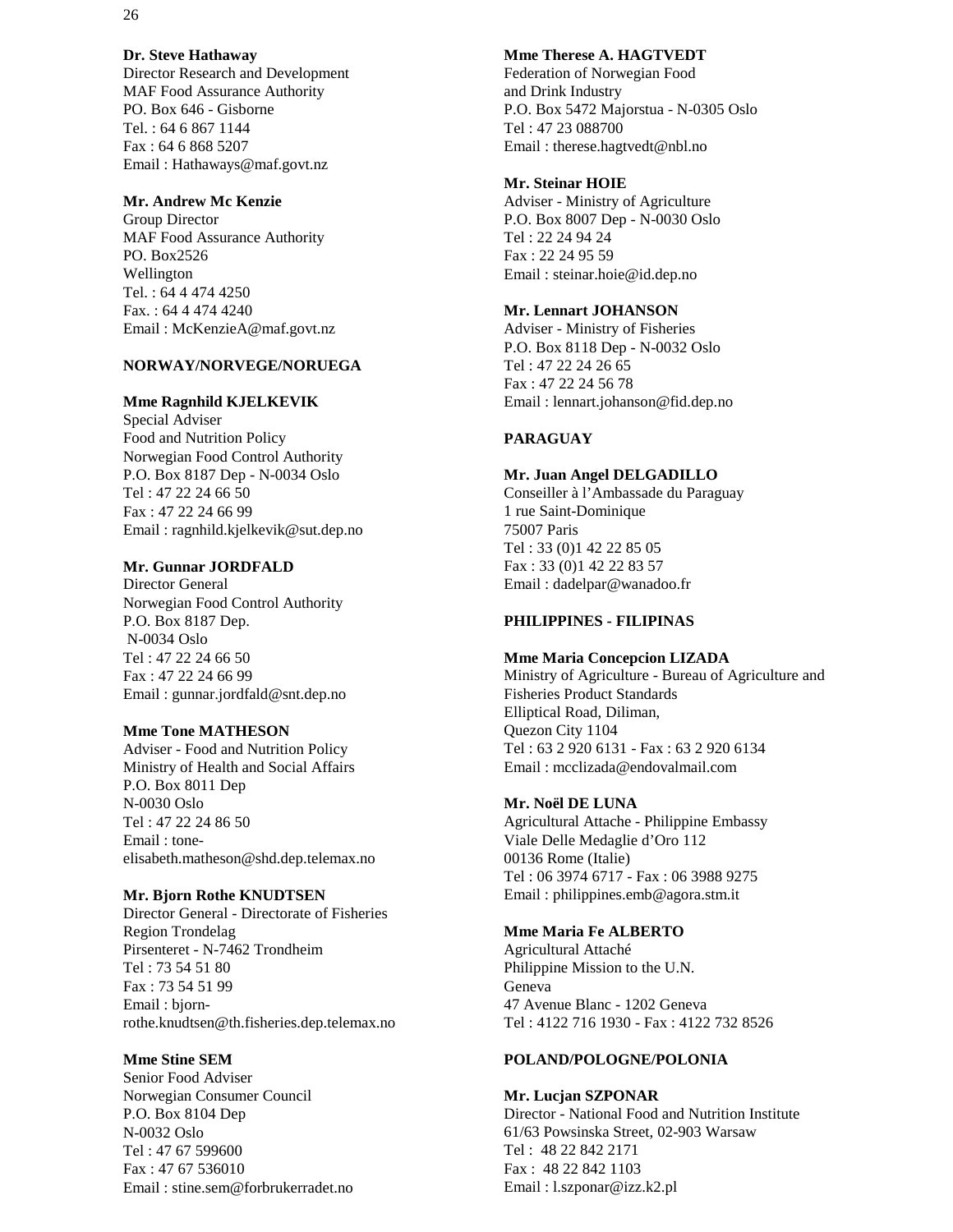**Dr. Steve Hathaway**
Director Research and Development
MAF Food Assurance Authority
PO. Box 646 - Gisborne
Tel. : 64 6 867 1144
Fax : 64 6 868 5207
Email : Hathaways@maf.govt.nz

**Mr. Andrew Mc Kenzie**
Group Director
MAF Food Assurance Authority
PO. Box2526
Wellington
Tel. : 64 4 474 4250
Fax. : 64 4 474 4240
Email : McKenzieA@maf.govt.nz

**NORWAY/NORVEGE/NORUEGA**

**Mme Ragnhild KJELKEVIK**
Special Adviser
Food and Nutrition Policy
Norwegian Food Control Authority
P.O. Box 8187 Dep - N-0034 Oslo
Tel : 47 22 24 66 50
Fax : 47 22 24 66 99
Email : ragnhild.kjelkevik@sut.dep.no

**Mr. Gunnar JORDFALD**
Director General
Norwegian Food Control Authority
P.O. Box 8187 Dep.
N-0034 Oslo
Tel : 47 22 24 66 50
Fax : 47 22 24 66 99
Email : gunnar.jordfald@snt.dep.no

**Mme Tone MATHESON**
Adviser - Food and Nutrition Policy
Ministry of Health and Social Affairs
P.O. Box 8011 Dep
N-0030 Oslo
Tel : 47 22 24 86 50
Email : tone-elisabeth.matheson@shd.dep.telemax.no

**Mr. Bjorn Rothe KNUDTSEN**
Director General - Directorate of Fisheries
Region Trondelag
Pirsenteret - N-7462 Trondheim
Tel : 73 54 51 80
Fax : 73 54 51 99
Email : bjorn-rothe.knudtsen@th.fisheries.dep.telemax.no

**Mme Stine SEM**
Senior Food Adviser
Norwegian Consumer Council
P.O. Box 8104 Dep
N-0032 Oslo
Tel : 47 67 599600
Fax : 47 67 536010
Email : stine.sem@forbrukerradet.no

**Mme Therese A. HAGTVEDT**
Federation of Norwegian Food
and Drink Industry
P.O. Box 5472 Majorstua - N-0305 Oslo
Tel : 47 23 088700
Email : therese.hagtvedt@nbl.no

**Mr. Steinar HOIE**
Adviser - Ministry of Agriculture
P.O. Box 8007 Dep - N-0030 Oslo
Tel : 22 24 94 24
Fax : 22 24 95 59
Email : steinar.hoie@id.dep.no

**Mr. Lennart JOHANSON**
Adviser - Ministry of Fisheries
P.O. Box 8118 Dep - N-0032 Oslo
Tel : 47 22 24 26 65
Fax : 47 22 24 56 78
Email : lennart.johanson@fid.dep.no

**PARAGUAY**

**Mr. Juan Angel DELGADILLO**
Conseiller à l'Ambassade du Paraguay
1 rue Saint-Dominique
75007 Paris
Tel : 33 (0)1 42 22 85 05
Fax : 33 (0)1 42 22 83 57
Email : dadelpar@wanadoo.fr

**PHILIPPINES - FILIPINAS**

**Mme Maria Concepcion LIZADA**
Ministry of Agriculture - Bureau of Agriculture and Fisheries Product Standards
Elliptical Road, Diliman,
Quezon City 1104
Tel : 63 2 920 6131 - Fax : 63 2 920 6134
Email : mcclizada@endovalmail.com

**Mr. Noël DE LUNA**
Agricultural Attache - Philippine Embassy
Viale Delle Medaglie d'Oro 112
00136 Rome (Italie)
Tel : 06 3974 6717 - Fax : 06 3988 9275
Email : philippines.emb@agora.stm.it

**Mme Maria Fe ALBERTO**
Agricultural Attaché
Philippine Mission to the U.N.
Geneva
47 Avenue Blanc - 1202 Geneva
Tel : 4122 716 1930 - Fax : 4122 732 8526

**POLAND/POLOGNE/POLONIA**

**Mr. Lucjan SZPONAR**
Director - National Food and Nutrition Institute
61/63 Powsinska Street, 02-903 Warsaw
Tel : 48 22 842 2171
Fax : 48 22 842 1103
Email : l.szponar@izz.k2.pl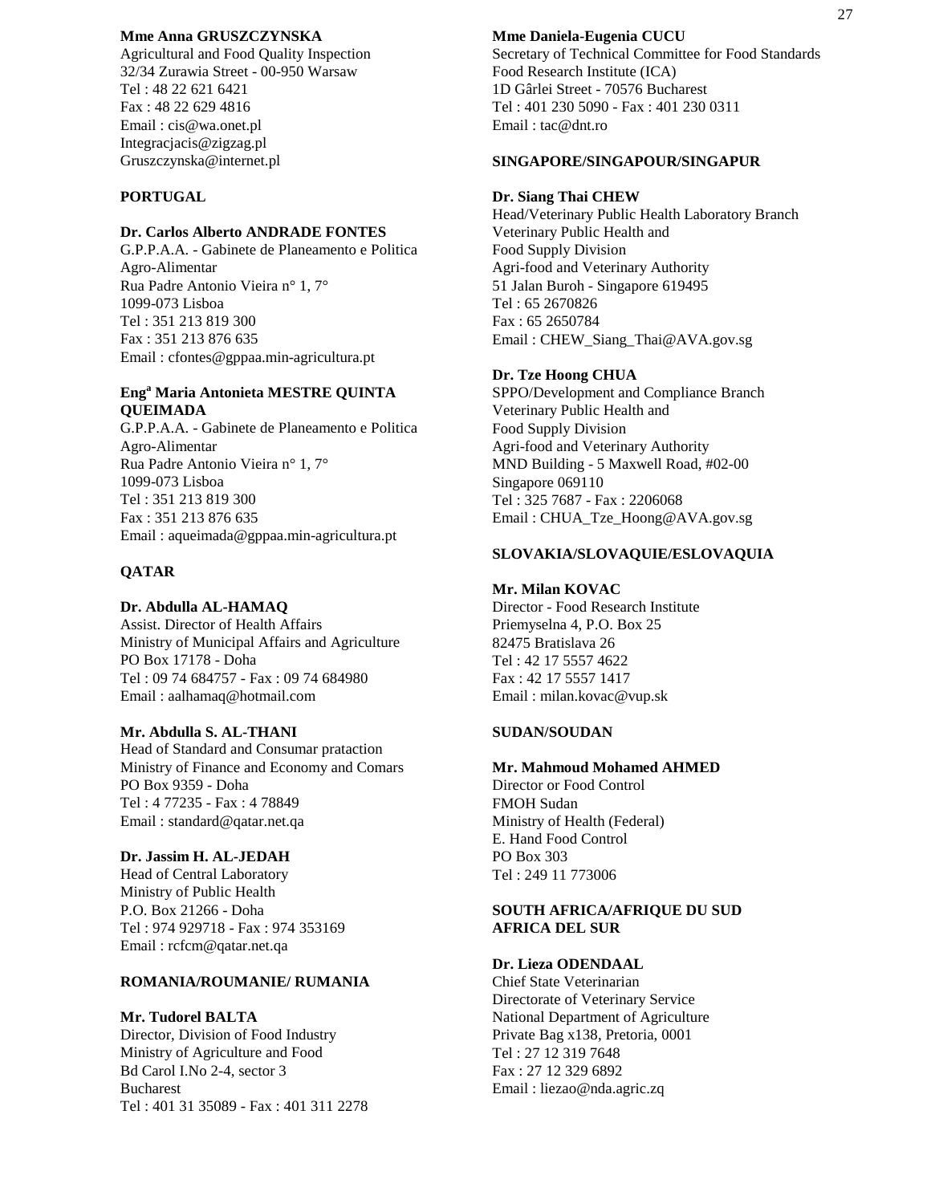**Mme Anna GRUSZCZYNSKA**
Agricultural and Food Quality Inspection
32/34 Zurawia Street - 00-950 Warsaw
Tel : 48 22 621 6421
Fax : 48 22 629 4816
Email : cis@wa.onet.pl
Integracjacis@zigzag.pl
Gruszczynska@internet.pl

**PORTUGAL**

**Dr. Carlos Alberto ANDRADE FONTES**
G.P.P.A.A. - Gabinete de Planeamento e Politica Agro-Alimentar
Rua Padre Antonio Vieira n° 1, 7°
1099-073 Lisboa
Tel : 351 213 819 300
Fax : 351 213 876 635
Email : cfontes@gppaa.min-agricultura.pt

**Eng[a] Maria Antonieta MESTRE QUINTA QUEIMADA**
G.P.P.A.A. - Gabinete de Planeamento e Politica Agro-Alimentar
Rua Padre Antonio Vieira n° 1, 7°
1099-073 Lisboa
Tel : 351 213 819 300
Fax : 351 213 876 635
Email : aqueimada@gppaa.min-agricultura.pt

**QATAR**

**Dr. Abdulla AL-HAMAQ**
Assist. Director of Health Affairs
Ministry of Municipal Affairs and Agriculture
PO Box 17178 - Doha
Tel : 09 74 684757 - Fax : 09 74 684980
Email : aalhamaq@hotmail.com

**Mr. Abdulla S. AL-THANI**
Head of Standard and Consumar prataction
Ministry of Finance and Economy and Comars
PO Box 9359 - Doha
Tel : 4 77235 - Fax : 4 78849
Email : standard@qatar.net.qa

**Dr. Jassim H. AL-JEDAH**
Head of Central Laboratory
Ministry of Public Health
P.O. Box 21266 - Doha
Tel : 974 929718 - Fax : 974 353169
Email : rcfcm@qatar.net.qa

**ROMANIA/ROUMANIE/ RUMANIA**

**Mr. Tudorel BALTA**
Director, Division of Food Industry
Ministry of Agriculture and Food
Bd Carol I.No 2-4, sector 3
Bucharest
Tel : 401 31 35089 - Fax : 401 311 2278

**Mme Daniela-Eugenia CUCU**
Secretary of Technical Committee for Food Standards
Food Research Institute (ICA)
1D Gârlei Street - 70576 Bucharest
Tel : 401 230 5090 - Fax : 401 230 0311
Email : tac@dnt.ro

**SINGAPORE/SINGAPOUR/SINGAPUR**

**Dr. Siang Thai CHEW**
Head/Veterinary Public Health Laboratory Branch
Veterinary Public Health and
Food Supply Division
Agri-food and Veterinary Authority
51 Jalan Buroh - Singapore 619495
Tel : 65 2670826
Fax : 65 2650784
Email : CHEW_Siang_Thai@AVA.gov.sg

**Dr. Tze Hoong CHUA**
SPPO/Development and Compliance Branch
Veterinary Public Health and
Food Supply Division
Agri-food and Veterinary Authority
MND Building - 5 Maxwell Road, #02-00
Singapore 069110
Tel : 325 7687 - Fax : 2206068
Email : CHUA_Tze_Hoong@AVA.gov.sg

**SLOVAKIA/SLOVAQUIE/ESLOVAQUIA**

**Mr. Milan KOVAC**
Director - Food Research Institute
Priemyselna 4, P.O. Box 25
82475 Bratislava 26
Tel : 42 17 5557 4622
Fax : 42 17 5557 1417
Email : milan.kovac@vup.sk

**SUDAN/SOUDAN**

**Mr. Mahmoud Mohamed AHMED**
Director or Food Control
FMOH Sudan
Ministry of Health (Federal)
E. Hand Food Control
PO Box 303
Tel : 249 11 773006

**SOUTH AFRICA/AFRIQUE DU SUD AFRICA DEL SUR**

**Dr. Lieza ODENDAAL**
Chief State Veterinarian
Directorate of Veterinary Service
National Department of Agriculture
Private Bag x138, Pretoria, 0001
Tel : 27 12 319 7648
Fax : 27 12 329 6892
Email : liezao@nda.agric.zq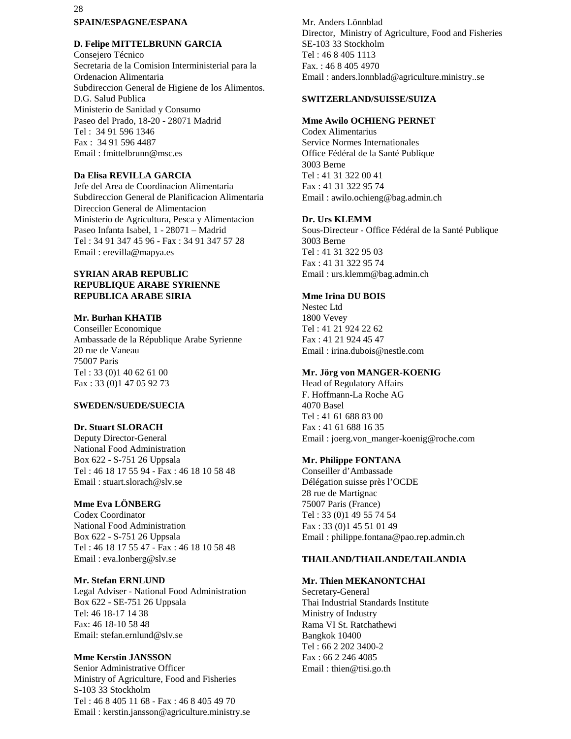**SPAIN/ESPAGNE/ESPANA**

**D. Felipe MITTELBRUNN GARCIA**
Consejero Técnico
Secretaria de la Comision Interministerial para la Ordenacion Alimentaria
Subdireccion General de Higiene de los Alimentos.
D.G. Salud Publica
Ministerio de Sanidad y Consumo
Paseo del Prado, 18-20 - 28071 Madrid
Tel : 34 91 596 1346
Fax : 34 91 596 4487
Email : fmittelbrunn@msc.es

**Da Elisa REVILLA GARCIA**
Jefe del Area de Coordinacion Alimentaria
Subdireccion General de Planificacion Alimentaria
Direccion General de Alimentacion
Ministerio de Agricultura, Pesca y Alimentacion
Paseo Infanta Isabel, 1 - 28071 – Madrid
Tel : 34 91 347 45 96 - Fax : 34 91 347 57 28
Email : erevilla@mapya.es

**SYRIAN ARAB REPUBLIC
REPUBLIQUE ARABE SYRIENNE
REPUBLICA ARABE SIRIA**

**Mr. Burhan KHATIB**
Conseiller Economique
Ambassade de la République Arabe Syrienne
20 rue de Vaneau
75007 Paris
Tel : 33 (0)1 40 62 61 00
Fax : 33 (0)1 47 05 92 73

**SWEDEN/SUEDE/SUECIA**

**Dr. Stuart SLORACH**
Deputy Director-General
National Food Administration
Box 622 - S-751 26 Uppsala
Tel : 46 18 17 55 94 - Fax : 46 18 10 58 48
Email : stuart.slorach@slv.se

**Mme Eva LÖNBERG**
Codex Coordinator
National Food Administration
Box 622 - S-751 26 Uppsala
Tel : 46 18 17 55 47 - Fax : 46 18 10 58 48
Email : eva.lonberg@slv.se

**Mr. Stefan ERNLUND**
Legal Adviser - National Food Administration
Box 622 - SE-751 26 Uppsala
Tel: 46 18-17 14 38
Fax: 46 18-10 58 48
Email: stefan.ernlund@slv.se

**Mme Kerstin JANSSON**
Senior Administrative Officer
Ministry of Agriculture, Food and Fisheries
S-103 33 Stockholm
Tel : 46 8 405 11 68 - Fax : 46 8 405 49 70
Email : kerstin.jansson@agriculture.ministry.se

Mr. Anders Lönnblad
Director, Ministry of Agriculture, Food and Fisheries
SE-103 33 Stockholm
Tel : 46 8 405 1113
Fax. : 46 8 405 4970
Email : anders.lonnblad@agriculture.ministry..se

**SWITZERLAND/SUISSE/SUIZA**

**Mme Awilo OCHIENG PERNET**
Codex Alimentarius
Service Normes Internationales
Office Fédéral de la Santé Publique
3003 Berne
Tel : 41 31 322 00 41
Fax : 41 31 322 95 74
Email : awilo.ochieng@bag.admin.ch

**Dr. Urs KLEMM**
Sous-Directeur - Office Fédéral de la Santé Publique
3003 Berne
Tel : 41 31 322 95 03
Fax : 41 31 322 95 74
Email : urs.klemm@bag.admin.ch

**Mme Irina DU BOIS**
Nestec Ltd
1800 Vevey
Tel : 41 21 924 22 62
Fax : 41 21 924 45 47
Email : irina.dubois@nestle.com

**Mr. Jörg von MANGER-KOENIG**
Head of Regulatory Affairs
F. Hoffmann-La Roche AG
4070 Basel
Tel : 41 61 688 83 00
Fax : 41 61 688 16 35
Email : joerg.von_manger-koenig@roche.com

**Mr. Philippe FONTANA**
Conseiller d'Ambassade
Délégation suisse près l'OCDE
28 rue de Martignac
75007 Paris (France)
Tel : 33 (0)1 49 55 74 54
Fax : 33 (0)1 45 51 01 49
Email : philippe.fontana@pao.rep.admin.ch

**THAILAND/THAILANDE/TAILANDIA**

**Mr. Thien MEKANONTCHAI**
Secretary-General
Thai Industrial Standards Institute
Ministry of Industry
Rama VI St. Ratchathewi
Bangkok 10400
Tel : 66 2 202 3400-2
Fax : 66 2 246 4085
Email : thien@tisi.go.th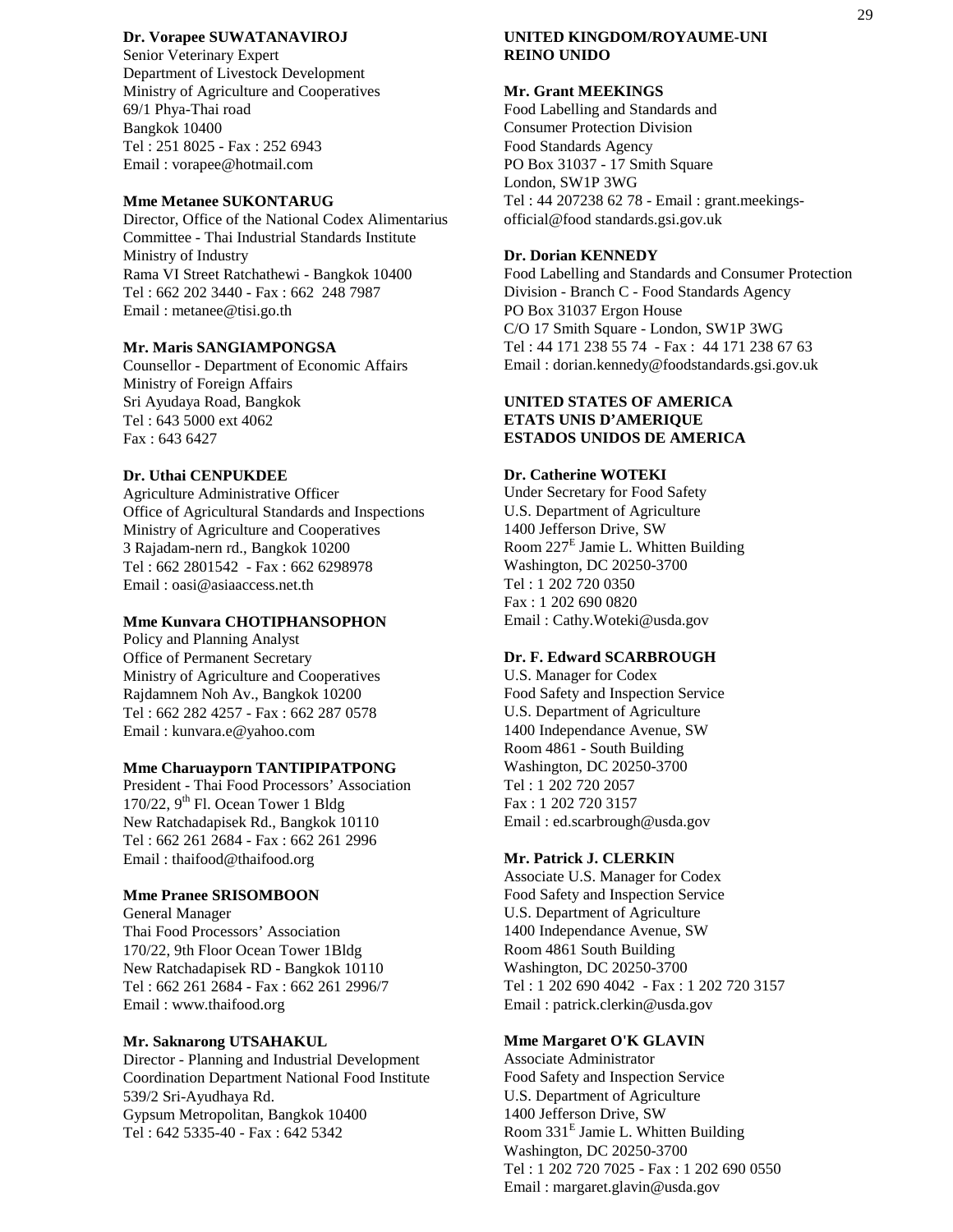**Dr. Vorapee SUWATANAVIROJ**
Senior Veterinary Expert
Department of Livestock Development
Ministry of Agriculture and Cooperatives
69/1 Phya-Thai road
Bangkok 10400
Tel : 251 8025 - Fax : 252 6943
Email : vorapee@hotmail.com

**Mme Metanee SUKONTARUG**
Director, Office of the National Codex Alimentarius Committee - Thai Industrial Standards Institute
Ministry of Industry
Rama VI Street Ratchathewi - Bangkok 10400
Tel : 662 202 3440 - Fax : 662 248 7987
Email : metanee@tisi.go.th

**Mr. Maris SANGIAMPONGSA**
Counsellor - Department of Economic Affairs
Ministry of Foreign Affairs
Sri Ayudaya Road, Bangkok
Tel : 643 5000 ext 4062
Fax : 643 6427

**Dr. Uthai CENPUKDEE**
Agriculture Administrative Officer
Office of Agricultural Standards and Inspections
Ministry of Agriculture and Cooperatives
3 Rajadam-nern rd., Bangkok 10200
Tel : 662 2801542 - Fax : 662 6298978
Email : oasi@asiaaccess.net.th

**Mme Kunvara CHOTIPHANSOPHON**
Policy and Planning Analyst
Office of Permanent Secretary
Ministry of Agriculture and Cooperatives
Rajdamnem Noh Av., Bangkok 10200
Tel : 662 282 4257 - Fax : 662 287 0578
Email : kunvara.e@yahoo.com

**Mme Charuayporn TANTIPIPATPONG**
President - Thai Food Processors' Association
170/22, 9th Fl. Ocean Tower 1 Bldg
New Ratchadapisek Rd., Bangkok 10110
Tel : 662 261 2684 - Fax : 662 261 2996
Email : thaifood@thaifood.org

**Mme Pranee SRISOMBOON**
General Manager
Thai Food Processors' Association
170/22, 9th Floor Ocean Tower 1Bldg
New Ratchadapisek RD - Bangkok 10110
Tel : 662 261 2684 - Fax : 662 261 2996/7
Email : www.thaifood.org

**Mr. Saknarong UTSAHAKUL**
Director - Planning and Industrial Development Coordination Department National Food Institute
539/2 Sri-Ayudhaya Rd.
Gypsum Metropolitan, Bangkok 10400
Tel : 642 5335-40 - Fax : 642 5342

**UNITED KINGDOM/ROYAUME-UNI**
**REINO UNIDO**

**Mr. Grant MEEKINGS**
Food Labelling and Standards and
Consumer Protection Division
Food Standards Agency
PO Box 31037 - 17 Smith Square
London, SW1P 3WG
Tel : 44 207238 62 78 - Email : grant.meekings-official@food standards.gsi.gov.uk

**Dr. Dorian KENNEDY**
Food Labelling and Standards and Consumer Protection Division - Branch C - Food Standards Agency
PO Box 31037 Ergon House
C/O 17 Smith Square - London, SW1P 3WG
Tel : 44 171 238 55 74 - Fax : 44 171 238 67 63
Email : dorian.kennedy@foodstandards.gsi.gov.uk

**UNITED STATES OF AMERICA**
**ETATS UNIS D'AMERIQUE**
**ESTADOS UNIDOS DE AMERICA**

**Dr. Catherine WOTEKI**
Under Secretary for Food Safety
U.S. Department of Agriculture
1400 Jefferson Drive, SW
Room 227E Jamie L. Whitten Building
Washington, DC 20250-3700
Tel : 1 202 720 0350
Fax : 1 202 690 0820
Email : Cathy.Woteki@usda.gov

**Dr. F. Edward SCARBROUGH**
U.S. Manager for Codex
Food Safety and Inspection Service
U.S. Department of Agriculture
1400 Independance Avenue, SW
Room 4861 - South Building
Washington, DC 20250-3700
Tel : 1 202 720 2057
Fax : 1 202 720 3157
Email : ed.scarbrough@usda.gov

**Mr. Patrick J. CLERKIN**
Associate U.S. Manager for Codex
Food Safety and Inspection Service
U.S. Department of Agriculture
1400 Independance Avenue, SW
Room 4861 South Building
Washington, DC 20250-3700
Tel : 1 202 690 4042 - Fax : 1 202 720 3157
Email : patrick.clerkin@usda.gov

**Mme Margaret O'K GLAVIN**
Associate Administrator
Food Safety and Inspection Service
U.S. Department of Agriculture
1400 Jefferson Drive, SW
Room 331E Jamie L. Whitten Building
Washington, DC 20250-3700
Tel : 1 202 720 7025 - Fax : 1 202 690 0550
Email : margaret.glavin@usda.gov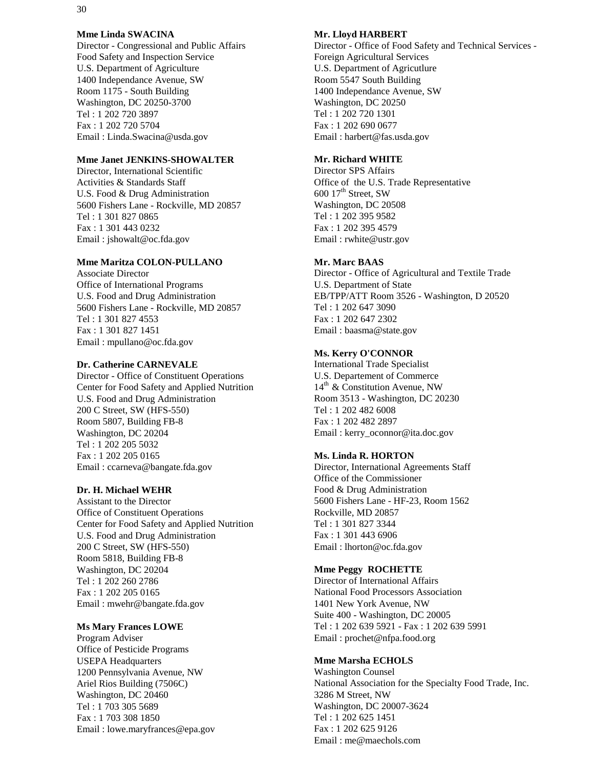**Mme Linda SWACINA**
Director - Congressional and Public Affairs
Food Safety and Inspection Service
U.S. Department of Agriculture
1400 Independance Avenue, SW
Room 1175 - South Building
Washington, DC 20250-3700
Tel : 1 202 720 3897
Fax : 1 202 720 5704
Email : Linda.Swacina@usda.gov

**Mme Janet JENKINS-SHOWALTER**
Director, International Scientific
Activities & Standards Staff
U.S. Food & Drug Administration
5600 Fishers Lane - Rockville, MD 20857
Tel : 1 301 827 0865
Fax : 1 301 443 0232
Email : jshowalt@oc.fda.gov

**Mme Maritza COLON-PULLANO**
Associate Director
Office of International Programs
U.S. Food and Drug Administration
5600 Fishers Lane - Rockville, MD 20857
Tel : 1 301 827 4553
Fax : 1 301 827 1451
Email : mpullano@oc.fda.gov

**Dr. Catherine CARNEVALE**
Director - Office of Constituent Operations
Center for Food Safety and Applied Nutrition
U.S. Food and Drug Administration
200 C Street, SW (HFS-550)
Room 5807, Building FB-8
Washington, DC 20204
Tel : 1 202 205 5032
Fax : 1 202 205 0165
Email : ccarneva@bangate.fda.gov

**Dr. H. Michael WEHR**
Assistant to the Director
Office of Constituent Operations
Center for Food Safety and Applied Nutrition
U.S. Food and Drug Administration
200 C Street, SW (HFS-550)
Room 5818, Building FB-8
Washington, DC 20204
Tel : 1 202 260 2786
Fax : 1 202 205 0165
Email : mwehr@bangate.fda.gov

**Ms Mary Frances LOWE**
Program Adviser
Office of Pesticide Programs
USEPA Headquarters
1200 Pennsylvania Avenue, NW
Ariel Rios Building (7506C)
Washington, DC 20460
Tel : 1 703 305 5689
Fax : 1 703 308 1850
Email : lowe.maryfrances@epa.gov

**Mr. Lloyd HARBERT**
Director - Office of Food Safety and Technical Services -
Foreign Agricultural Services
U.S. Department of Agricutlure
Room 5547 South Building
1400 Independance Avenue, SW
Washington, DC 20250
Tel : 1 202 720 1301
Fax : 1 202 690 0677
Email : harbert@fas.usda.gov

**Mr. Richard WHITE**
Director SPS Affairs
Office of the U.S. Trade Representative
600 17th Street, SW
Washington, DC 20508
Tel : 1 202 395 9582
Fax : 1 202 395 4579
Email : rwhite@ustr.gov

**Mr. Marc BAAS**
Director - Office of Agricultural and Textile Trade
U.S. Department of State
EB/TPP/ATT Room 3526 - Washington, D 20520
Tel : 1 202 647 3090
Fax : 1 202 647 2302
Email : baasma@state.gov

**Ms. Kerry O'CONNOR**
International Trade Specialist
U.S. Departement of Commerce
14th & Constitution Avenue, NW
Room 3513 - Washington, DC 20230
Tel : 1 202 482 6008
Fax : 1 202 482 2897
Email : kerry_oconnor@ita.doc.gov

**Ms. Linda R. HORTON**
Director, International Agreements Staff
Office of the Commissioner
Food & Drug Administration
5600 Fishers Lane - HF-23, Room 1562
Rockville, MD 20857
Tel : 1 301 827 3344
Fax : 1 301 443 6906
Email : lhorton@oc.fda.gov

**Mme Peggy ROCHETTE**
Director of International Affairs
National Food Processors Association
1401 New York Avenue, NW
Suite 400 - Washington, DC 20005
Tel : 1 202 639 5921 - Fax : 1 202 639 5991
Email : prochet@nfpa.food.org

**Mme Marsha ECHOLS**
Washington Counsel
National Association for the Specialty Food Trade, Inc.
3286 M Street, NW
Washington, DC 20007-3624
Tel : 1 202 625 1451
Fax : 1 202 625 9126
Email : me@maechols.com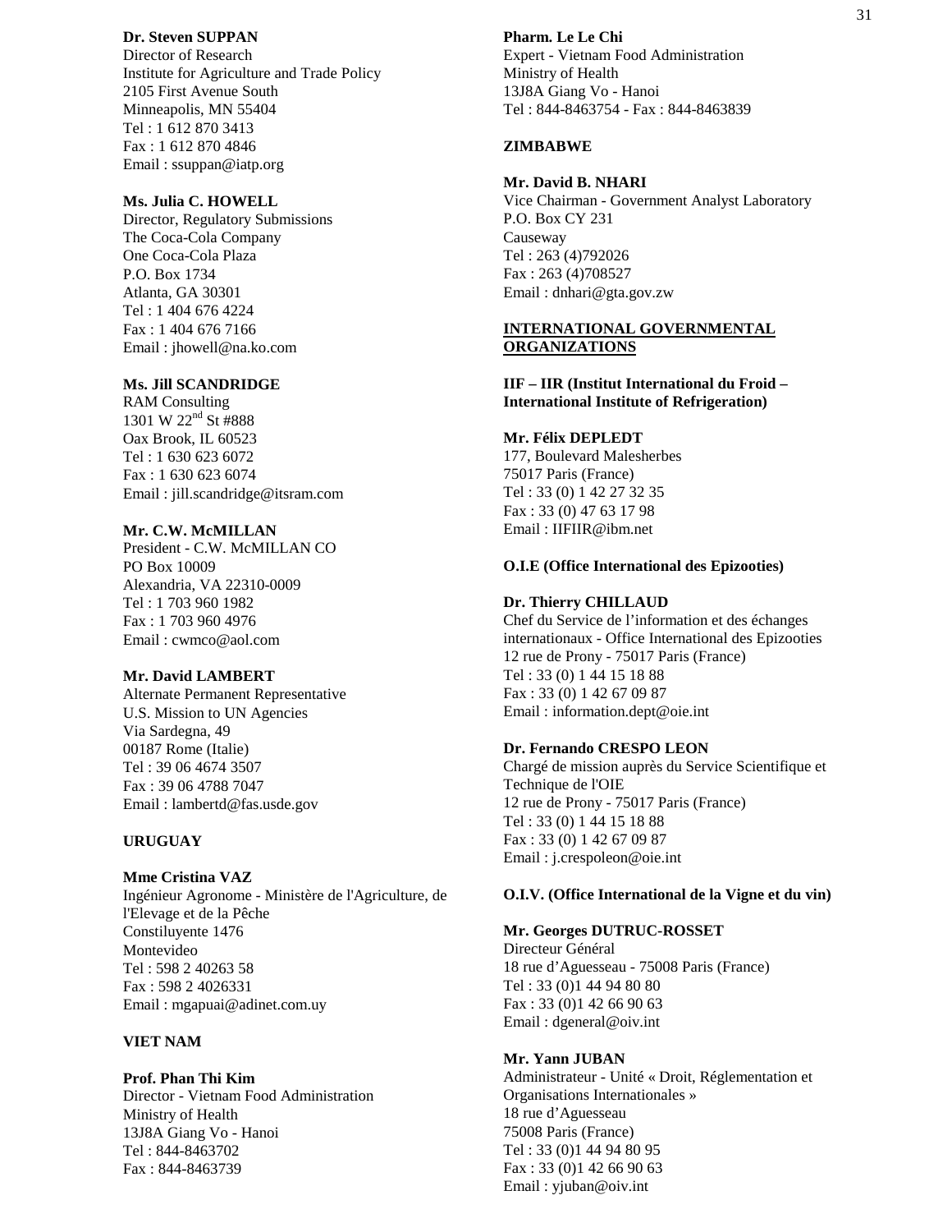**Dr. Steven SUPPAN**
Director of Research
Institute for Agriculture and Trade Policy
2105 First Avenue South
Minneapolis, MN 55404
Tel : 1 612 870 3413
Fax : 1 612 870 4846
Email : ssuppan@iatp.org

**Ms. Julia C. HOWELL**
Director, Regulatory Submissions
The Coca-Cola Company
One Coca-Cola Plaza
P.O. Box 1734
Atlanta, GA 30301
Tel : 1 404 676 4224
Fax : 1 404 676 7166
Email : jhowell@na.ko.com

**Ms. Jill SCANDRIDGE**
RAM Consulting
1301 W 22nd St #888
Oax Brook, IL 60523
Tel : 1 630 623 6072
Fax : 1 630 623 6074
Email : jill.scandridge@itsram.com

**Mr. C.W. McMILLAN**
President - C.W. McMILLAN CO
PO Box 10009
Alexandria, VA 22310-0009
Tel : 1 703 960 1982
Fax : 1 703 960 4976
Email : cwmco@aol.com

**Mr. David LAMBERT**
Alternate Permanent Representative
U.S. Mission to UN Agencies
Via Sardegna, 49
00187 Rome (Italie)
Tel : 39 06 4674 3507
Fax : 39 06 4788 7047
Email : lambertd@fas.usde.gov

**URUGUAY**

**Mme Cristina VAZ**
Ingénieur Agronome - Ministère de l'Agriculture, de l'Elevage et de la Pêche
Constiluyente 1476
Montevideo
Tel : 598 2 40263 58
Fax : 598 2 4026331
Email : mgapuai@adinet.com.uy

**VIET NAM**

**Prof. Phan Thi Kim**
Director - Vietnam Food Administration
Ministry of Health
13J8A Giang Vo - Hanoi
Tel : 844-8463702
Fax : 844-8463739

**Pharm. Le Le Chi**
Expert - Vietnam Food Administration
Ministry of Health
13J8A Giang Vo - Hanoi
Tel : 844-8463754 - Fax : 844-8463839

**ZIMBABWE**

**Mr. David B. NHARI**
Vice Chairman - Government Analyst Laboratory
P.O. Box CY 231
Causeway
Tel : 263 (4)792026
Fax : 263 (4)708527
Email : dnhari@gta.gov.zw

**INTERNATIONAL GOVERNMENTAL ORGANIZATIONS**

**IIF – IIR (Institut International du Froid – International Institute of Refrigeration)**

**Mr. Félix DEPLEDT**
177, Boulevard Malesherbes
75017 Paris (France)
Tel : 33 (0) 1 42 27 32 35
Fax : 33 (0) 47 63 17 98
Email : IIFIIR@ibm.net

**O.I.E (Office International des Epizooties)**

**Dr. Thierry CHILLAUD**
Chef du Service de l'information et des échanges internationaux - Office International des Epizooties
12 rue de Prony - 75017 Paris (France)
Tel : 33 (0) 1 44 15 18 88
Fax : 33 (0) 1 42 67 09 87
Email : information.dept@oie.int

**Dr. Fernando CRESPO LEON**
Chargé de mission auprès du Service Scientifique et Technique de l'OIE
12 rue de Prony - 75017 Paris (France)
Tel : 33 (0) 1 44 15 18 88
Fax : 33 (0) 1 42 67 09 87
Email : j.crespoleon@oie.int

**O.I.V. (Office International de la Vigne et du vin)**

**Mr. Georges DUTRUC-ROSSET**
Directeur Général
18 rue d'Aguesseau - 75008 Paris (France)
Tel : 33 (0)1 44 94 80 80
Fax : 33 (0)1 42 66 90 63
Email : dgeneral@oiv.int

**Mr. Yann JUBAN**
Administrateur - Unité « Droit, Réglementation et Organisations Internationales »
18 rue d'Aguesseau
75008 Paris (France)
Tel : 33 (0)1 44 94 80 95
Fax : 33 (0)1 42 66 90 63
Email : yjuban@oiv.int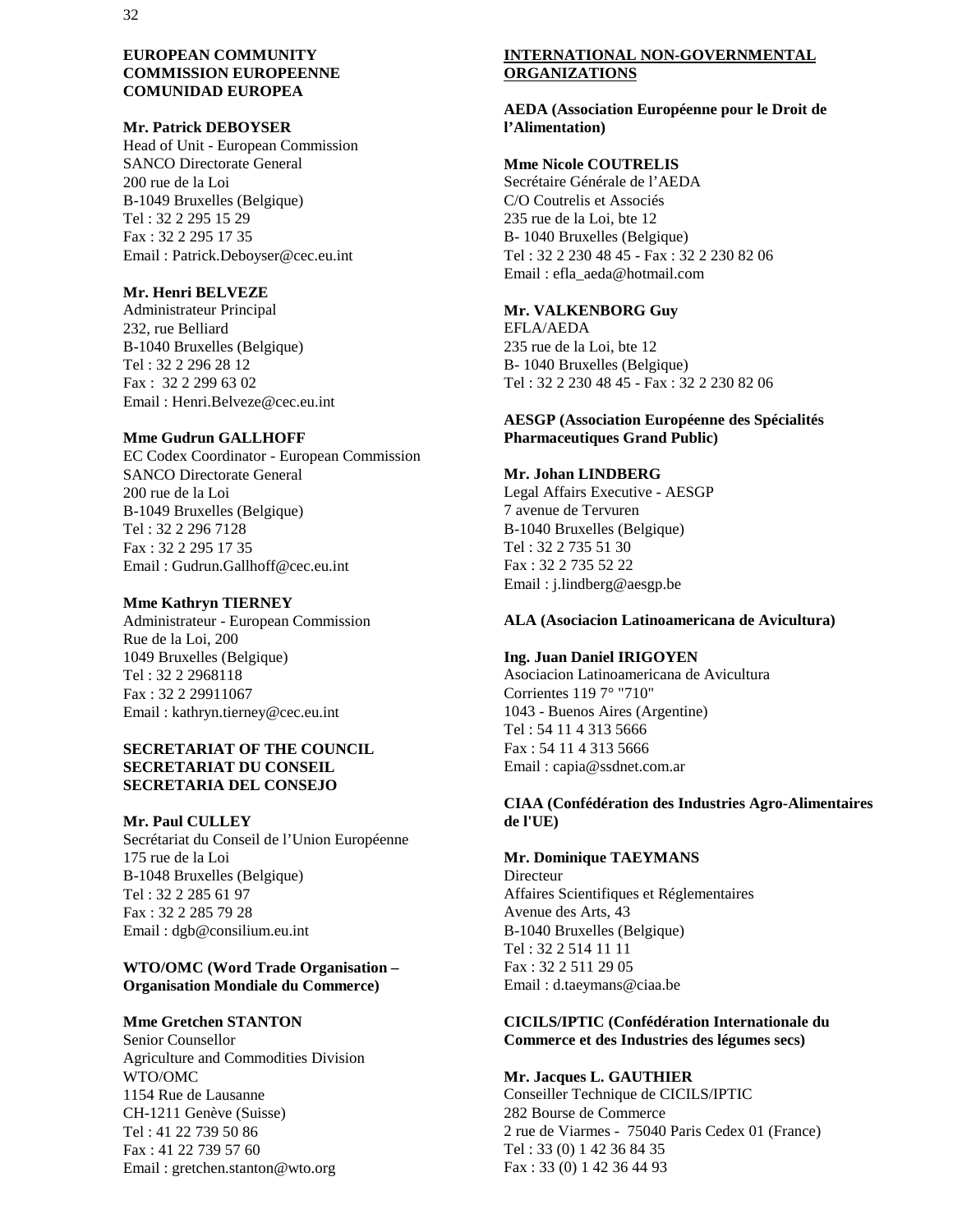**EUROPEAN COMMUNITY**
**COMMISSION EUROPEENNE**
**COMUNIDAD EUROPEA**

**Mr. Patrick DEBOYSER**
Head of Unit - European Commission
SANCO Directorate General
200 rue de la Loi
B-1049 Bruxelles (Belgique)
Tel : 32 2 295 15 29
Fax : 32 2 295 17 35
Email : Patrick.Deboyser@cec.eu.int

**Mr. Henri BELVEZE**
Administrateur Principal
232, rue Belliard
B-1040 Bruxelles (Belgique)
Tel : 32 2 296 28 12
Fax : 32 2 299 63 02
Email : Henri.Belveze@cec.eu.int

**Mme Gudrun GALLHOFF**
EC Codex Coordinator - European Commission
SANCO Directorate General
200 rue de la Loi
B-1049 Bruxelles (Belgique)
Tel : 32 2 296 7128
Fax : 32 2 295 17 35
Email : Gudrun.Gallhoff@cec.eu.int

**Mme Kathryn TIERNEY**
Administrateur - European Commission
Rue de la Loi, 200
1049 Bruxelles (Belgique)
Tel : 32 2 2968118
Fax : 32 2 29911067
Email : kathryn.tierney@cec.eu.int

**SECRETARIAT OF THE COUNCIL**
**SECRETARIAT DU CONSEIL**
**SECRETARIA DEL CONSEJO**

**Mr. Paul CULLEY**
Secrétariat du Conseil de l'Union Européenne
175 rue de la Loi
B-1048 Bruxelles (Belgique)
Tel : 32 2 285 61 97
Fax : 32 2 285 79 28
Email : dgb@consilium.eu.int

**WTO/OMC (Word Trade Organisation – Organisation Mondiale du Commerce)**

**Mme Gretchen STANTON**
Senior Counsellor
Agriculture and Commodities Division
WTO/OMC
1154 Rue de Lausanne
CH-1211 Genève (Suisse)
Tel : 41 22 739 50 86
Fax : 41 22 739 57 60
Email : gretchen.stanton@wto.org

**INTERNATIONAL NON-GOVERNMENTAL ORGANIZATIONS**

**AEDA (Association Européenne pour le Droit de l'Alimentation)**

**Mme Nicole COUTRELIS**
Secrétaire Générale de l'AEDA
C/O Coutrelis et Associés
235 rue de la Loi, bte 12
B- 1040 Bruxelles (Belgique)
Tel : 32 2 230 48 45 - Fax : 32 2 230 82 06
Email : efla_aeda@hotmail.com

**Mr. VALKENBORG Guy**
EFLA/AEDA
235 rue de la Loi, bte 12
B- 1040 Bruxelles (Belgique)
Tel : 32 2 230 48 45 - Fax : 32 2 230 82 06

**AESGP (Association Européenne des Spécialités Pharmaceutiques Grand Public)**

**Mr. Johan LINDBERG**
Legal Affairs Executive - AESGP
7 avenue de Tervuren
B-1040 Bruxelles (Belgique)
Tel : 32 2 735 51 30
Fax : 32 2 735 52 22
Email : j.lindberg@aesgp.be

**ALA (Asociacion Latinoamericana de Avicultura)**

**Ing. Juan Daniel IRIGOYEN**
Asociacion Latinoamericana de Avicultura
Corrientes 119 7° "710"
1043 - Buenos Aires (Argentine)
Tel : 54 11 4 313 5666
Fax : 54 11 4 313 5666
Email : capia@ssdnet.com.ar

**CIAA (Confédération des Industries Agro-Alimentaires de l'UE)**

**Mr. Dominique TAEYMANS**
Directeur
Affaires Scientifiques et Réglementaires
Avenue des Arts, 43
B-1040 Bruxelles (Belgique)
Tel : 32 2 514 11 11
Fax : 32 2 511 29 05
Email : d.taeymans@ciaa.be

**CICILS/IPTIC (Confédération Internationale du Commerce et des Industries des légumes secs)**

**Mr. Jacques L. GAUTHIER**
Conseiller Technique de CICILS/IPTIC
282 Bourse de Commerce
2 rue de Viarmes - 75040 Paris Cedex 01 (France)
Tel : 33 (0) 1 42 36 84 35
Fax : 33 (0) 1 42 36 44 93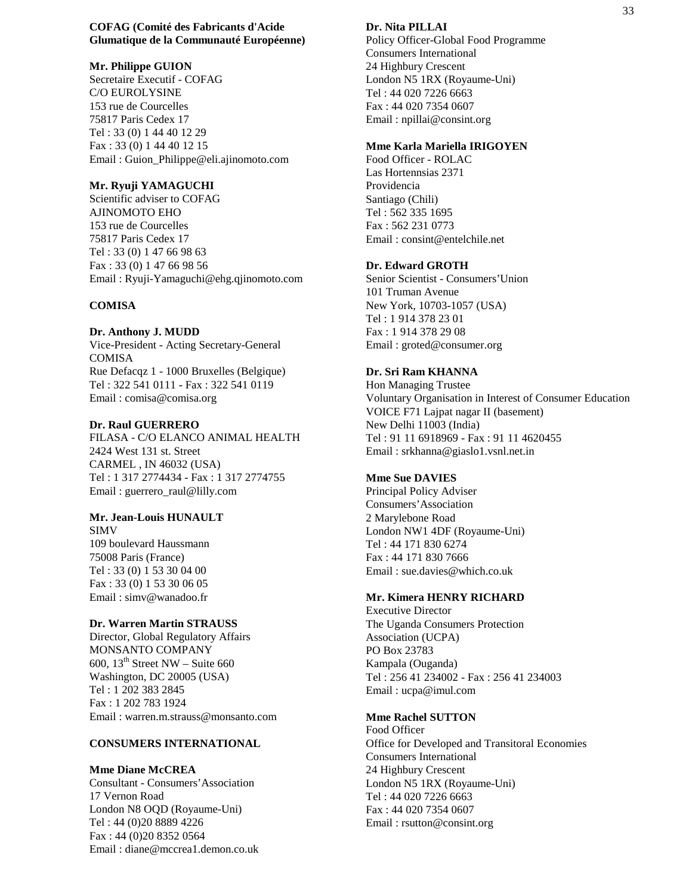**COFAG (Comité des Fabricants d'Acide Glumatique de la Communauté Européenne)**

**Mr. Philippe GUION**
Secretaire Executif - COFAG
C/O EUROLYSINE
153 rue de Courcelles
75817 Paris Cedex 17
Tel : 33 (0) 1 44 40 12 29
Fax : 33 (0) 1 44 40 12 15
Email : Guion_Philippe@eli.ajinomoto.com

**Mr. Ryuji YAMAGUCHI**
Scientific adviser to COFAG
AJINOMOTO EHO
153 rue de Courcelles
75817 Paris Cedex 17
Tel : 33 (0) 1 47 66 98 63
Fax : 33 (0) 1 47 66 98 56
Email : Ryuji-Yamaguchi@ehg.qjinomoto.com

**COMISA**

**Dr. Anthony J. MUDD**
Vice-President - Acting Secretary-General
COMISA
Rue Defacqz 1 - 1000 Bruxelles (Belgique)
Tel : 322 541 0111 - Fax : 322 541 0119
Email : comisa@comisa.org

**Dr. Raul GUERRERO**
FILASA - C/O ELANCO ANIMAL HEALTH
2424 West 131 st. Street
CARMEL , IN 46032 (USA)
Tel : 1 317 2774434 - Fax : 1 317 2774755
Email : guerrero_raul@lilly.com

**Mr. Jean-Louis HUNAULT**
SIMV
109 boulevard Haussmann
75008 Paris (France)
Tel : 33 (0) 1 53 30 04 00
Fax : 33 (0) 1 53 30 06 05
Email : simv@wanadoo.fr

**Dr. Warren Martin STRAUSS**
Director, Global Regulatory Affairs
MONSANTO COMPANY
600, 13th Street NW – Suite 660
Washington, DC 20005 (USA)
Tel : 1 202 383 2845
Fax : 1 202 783 1924
Email : warren.m.strauss@monsanto.com

**CONSUMERS INTERNATIONAL**

**Mme Diane McCREA**
Consultant - Consumers'Association
17 Vernon Road
London N8 OQD (Royaume-Uni)
Tel : 44 (0)20 8889 4226
Fax : 44 (0)20 8352 0564
Email : diane@mccrea1.demon.co.uk

**Dr. Nita PILLAI**
Policy Officer-Global Food Programme
Consumers International
24 Highbury Crescent
London N5 1RX (Royaume-Uni)
Tel : 44 020 7226 6663
Fax : 44 020 7354 0607
Email : npillai@consint.org

**Mme Karla Mariella IRIGOYEN**
Food Officer - ROLAC
Las Hortennsias 2371
Providencia
Santiago (Chili)
Tel : 562 335 1695
Fax : 562 231 0773
Email : consint@entelchile.net

**Dr. Edward GROTH**
Senior Scientist - Consumers'Union
101 Truman Avenue
New York, 10703-1057 (USA)
Tel : 1 914 378 23 01
Fax : 1 914 378 29 08
Email : groted@consumer.org

**Dr. Sri Ram KHANNA**
Hon Managing Trustee
Voluntary Organisation in Interest of Consumer Education
VOICE F71 Lajpat nagar II (basement)
New Delhi 11003 (India)
Tel : 91 11 6918969 - Fax : 91 11 4620455
Email : srkhanna@giaslo1.vsnl.net.in

**Mme Sue DAVIES**
Principal Policy Adviser
Consumers'Association
2 Marylebone Road
London NW1 4DF (Royaume-Uni)
Tel : 44 171 830 6274
Fax : 44 171 830 7666
Email : sue.davies@which.co.uk

**Mr. Kimera HENRY RICHARD**
Executive Director
The Uganda Consumers Protection Association (UCPA)
PO Box 23783
Kampala (Ouganda)
Tel : 256 41 234002 - Fax : 256 41 234003
Email : ucpa@imul.com

**Mme Rachel SUTTON**
Food Officer
Office for Developed and Transitoral Economies
Consumers International
24 Highbury Crescent
London N5 1RX (Royaume-Uni)
Tel : 44 020 7226 6663
Fax : 44 020 7354 0607
Email : rsutton@consint.org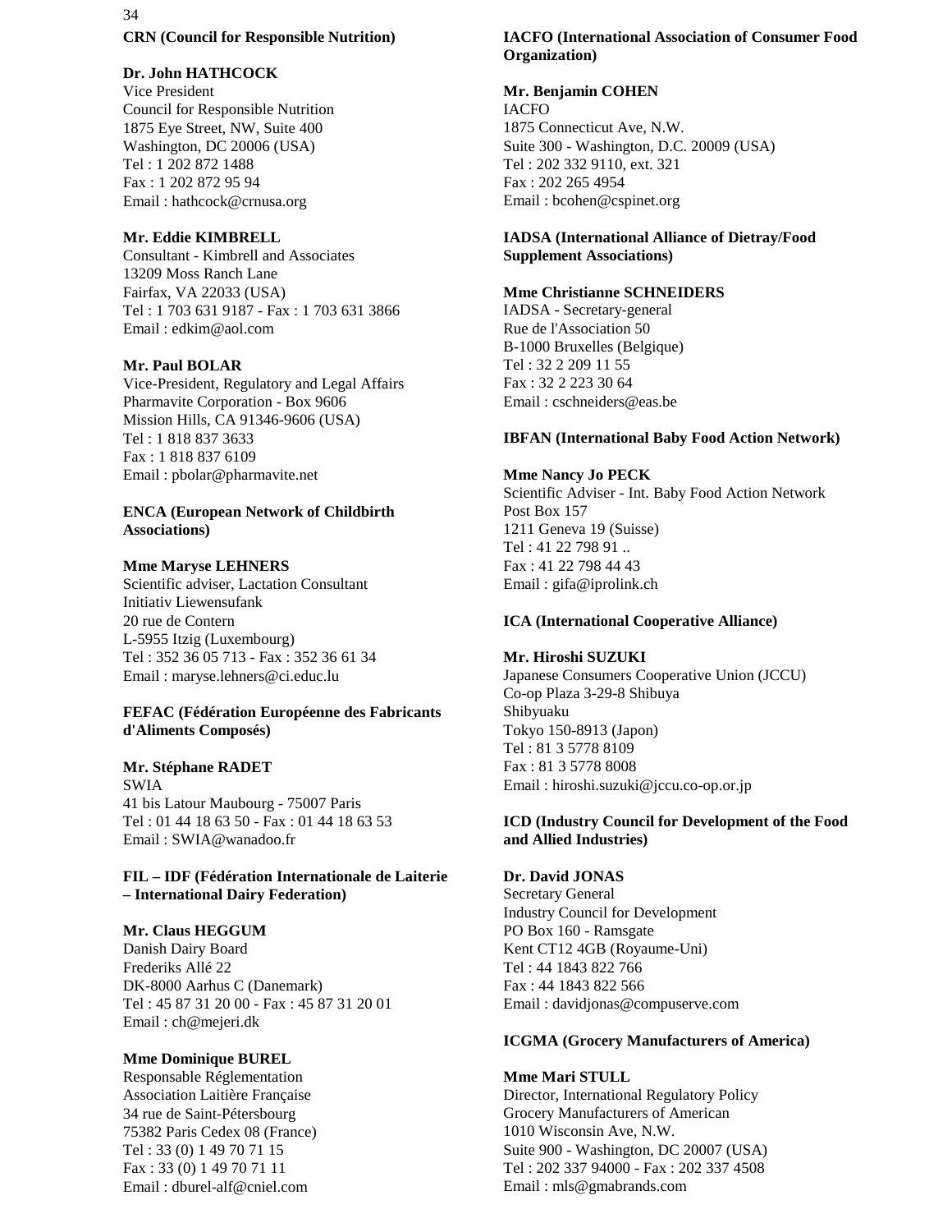**CRN (Council for Responsible Nutrition)**

**Dr. John HATHCOCK**
Vice President
Council for Responsible Nutrition
1875 Eye Street, NW, Suite 400
Washington, DC 20006 (USA)
Tel : 1 202 872 1488
Fax : 1 202 872 95 94
Email : hathcock@crnusa.org

**Mr. Eddie KIMBRELL**
Consultant - Kimbrell and Associates
13209 Moss Ranch Lane
Fairfax, VA 22033 (USA)
Tel : 1 703 631 9187 - Fax : 1 703 631 3866
Email : edkim@aol.com

**Mr. Paul BOLAR**
Vice-President, Regulatory and Legal Affairs
Pharmavite Corporation - Box 9606
Mission Hills, CA 91346-9606 (USA)
Tel : 1 818 837 3633
Fax : 1 818 837 6109
Email : pbolar@pharmavite.net

**ENCA (European Network of Childbirth Associations)**

**Mme Maryse LEHNERS**
Scientific adviser, Lactation Consultant
Initiativ Liewensufank
20 rue de Contern
L-5955 Itzig (Luxembourg)
Tel : 352 36 05 713 - Fax : 352 36 61 34
Email : maryse.lehners@ci.educ.lu

**FEFAC (Fédération Européenne des Fabricants d'Aliments Composés)**

**Mr. Stéphane RADET**
SWIA
41 bis Latour Maubourg - 75007 Paris
Tel : 01 44 18 63 50 - Fax : 01 44 18 63 53
Email : SWIA@wanadoo.fr

**FIL – IDF (Fédération Internationale de Laiterie – International Dairy Federation)**

**Mr. Claus HEGGUM**
Danish Dairy Board
Frederiks Allé 22
DK-8000 Aarhus C (Danemark)
Tel : 45 87 31 20 00 - Fax : 45 87 31 20 01
Email : ch@mejeri.dk

**Mme Dominique BUREL**
Responsable Réglementation
Association Laitière Française
34 rue de Saint-Pétersbourg
75382 Paris Cedex 08 (France)
Tel : 33 (0) 1 49 70 71 15
Fax : 33 (0) 1 49 70 71 11
Email : dburel-alf@cniel.com

**IACFO (International Association of Consumer Food Organization)**

**Mr. Benjamin COHEN**
IACFO
1875 Connecticut Ave, N.W.
Suite 300 - Washington, D.C. 20009 (USA)
Tel : 202 332 9110, ext. 321
Fax : 202 265 4954
Email : bcohen@cspinet.org

**IADSA (International Alliance of Dietray/Food Supplement Associations)**

**Mme Christianne SCHNEIDERS**
IADSA - Secretary-general
Rue de l'Association 50
B-1000 Bruxelles (Belgique)
Tel : 32 2 209 11 55
Fax : 32 2 223 30 64
Email : cschneiders@eas.be

**IBFAN (International Baby Food Action Network)**

**Mme Nancy Jo PECK**
Scientific Adviser - Int. Baby Food Action Network
Post Box 157
1211 Geneva 19 (Suisse)
Tel : 41 22 798 91 ..
Fax : 41 22 798 44 43
Email : gifa@iprolink.ch

**ICA (International Cooperative Alliance)**

**Mr. Hiroshi SUZUKI**
Japanese Consumers Cooperative Union (JCCU)
Co-op Plaza 3-29-8 Shibuya
Shibyuaku
Tokyo 150-8913 (Japon)
Tel : 81 3 5778 8109
Fax : 81 3 5778 8008
Email : hiroshi.suzuki@jccu.co-op.or.jp

**ICD (Industry Council for Development of the Food and Allied Industries)**

**Dr. David JONAS**
Secretary General
Industry Council for Development
PO Box 160 - Ramsgate
Kent CT12 4GB (Royaume-Uni)
Tel : 44 1843 822 766
Fax : 44 1843 822 566
Email : davidjonas@compuserve.com

**ICGMA (Grocery Manufacturers of America)**

**Mme Mari STULL**
Director, International Regulatory Policy
Grocery Manufacturers of American
1010 Wisconsin Ave, N.W.
Suite 900 - Washington, DC 20007 (USA)
Tel : 202 337 94000 - Fax : 202 337 4508
Email : mls@gmabrands.com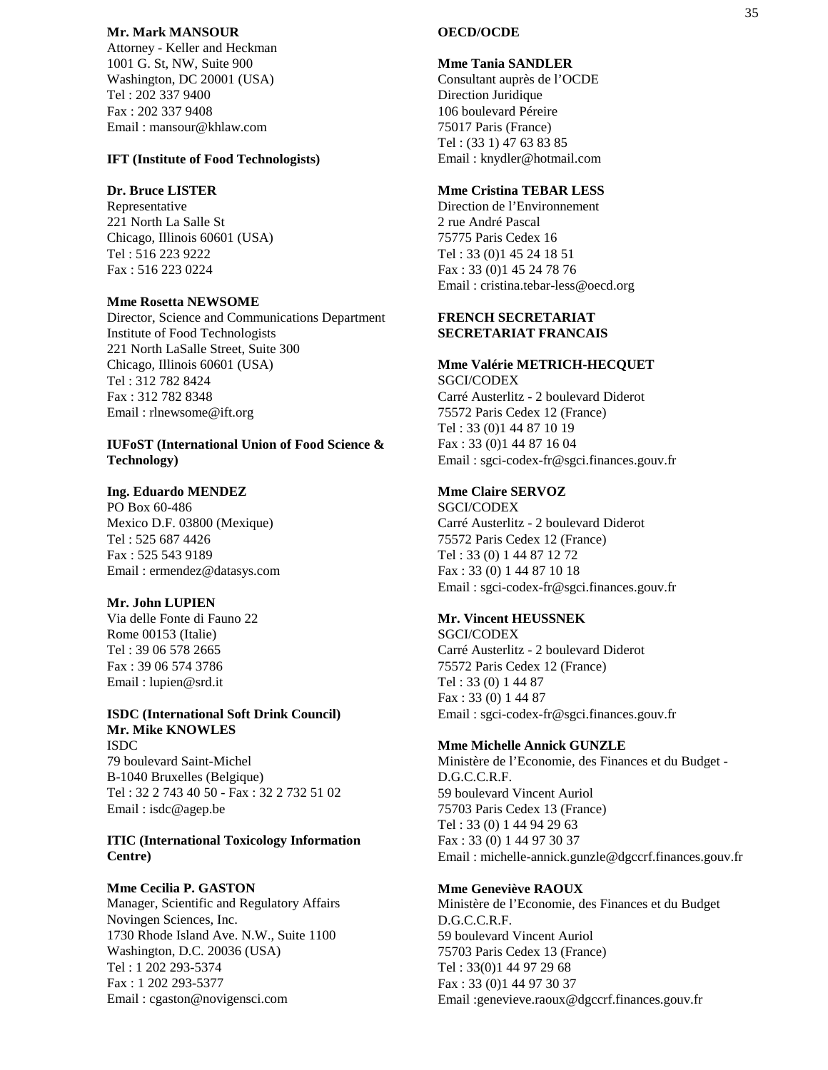**Mr. Mark MANSOUR**
Attorney - Keller and Heckman
1001 G. St, NW, Suite 900
Washington, DC 20001 (USA)
Tel : 202 337 9400
Fax : 202 337 9408
Email : mansour@khlaw.com

**IFT (Institute of Food Technologists)**

**Dr. Bruce LISTER**
Representative
221 North La Salle St
Chicago, Illinois 60601 (USA)
Tel : 516 223 9222
Fax : 516 223 0224

**Mme Rosetta NEWSOME**
Director, Science and Communications Department
Institute of Food Technologists
221 North LaSalle Street, Suite 300
Chicago, Illinois 60601 (USA)
Tel : 312 782 8424
Fax : 312 782 8348
Email : rlnewsome@ift.org

**IUFoST (International Union of Food Science & Technology)**

**Ing. Eduardo MENDEZ**
PO Box 60-486
Mexico D.F. 03800 (Mexique)
Tel : 525 687 4426
Fax : 525 543 9189
Email : ermendez@datasys.com

**Mr. John LUPIEN**
Via delle Fonte di Fauno 22
Rome 00153 (Italie)
Tel : 39 06 578 2665
Fax : 39 06 574 3786
Email : lupien@srd.it

**ISDC (International Soft Drink Council)**
**Mr. Mike KNOWLES**
ISDC
79 boulevard Saint-Michel
B-1040 Bruxelles (Belgique)
Tel : 32 2 743 40 50 - Fax : 32 2 732 51 02
Email : isdc@agep.be

**ITIC (International Toxicology Information Centre)**

**Mme Cecilia P. GASTON**
Manager, Scientific and Regulatory Affairs
Novingen Sciences, Inc.
1730 Rhode Island Ave. N.W., Suite 1100
Washington, D.C. 20036 (USA)
Tel : 1 202 293-5374
Fax : 1 202 293-5377
Email : cgaston@novigensci.com

**OECD/OCDE**

**Mme Tania SANDLER**
Consultant auprès de l'OCDE
Direction Juridique
106 boulevard Péreire
75017 Paris (France)
Tel : (33 1) 47 63 83 85
Email : knydler@hotmail.com

**Mme Cristina TEBAR LESS**
Direction de l'Environnement
2 rue André Pascal
75775 Paris Cedex 16
Tel : 33 (0)1 45 24 18 51
Fax : 33 (0)1 45 24 78 76
Email : cristina.tebar-less@oecd.org

**FRENCH SECRETARIAT**
**SECRETARIAT FRANCAIS**

**Mme Valérie METRICH-HECQUET**
SGCI/CODEX
Carré Austerlitz - 2 boulevard Diderot
75572 Paris Cedex 12 (France)
Tel : 33 (0)1 44 87 10 19
Fax : 33 (0)1 44 87 16 04
Email : sgci-codex-fr@sgci.finances.gouv.fr

**Mme Claire SERVOZ**
SGCI/CODEX
Carré Austerlitz - 2 boulevard Diderot
75572 Paris Cedex 12 (France)
Tel : 33 (0) 1 44 87 12 72
Fax : 33 (0) 1 44 87 10 18
Email : sgci-codex-fr@sgci.finances.gouv.fr

**Mr. Vincent HEUSSNEK**
SGCI/CODEX
Carré Austerlitz - 2 boulevard Diderot
75572 Paris Cedex 12 (France)
Tel : 33 (0) 1 44 87
Fax : 33 (0) 1 44 87
Email : sgci-codex-fr@sgci.finances.gouv.fr

**Mme Michelle Annick GUNZLE**
Ministère de l'Economie, des Finances et du Budget - D.G.C.C.R.F.
59 boulevard Vincent Auriol
75703 Paris Cedex 13 (France)
Tel : 33 (0) 1 44 94 29 63
Fax : 33 (0) 1 44 97 30 37
Email : michelle-annick.gunzle@dgccrf.finances.gouv.fr

**Mme Geneviève RAOUX**
Ministère de l'Economie, des Finances et du Budget
D.G.C.C.R.F.
59 boulevard Vincent Auriol
75703 Paris Cedex 13 (France)
Tel : 33(0)1 44 97 29 68
Fax : 33 (0)1 44 97 30 37
Email :genevieve.raoux@dgccrf.finances.gouv.fr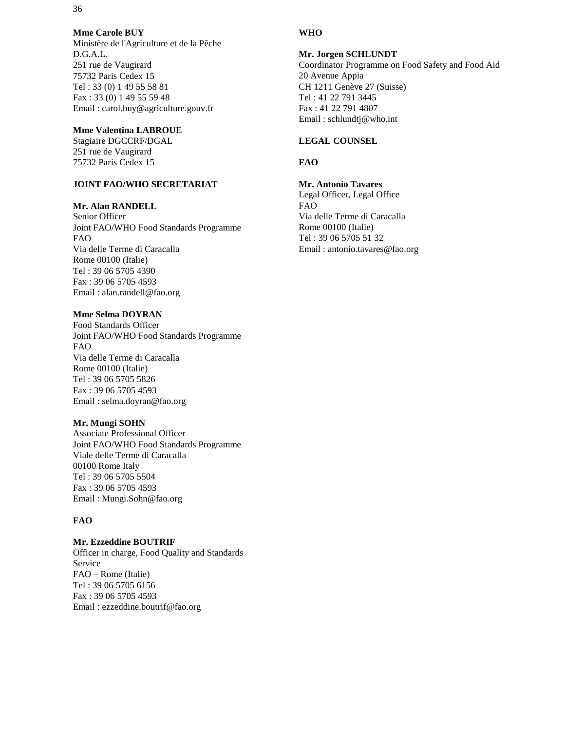**Mme Carole BUY**
Ministère de l'Agriculture et de la Pêche
D.G.A.L.
251 rue de Vaugirard
75732 Paris Cedex 15
Tel : 33 (0) 1 49 55 58 81
Fax : 33 (0) 1 49 55 59 48
Email : carol.buy@agriculture.gouv.fr

**Mme Valentina LABROUE**
Stagiaire DGCCRF/DGAL
251 rue de Vaugirard
75732 Paris Cedex 15

**JOINT FAO/WHO SECRETARIAT**

**Mr. Alan RANDELL**
Senior Officer
Joint FAO/WHO Food Standards Programme
FAO
Via delle Terme di Caracalla
Rome 00100 (Italie)
Tel : 39 06 5705 4390
Fax : 39 06 5705 4593
Email : alan.randell@fao.org

**Mme Selma DOYRAN**
Food Standards Officer
Joint FAO/WHO Food Standards Programme
FAO
Via delle Terme di Caracalla
Rome 00100 (Italie)
Tel : 39 06 5705 5826
Fax : 39 06 5705 4593
Email : selma.doyran@fao.org

**Mr. Mungi SOHN**
Associate Professional Officer
Joint FAO/WHO Food Standards Programme
Viale delle Terme di Caracalla
00100 Rome Italy
Tel : 39 06 5705 5504
Fax : 39 06 5705 4593
Email : Mungi.Sohn@fao.org

**FAO**

**Mr. Ezzeddine BOUTRIF**
Officer in charge, Food Quality and Standards Service
FAO – Rome (Italie)
Tel : 39 06 5705 6156
Fax : 39 06 5705 4593
Email : ezzeddine.boutrif@fao.org

**WHO**

**Mr. Jorgen SCHLUNDT**
Coordinator Programme on Food Safety and Food Aid
20 Avenue Appia
CH 1211 Genève 27 (Suisse)
Tel : 41 22 791 3445
Fax : 41 22 791 4807
Email : schlundtj@who.int

**LEGAL COUNSEL**

**FAO**

**Mr. Antonio Tavares**
Legal Officer, Legal Office
FAO
Via delle Terme di Caracalla
Rome 00100 (Italie)
Tel : 39 06 5705 51 32
Email : antonio.tavares@fao.org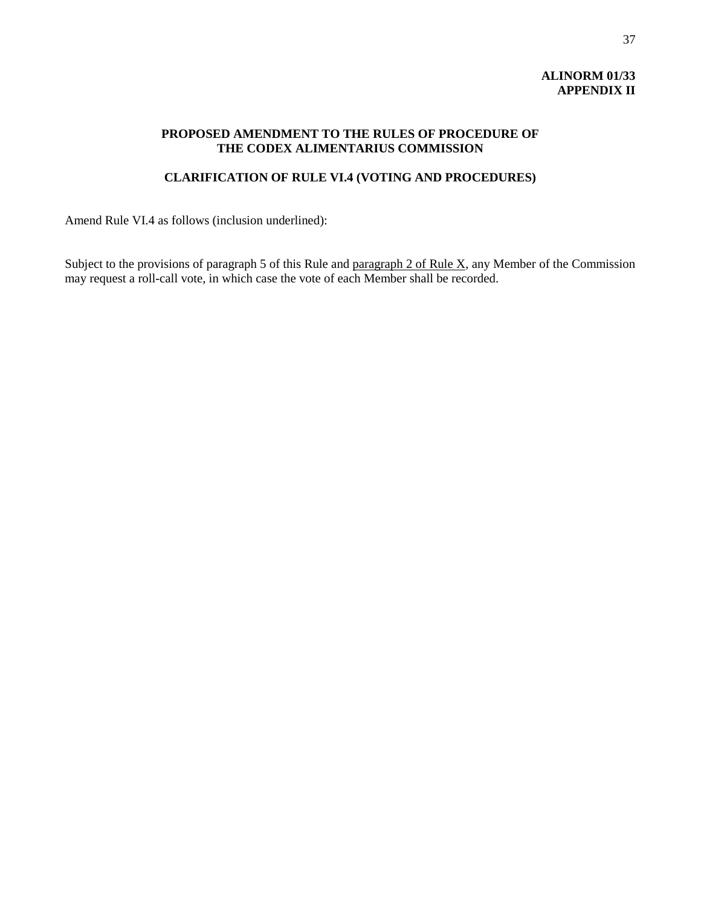**ALINORM 01/33**
**APPENDIX II**

## PROPOSED AMENDMENT TO THE RULES OF PROCEDURE OF THE CODEX ALIMENTARIUS COMMISSION

### CLARIFICATION OF RULE VI.4 (VOTING AND PROCEDURES)

Amend Rule VI.4 as follows (inclusion underlined):

Subject to the provisions of paragraph 5 of this Rule and <u>paragraph 2 of Rule X</u>, any Member of the Commission may request a roll-call vote, in which case the vote of each Member shall be recorded.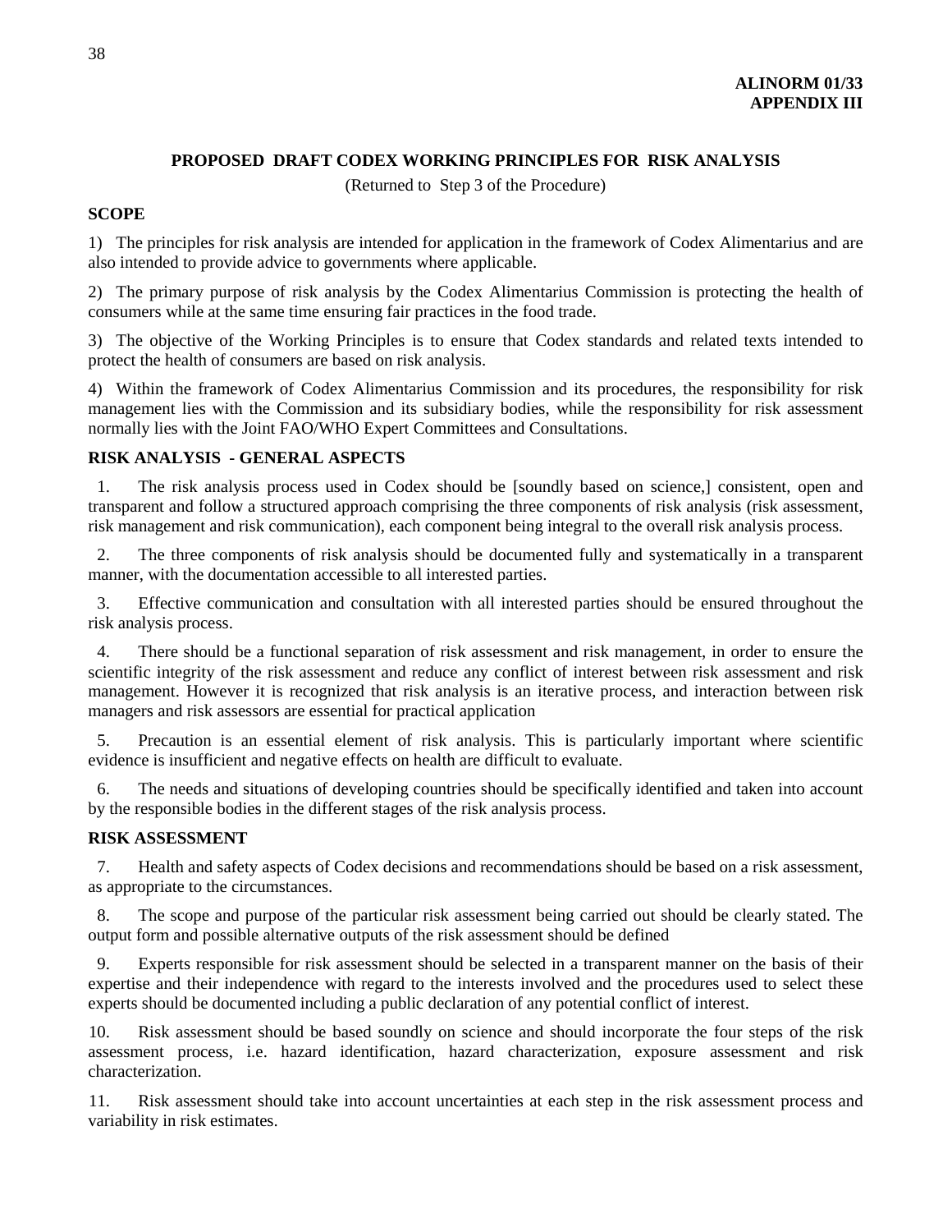**ALINORM 01/33**
**APPENDIX III**

## PROPOSED DRAFT CODEX WORKING PRINCIPLES FOR RISK ANALYSIS

(Returned to Step 3 of the Procedure)

### SCOPE

1) The principles for risk analysis are intended for application in the framework of Codex Alimentarius and are also intended to provide advice to governments where applicable.

2) The primary purpose of risk analysis by the Codex Alimentarius Commission is protecting the health of consumers while at the same time ensuring fair practices in the food trade.

3) The objective of the Working Principles is to ensure that Codex standards and related texts intended to protect the health of consumers are based on risk analysis.

4) Within the framework of Codex Alimentarius Commission and its procedures, the responsibility for risk management lies with the Commission and its subsidiary bodies, while the responsibility for risk assessment normally lies with the Joint FAO/WHO Expert Committees and Consultations.

### RISK ANALYSIS - GENERAL ASPECTS

1. The risk analysis process used in Codex should be [soundly based on science,] consistent, open and transparent and follow a structured approach comprising the three components of risk analysis (risk assessment, risk management and risk communication), each component being integral to the overall risk analysis process.

2. The three components of risk analysis should be documented fully and systematically in a transparent manner, with the documentation accessible to all interested parties.

3. Effective communication and consultation with all interested parties should be ensured throughout the risk analysis process.

4. There should be a functional separation of risk assessment and risk management, in order to ensure the scientific integrity of the risk assessment and reduce any conflict of interest between risk assessment and risk management. However it is recognized that risk analysis is an iterative process, and interaction between risk managers and risk assessors are essential for practical application

5. Precaution is an essential element of risk analysis. This is particularly important where scientific evidence is insufficient and negative effects on health are difficult to evaluate.

6. The needs and situations of developing countries should be specifically identified and taken into account by the responsible bodies in the different stages of the risk analysis process.

### RISK ASSESSMENT

7. Health and safety aspects of Codex decisions and recommendations should be based on a risk assessment, as appropriate to the circumstances.

8. The scope and purpose of the particular risk assessment being carried out should be clearly stated. The output form and possible alternative outputs of the risk assessment should be defined

9. Experts responsible for risk assessment should be selected in a transparent manner on the basis of their expertise and their independence with regard to the interests involved and the procedures used to select these experts should be documented including a public declaration of any potential conflict of interest.

10. Risk assessment should be based soundly on science and should incorporate the four steps of the risk assessment process, i.e. hazard identification, hazard characterization, exposure assessment and risk characterization.

11. Risk assessment should take into account uncertainties at each step in the risk assessment process and variability in risk estimates.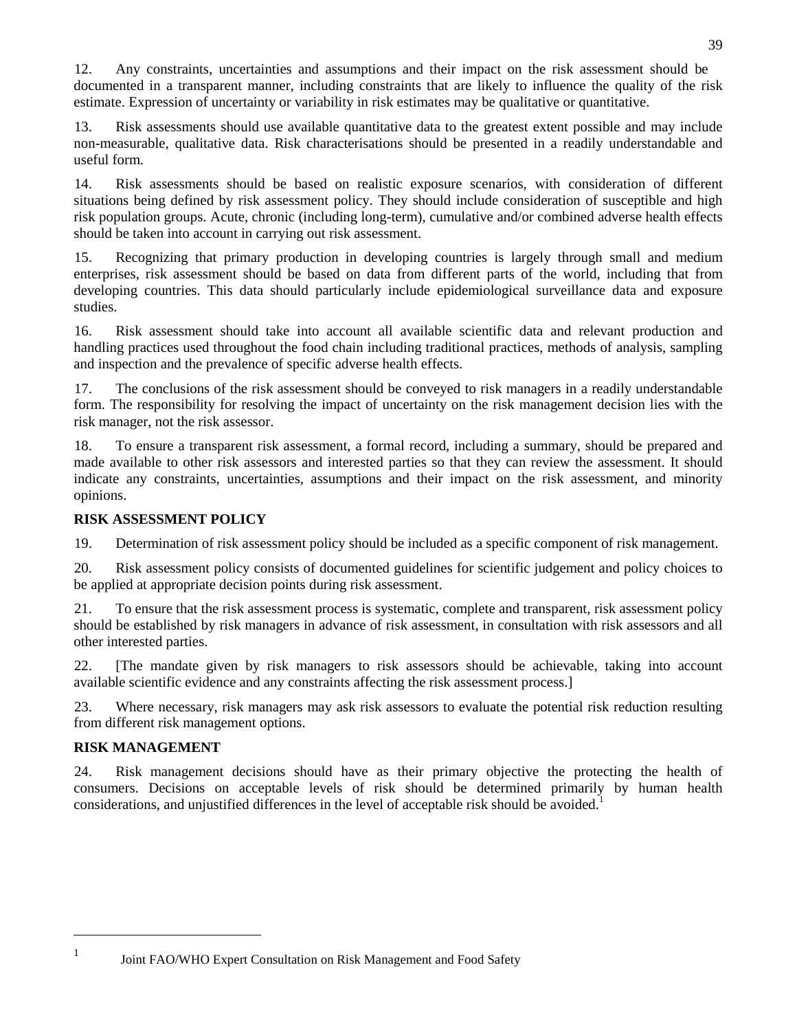12. Any constraints, uncertainties and assumptions and their impact on the risk assessment should be documented in a transparent manner, including constraints that are likely to influence the quality of the risk estimate. Expression of uncertainty or variability in risk estimates may be qualitative or quantitative.

13. Risk assessments should use available quantitative data to the greatest extent possible and may include non-measurable, qualitative data. Risk characterisations should be presented in a readily understandable and useful form.

14. Risk assessments should be based on realistic exposure scenarios, with consideration of different situations being defined by risk assessment policy. They should include consideration of susceptible and high risk population groups. Acute, chronic (including long-term), cumulative and/or combined adverse health effects should be taken into account in carrying out risk assessment.

15. Recognizing that primary production in developing countries is largely through small and medium enterprises, risk assessment should be based on data from different parts of the world, including that from developing countries. This data should particularly include epidemiological surveillance data and exposure studies.

16. Risk assessment should take into account all available scientific data and relevant production and handling practices used throughout the food chain including traditional practices, methods of analysis, sampling and inspection and the prevalence of specific adverse health effects.

17. The conclusions of the risk assessment should be conveyed to risk managers in a readily understandable form. The responsibility for resolving the impact of uncertainty on the risk management decision lies with the risk manager, not the risk assessor.

18. To ensure a transparent risk assessment, a formal record, including a summary, should be prepared and made available to other risk assessors and interested parties so that they can review the assessment. It should indicate any constraints, uncertainties, assumptions and their impact on the risk assessment, and minority opinions.

**RISK ASSESSMENT POLICY**

19. Determination of risk assessment policy should be included as a specific component of risk management.

20. Risk assessment policy consists of documented guidelines for scientific judgement and policy choices to be applied at appropriate decision points during risk assessment.

21. To ensure that the risk assessment process is systematic, complete and transparent, risk assessment policy should be established by risk managers in advance of risk assessment, in consultation with risk assessors and all other interested parties.

22. [The mandate given by risk managers to risk assessors should be achievable, taking into account available scientific evidence and any constraints affecting the risk assessment process.]

23. Where necessary, risk managers may ask risk assessors to evaluate the potential risk reduction resulting from different risk management options.

**RISK MANAGEMENT**

24. Risk management decisions should have as their primary objective the protecting the health of consumers. Decisions on acceptable levels of risk should be determined primarily by human health considerations, and unjustified differences in the level of acceptable risk should be avoided.[1]

---

[1] Joint FAO/WHO Expert Consultation on Risk Management and Food Safety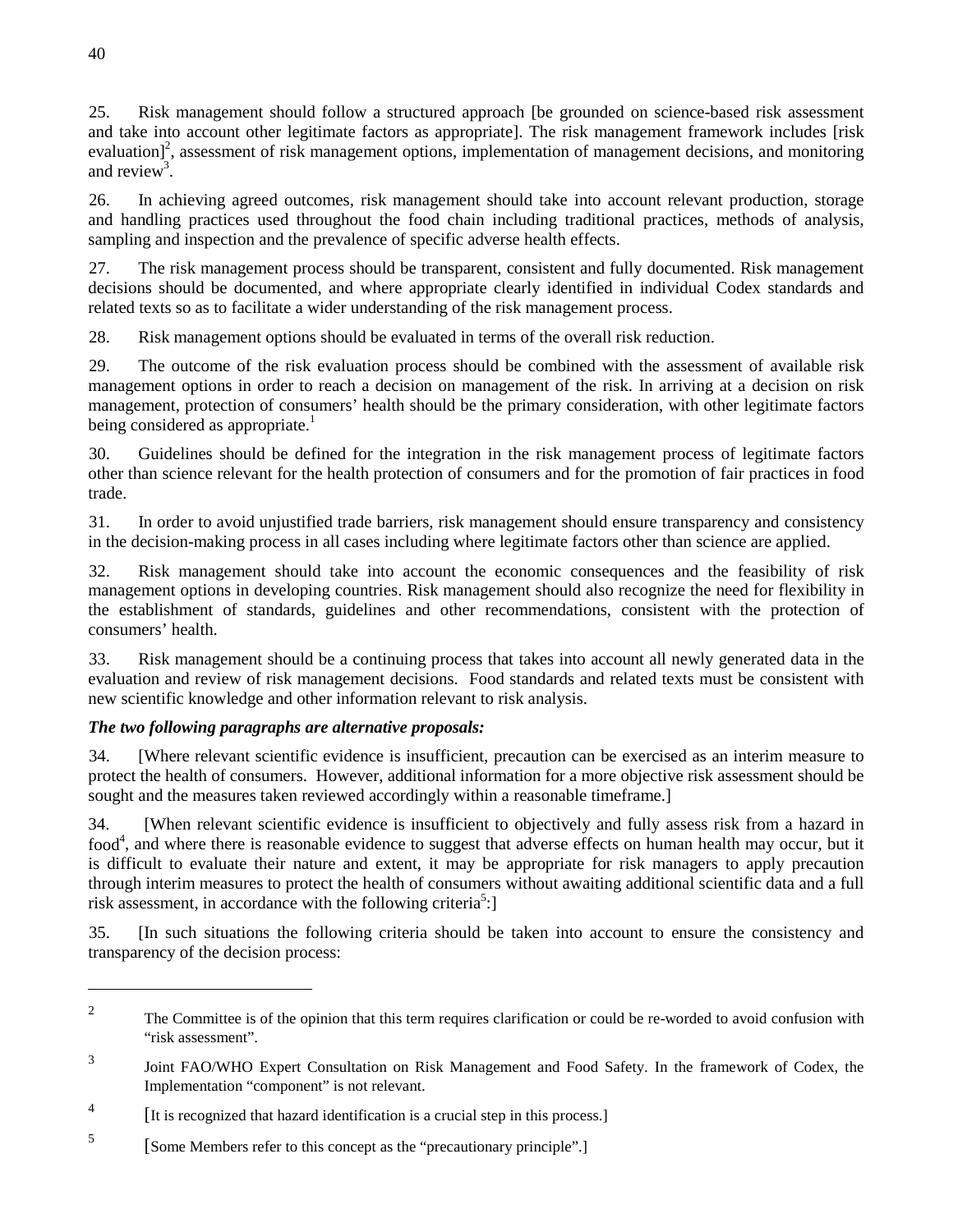25. Risk management should follow a structured approach [be grounded on science-based risk assessment and take into account other legitimate factors as appropriate]. The risk management framework includes [risk evaluation][2], assessment of risk management options, implementation of management decisions, and monitoring and review[3].

26. In achieving agreed outcomes, risk management should take into account relevant production, storage and handling practices used throughout the food chain including traditional practices, methods of analysis, sampling and inspection and the prevalence of specific adverse health effects.

27. The risk management process should be transparent, consistent and fully documented. Risk management decisions should be documented, and where appropriate clearly identified in individual Codex standards and related texts so as to facilitate a wider understanding of the risk management process.

28. Risk management options should be evaluated in terms of the overall risk reduction.

29. The outcome of the risk evaluation process should be combined with the assessment of available risk management options in order to reach a decision on management of the risk. In arriving at a decision on risk management, protection of consumers' health should be the primary consideration, with other legitimate factors being considered as appropriate.[1]

30. Guidelines should be defined for the integration in the risk management process of legitimate factors other than science relevant for the health protection of consumers and for the promotion of fair practices in food trade.

31. In order to avoid unjustified trade barriers, risk management should ensure transparency and consistency in the decision-making process in all cases including where legitimate factors other than science are applied.

32. Risk management should take into account the economic consequences and the feasibility of risk management options in developing countries. Risk management should also recognize the need for flexibility in the establishment of standards, guidelines and other recommendations, consistent with the protection of consumers' health.

33. Risk management should be a continuing process that takes into account all newly generated data in the evaluation and review of risk management decisions. Food standards and related texts must be consistent with new scientific knowledge and other information relevant to risk analysis.

***The two following paragraphs are alternative proposals:***

34. [Where relevant scientific evidence is insufficient, precaution can be exercised as an interim measure to protect the health of consumers. However, additional information for a more objective risk assessment should be sought and the measures taken reviewed accordingly within a reasonable timeframe.]

34. [When relevant scientific evidence is insufficient to objectively and fully assess risk from a hazard in food[4], and where there is reasonable evidence to suggest that adverse effects on human health may occur, but it is difficult to evaluate their nature and extent, it may be appropriate for risk managers to apply precaution through interim measures to protect the health of consumers without awaiting additional scientific data and a full risk assessment, in accordance with the following criteria[5]:]

35. [In such situations the following criteria should be taken into account to ensure the consistency and transparency of the decision process:

---

2 The Committee is of the opinion that this term requires clarification or could be re-worded to avoid confusion with "risk assessment".

3 Joint FAO/WHO Expert Consultation on Risk Management and Food Safety. In the framework of Codex, the Implementation "component" is not relevant.

4 [It is recognized that hazard identification is a crucial step in this process.]

5 [Some Members refer to this concept as the "precautionary principle".]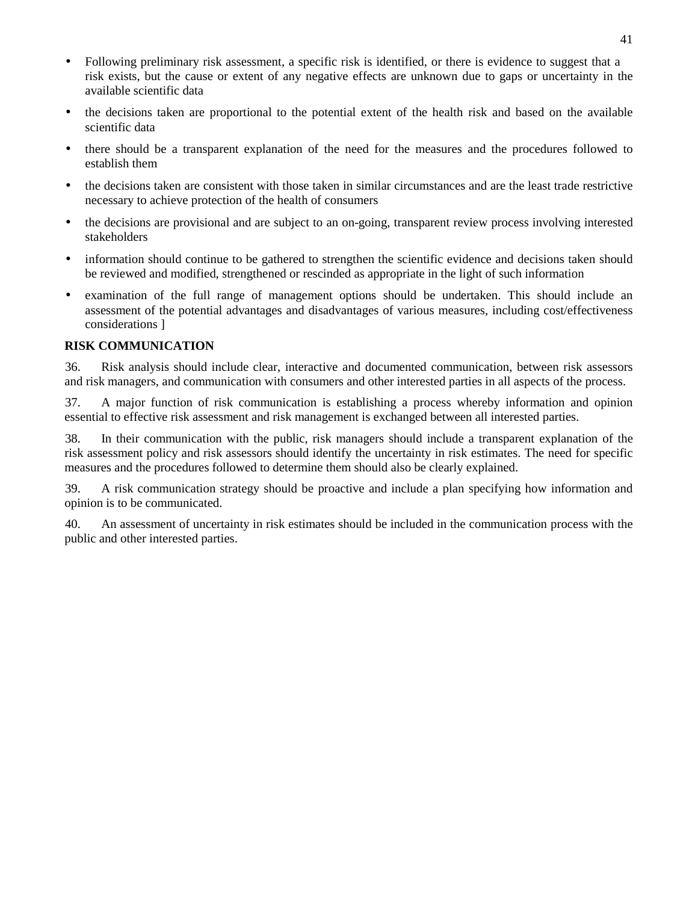- Following preliminary risk assessment, a specific risk is identified, or there is evidence to suggest that a risk exists, but the cause or extent of any negative effects are unknown due to gaps or uncertainty in the available scientific data
- the decisions taken are proportional to the potential extent of the health risk and based on the available scientific data
- there should be a transparent explanation of the need for the measures and the procedures followed to establish them
- the decisions taken are consistent with those taken in similar circumstances and are the least trade restrictive necessary to achieve protection of the health of consumers
- the decisions are provisional and are subject to an on-going, transparent review process involving interested stakeholders
- information should continue to be gathered to strengthen the scientific evidence and decisions taken should be reviewed and modified, strengthened or rescinded as appropriate in the light of such information
- examination of the full range of management options should be undertaken. This should include an assessment of the potential advantages and disadvantages of various measures, including cost/effectiveness considerations ]

**RISK COMMUNICATION**

36. Risk analysis should include clear, interactive and documented communication, between risk assessors and risk managers, and communication with consumers and other interested parties in all aspects of the process.

37. A major function of risk communication is establishing a process whereby information and opinion essential to effective risk assessment and risk management is exchanged between all interested parties.

38. In their communication with the public, risk managers should include a transparent explanation of the risk assessment policy and risk assessors should identify the uncertainty in risk estimates. The need for specific measures and the procedures followed to determine them should also be clearly explained.

39. A risk communication strategy should be proactive and include a plan specifying how information and opinion is to be communicated.

40. An assessment of uncertainty in risk estimates should be included in the communication process with the public and other interested parties.